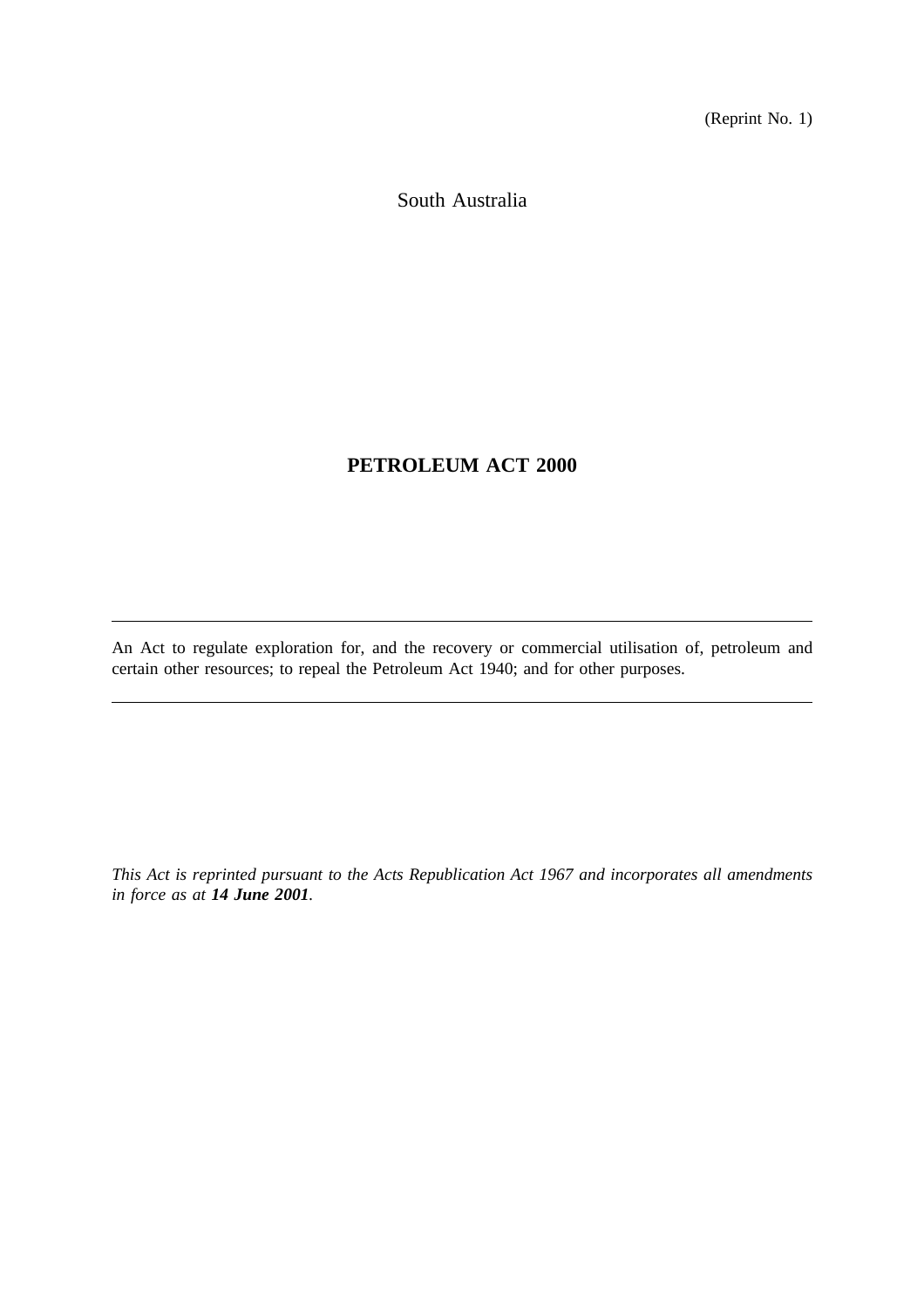(Reprint No. 1)

South Australia

# PETROLEUM ACT 2000

---

An Act to regulate exploration for, and the recovery or commercial utilisation of, petroleum and certain other resources; to repeal the Petroleum Act 1940; and for other purposes.

---

*This Act is reprinted pursuant to the Acts Republication Act 1967 and incorporates all amendments in force as at **14 June 2001**.*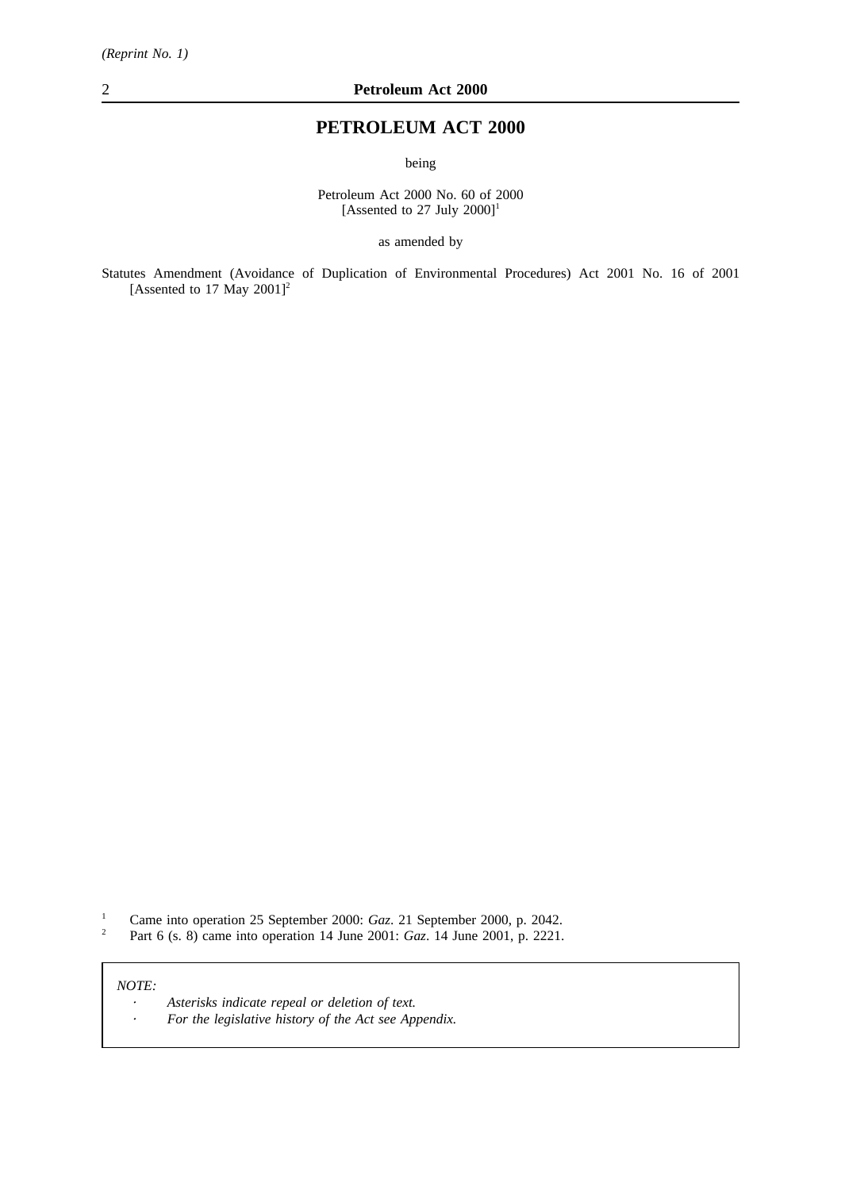# PETROLEUM ACT 2000

being

Petroleum Act 2000 No. 60 of 2000
[Assented to 27 July 2000][1]

as amended by

Statutes Amendment (Avoidance of Duplication of Environmental Procedures) Act 2001 No. 16 of 2001 [Assented to 17 May 2001][2]

---

1 Came into operation 25 September 2000: *Gaz*. 21 September 2000, p. 2042.

2 Part 6 (s. 8) came into operation 14 June 2001: *Gaz*. 14 June 2001, p. 2221.

*NOTE:*

- *Asterisks indicate repeal or deletion of text.*
- *For the legislative history of the Act see Appendix.*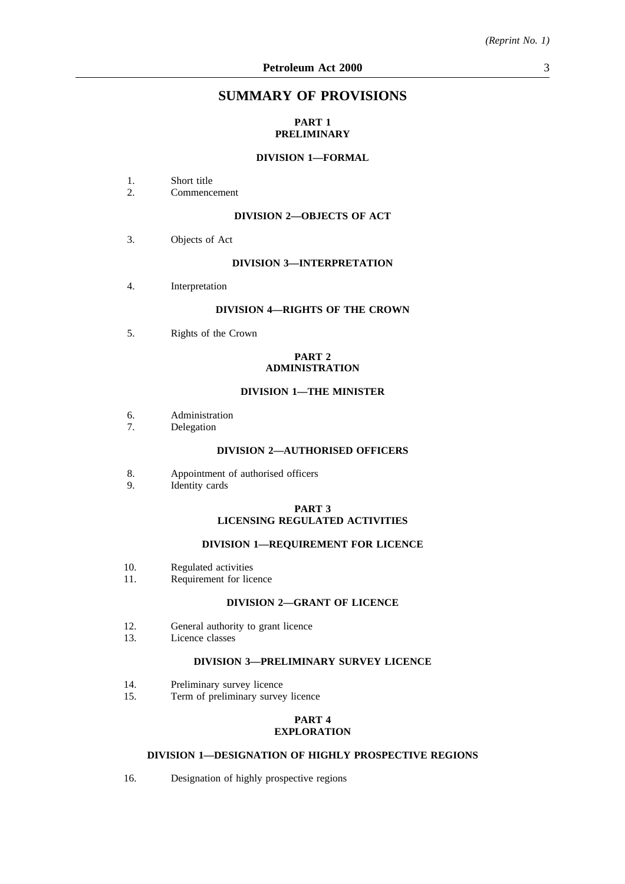# SUMMARY OF PROVISIONS

## PART 1
## PRELIMINARY

### DIVISION 1—FORMAL

1. Short title
2. Commencement

### DIVISION 2—OBJECTS OF ACT

3. Objects of Act

### DIVISION 3—INTERPRETATION

4. Interpretation

### DIVISION 4—RIGHTS OF THE CROWN

5. Rights of the Crown

## PART 2
## ADMINISTRATION

### DIVISION 1—THE MINISTER

6. Administration
7. Delegation

### DIVISION 2—AUTHORISED OFFICERS

8. Appointment of authorised officers
9. Identity cards

## PART 3
## LICENSING REGULATED ACTIVITIES

### DIVISION 1—REQUIREMENT FOR LICENCE

10. Regulated activities
11. Requirement for licence

### DIVISION 2—GRANT OF LICENCE

12. General authority to grant licence
13. Licence classes

### DIVISION 3—PRELIMINARY SURVEY LICENCE

14. Preliminary survey licence
15. Term of preliminary survey licence

## PART 4
## EXPLORATION

### DIVISION 1—DESIGNATION OF HIGHLY PROSPECTIVE REGIONS

16. Designation of highly prospective regions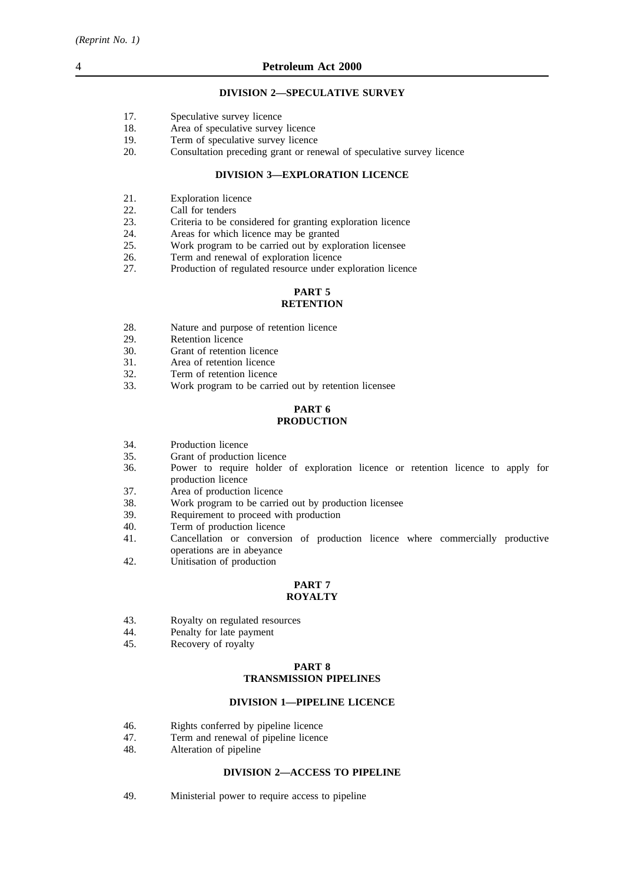#### DIVISION 2—SPECULATIVE SURVEY

17. Speculative survey licence
18. Area of speculative survey licence
19. Term of speculative survey licence
20. Consultation preceding grant or renewal of speculative survey licence

#### DIVISION 3—EXPLORATION LICENCE

21. Exploration licence
22. Call for tenders
23. Criteria to be considered for granting exploration licence
24. Areas for which licence may be granted
25. Work program to be carried out by exploration licensee
26. Term and renewal of exploration licence
27. Production of regulated resource under exploration licence

### PART 5
### RETENTION

28. Nature and purpose of retention licence
29. Retention licence
30. Grant of retention licence
31. Area of retention licence
32. Term of retention licence
33. Work program to be carried out by retention licensee

### PART 6
### PRODUCTION

34. Production licence
35. Grant of production licence
36. Power to require holder of exploration licence or retention licence to apply for production licence
37. Area of production licence
38. Work program to be carried out by production licensee
39. Requirement to proceed with production
40. Term of production licence
41. Cancellation or conversion of production licence where commercially productive operations are in abeyance
42. Unitisation of production

### PART 7
### ROYALTY

43. Royalty on regulated resources
44. Penalty for late payment
45. Recovery of royalty

### PART 8
### TRANSMISSION PIPELINES

#### DIVISION 1—PIPELINE LICENCE

46. Rights conferred by pipeline licence
47. Term and renewal of pipeline licence
48. Alteration of pipeline

#### DIVISION 2—ACCESS TO PIPELINE

49. Ministerial power to require access to pipeline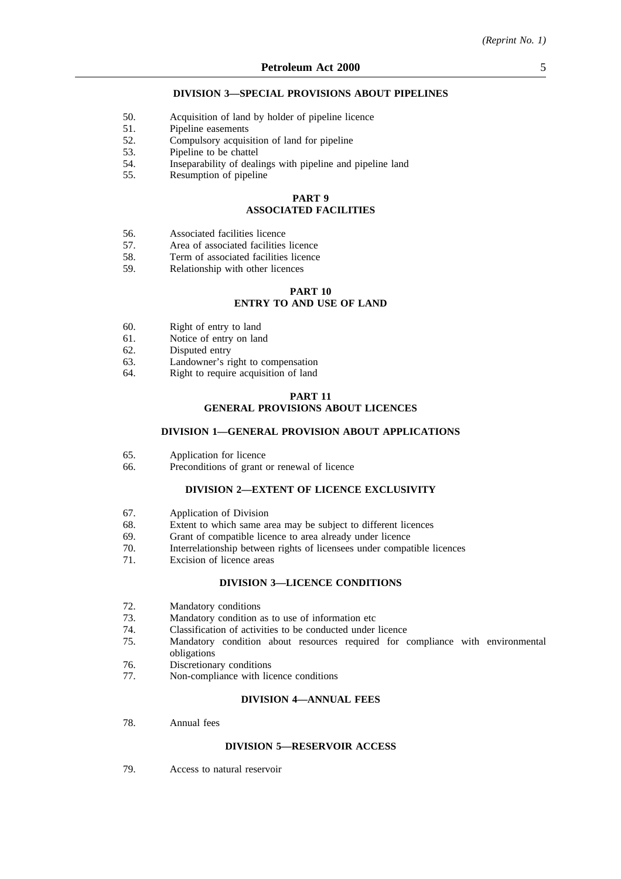#### DIVISION 3—SPECIAL PROVISIONS ABOUT PIPELINES

50. Acquisition of land by holder of pipeline licence
51. Pipeline easements
52. Compulsory acquisition of land for pipeline
53. Pipeline to be chattel
54. Inseparability of dealings with pipeline and pipeline land
55. Resumption of pipeline

### PART 9
### ASSOCIATED FACILITIES

56. Associated facilities licence
57. Area of associated facilities licence
58. Term of associated facilities licence
59. Relationship with other licences

### PART 10
### ENTRY TO AND USE OF LAND

60. Right of entry to land
61. Notice of entry on land
62. Disputed entry
63. Landowner's right to compensation
64. Right to require acquisition of land

### PART 11
### GENERAL PROVISIONS ABOUT LICENCES

#### DIVISION 1—GENERAL PROVISION ABOUT APPLICATIONS

65. Application for licence
66. Preconditions of grant or renewal of licence

#### DIVISION 2—EXTENT OF LICENCE EXCLUSIVITY

67. Application of Division
68. Extent to which same area may be subject to different licences
69. Grant of compatible licence to area already under licence
70. Interrelationship between rights of licensees under compatible licences
71. Excision of licence areas

#### DIVISION 3—LICENCE CONDITIONS

72. Mandatory conditions
73. Mandatory condition as to use of information etc
74. Classification of activities to be conducted under licence
75. Mandatory condition about resources required for compliance with environmental obligations
76. Discretionary conditions
77. Non-compliance with licence conditions

#### DIVISION 4—ANNUAL FEES

78. Annual fees

#### DIVISION 5—RESERVOIR ACCESS

79. Access to natural reservoir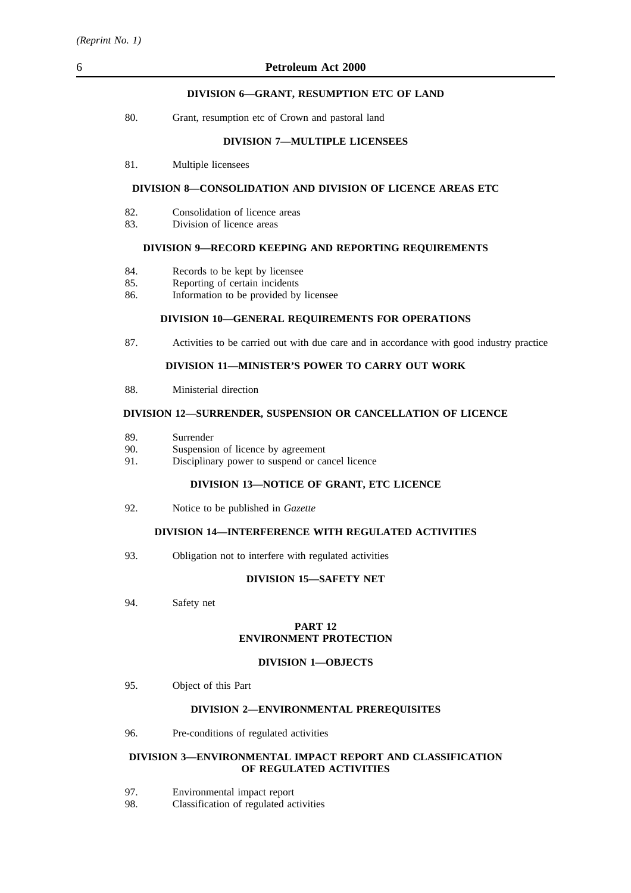**DIVISION 6—GRANT, RESUMPTION ETC OF LAND**

80. Grant, resumption etc of Crown and pastoral land

**DIVISION 7—MULTIPLE LICENSEES**

81. Multiple licensees

**DIVISION 8—CONSOLIDATION AND DIVISION OF LICENCE AREAS ETC**

82. Consolidation of licence areas
83. Division of licence areas

**DIVISION 9—RECORD KEEPING AND REPORTING REQUIREMENTS**

84. Records to be kept by licensee
85. Reporting of certain incidents
86. Information to be provided by licensee

**DIVISION 10—GENERAL REQUIREMENTS FOR OPERATIONS**

87. Activities to be carried out with due care and in accordance with good industry practice

**DIVISION 11—MINISTER'S POWER TO CARRY OUT WORK**

88. Ministerial direction

**DIVISION 12—SURRENDER, SUSPENSION OR CANCELLATION OF LICENCE**

89. Surrender
90. Suspension of licence by agreement
91. Disciplinary power to suspend or cancel licence

**DIVISION 13—NOTICE OF GRANT, ETC LICENCE**

92. Notice to be published in *Gazette*

**DIVISION 14—INTERFERENCE WITH REGULATED ACTIVITIES**

93. Obligation not to interfere with regulated activities

**DIVISION 15—SAFETY NET**

94. Safety net

**PART 12**
**ENVIRONMENT PROTECTION**

**DIVISION 1—OBJECTS**

95. Object of this Part

**DIVISION 2—ENVIRONMENTAL PREREQUISITES**

96. Pre-conditions of regulated activities

**DIVISION 3—ENVIRONMENTAL IMPACT REPORT AND CLASSIFICATION OF REGULATED ACTIVITIES**

97. Environmental impact report
98. Classification of regulated activities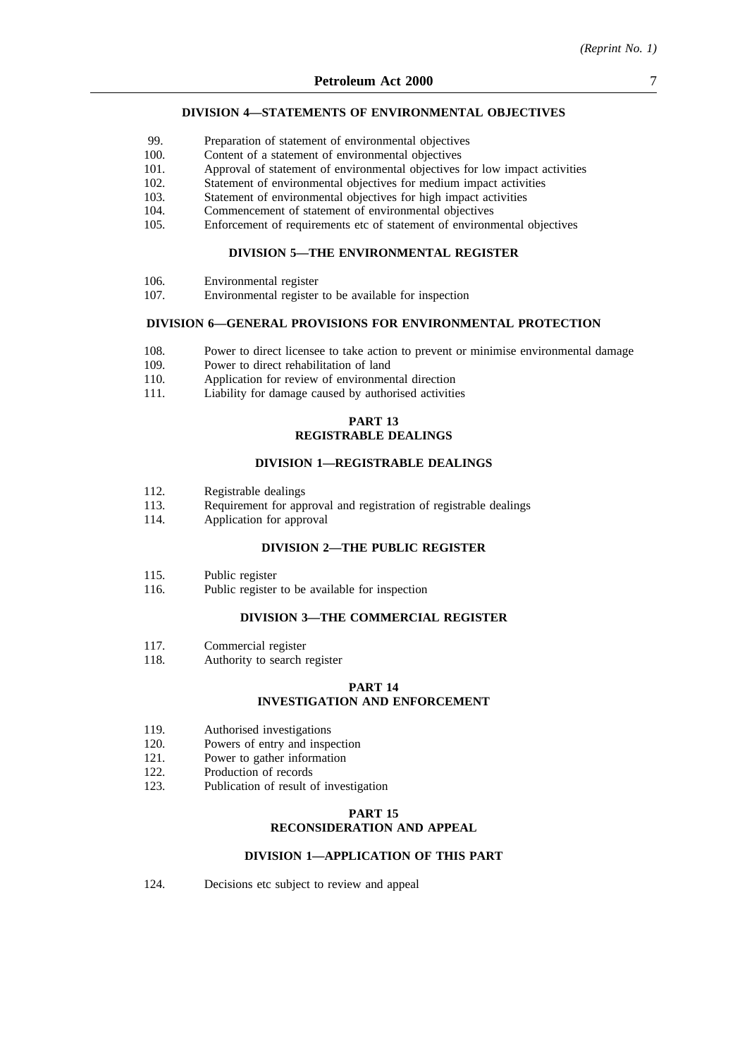### DIVISION 4—STATEMENTS OF ENVIRONMENTAL OBJECTIVES

99. Preparation of statement of environmental objectives
100. Content of a statement of environmental objectives
101. Approval of statement of environmental objectives for low impact activities
102. Statement of environmental objectives for medium impact activities
103. Statement of environmental objectives for high impact activities
104. Commencement of statement of environmental objectives
105. Enforcement of requirements etc of statement of environmental objectives

### DIVISION 5—THE ENVIRONMENTAL REGISTER

106. Environmental register
107. Environmental register to be available for inspection

### DIVISION 6—GENERAL PROVISIONS FOR ENVIRONMENTAL PROTECTION

108. Power to direct licensee to take action to prevent or minimise environmental damage
109. Power to direct rehabilitation of land
110. Application for review of environmental direction
111. Liability for damage caused by authorised activities

## PART 13
## REGISTRABLE DEALINGS

### DIVISION 1—REGISTRABLE DEALINGS

112. Registrable dealings
113. Requirement for approval and registration of registrable dealings
114. Application for approval

### DIVISION 2—THE PUBLIC REGISTER

115. Public register
116. Public register to be available for inspection

### DIVISION 3—THE COMMERCIAL REGISTER

117. Commercial register
118. Authority to search register

## PART 14
## INVESTIGATION AND ENFORCEMENT

119. Authorised investigations
120. Powers of entry and inspection
121. Power to gather information
122. Production of records
123. Publication of result of investigation

## PART 15
## RECONSIDERATION AND APPEAL

### DIVISION 1—APPLICATION OF THIS PART

124. Decisions etc subject to review and appeal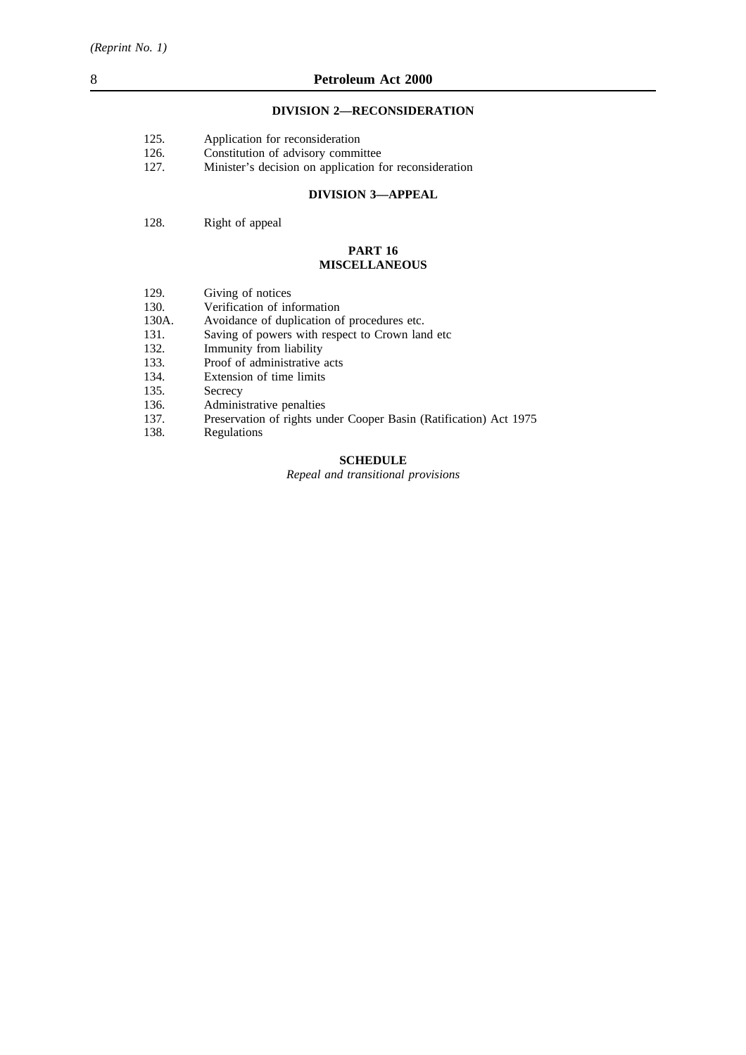### DIVISION 2—RECONSIDERATION

125. Application for reconsideration
126. Constitution of advisory committee
127. Minister's decision on application for reconsideration

### DIVISION 3—APPEAL

128. Right of appeal

## PART 16
## MISCELLANEOUS

129. Giving of notices
130. Verification of information
130A. Avoidance of duplication of procedures etc.
131. Saving of powers with respect to Crown land etc
132. Immunity from liability
133. Proof of administrative acts
134. Extension of time limits
135. Secrecy
136. Administrative penalties
137. Preservation of rights under Cooper Basin (Ratification) Act 1975
138. Regulations

## SCHEDULE

*Repeal and transitional provisions*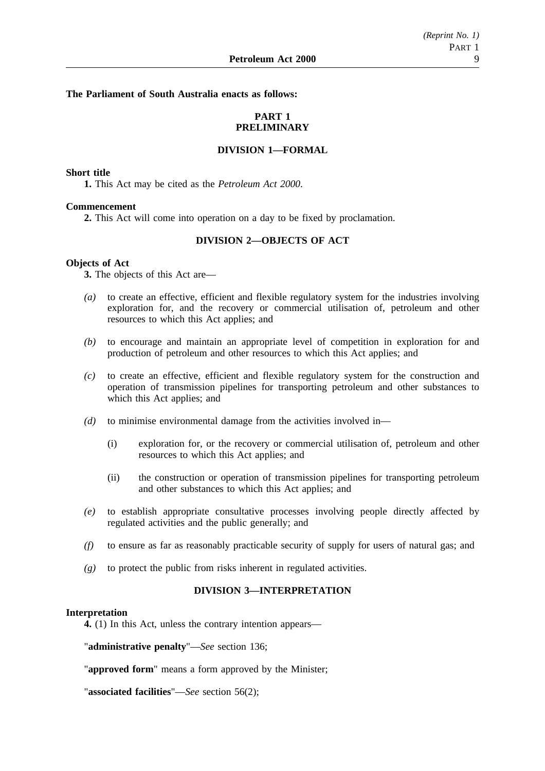**The Parliament of South Australia enacts as follows:**

## PART 1
## PRELIMINARY

### DIVISION 1—FORMAL

**Short title**

**1.** This Act may be cited as the *Petroleum Act 2000*.

**Commencement**

**2.** This Act will come into operation on a day to be fixed by proclamation.

### DIVISION 2—OBJECTS OF ACT

**Objects of Act**

**3.** The objects of this Act are—

*(a)* to create an effective, efficient and flexible regulatory system for the industries involving exploration for, and the recovery or commercial utilisation of, petroleum and other resources to which this Act applies; and

*(b)* to encourage and maintain an appropriate level of competition in exploration for and production of petroleum and other resources to which this Act applies; and

*(c)* to create an effective, efficient and flexible regulatory system for the construction and operation of transmission pipelines for transporting petroleum and other substances to which this Act applies; and

*(d)* to minimise environmental damage from the activities involved in—

(i) exploration for, or the recovery or commercial utilisation of, petroleum and other resources to which this Act applies; and

(ii) the construction or operation of transmission pipelines for transporting petroleum and other substances to which this Act applies; and

*(e)* to establish appropriate consultative processes involving people directly affected by regulated activities and the public generally; and

*(f)* to ensure as far as reasonably practicable security of supply for users of natural gas; and

*(g)* to protect the public from risks inherent in regulated activities.

### DIVISION 3—INTERPRETATION

**Interpretation**

**4.** (1) In this Act, unless the contrary intention appears—

"**administrative penalty**"—*See* section 136;

"**approved form**" means a form approved by the Minister;

"**associated facilities**"—*See* section 56(2);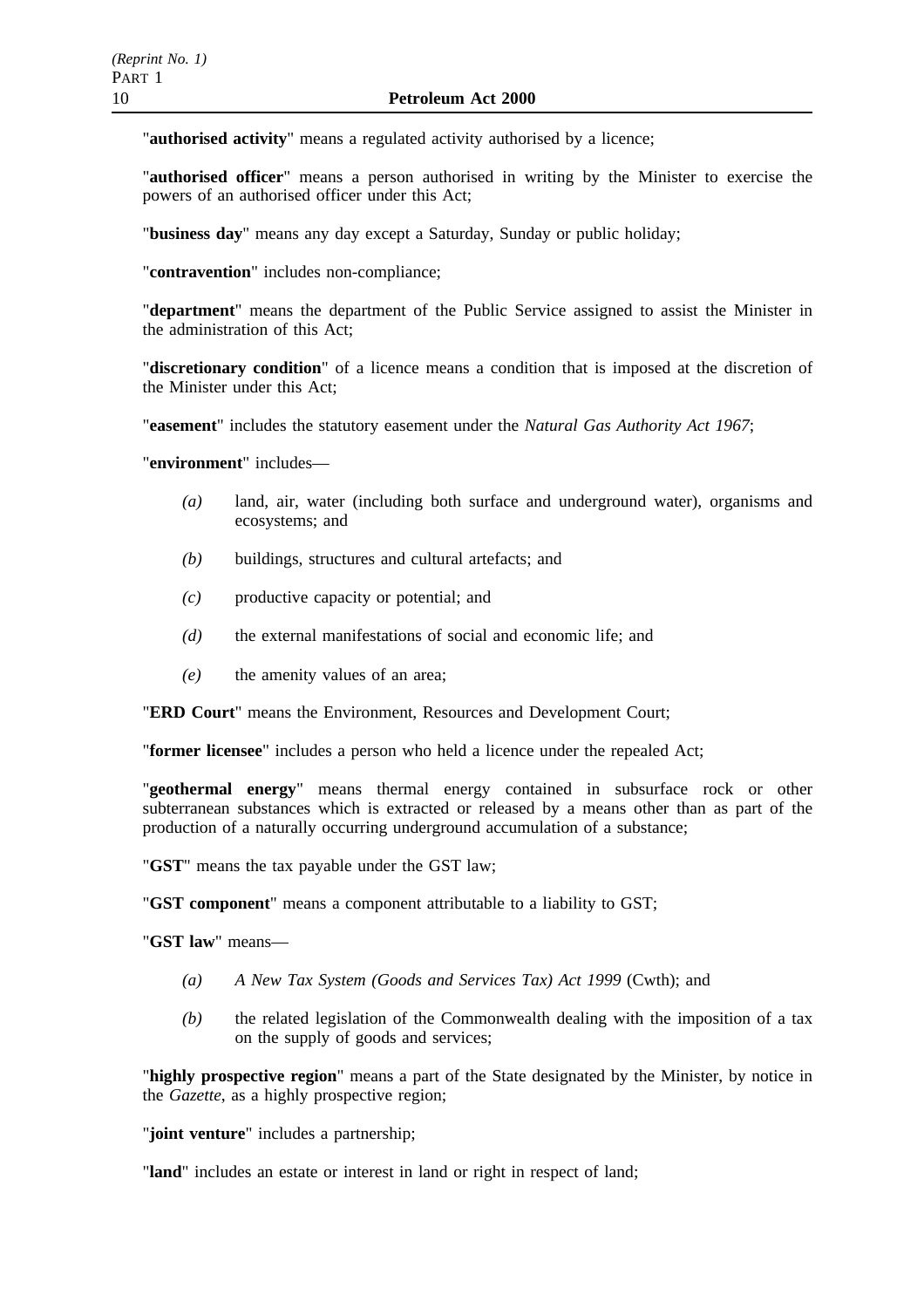"**authorised activity**" means a regulated activity authorised by a licence;

"**authorised officer**" means a person authorised in writing by the Minister to exercise the powers of an authorised officer under this Act;

"**business day**" means any day except a Saturday, Sunday or public holiday;

"**contravention**" includes non-compliance;

"**department**" means the department of the Public Service assigned to assist the Minister in the administration of this Act;

"**discretionary condition**" of a licence means a condition that is imposed at the discretion of the Minister under this Act;

"**easement**" includes the statutory easement under the *Natural Gas Authority Act 1967*;

"**environment**" includes—

- *(a)* land, air, water (including both surface and underground water), organisms and ecosystems; and
- *(b)* buildings, structures and cultural artefacts; and
- *(c)* productive capacity or potential; and
- *(d)* the external manifestations of social and economic life; and
- *(e)* the amenity values of an area;

"**ERD Court**" means the Environment, Resources and Development Court;

"**former licensee**" includes a person who held a licence under the repealed Act;

"**geothermal energy**" means thermal energy contained in subsurface rock or other subterranean substances which is extracted or released by a means other than as part of the production of a naturally occurring underground accumulation of a substance;

"**GST**" means the tax payable under the GST law;

"**GST component**" means a component attributable to a liability to GST;

"**GST law**" means—

- *(a)* *A New Tax System (Goods and Services Tax) Act 1999* (Cwth); and
- *(b)* the related legislation of the Commonwealth dealing with the imposition of a tax on the supply of goods and services;

"**highly prospective region**" means a part of the State designated by the Minister, by notice in the *Gazette*, as a highly prospective region;

"**joint venture**" includes a partnership;

"**land**" includes an estate or interest in land or right in respect of land;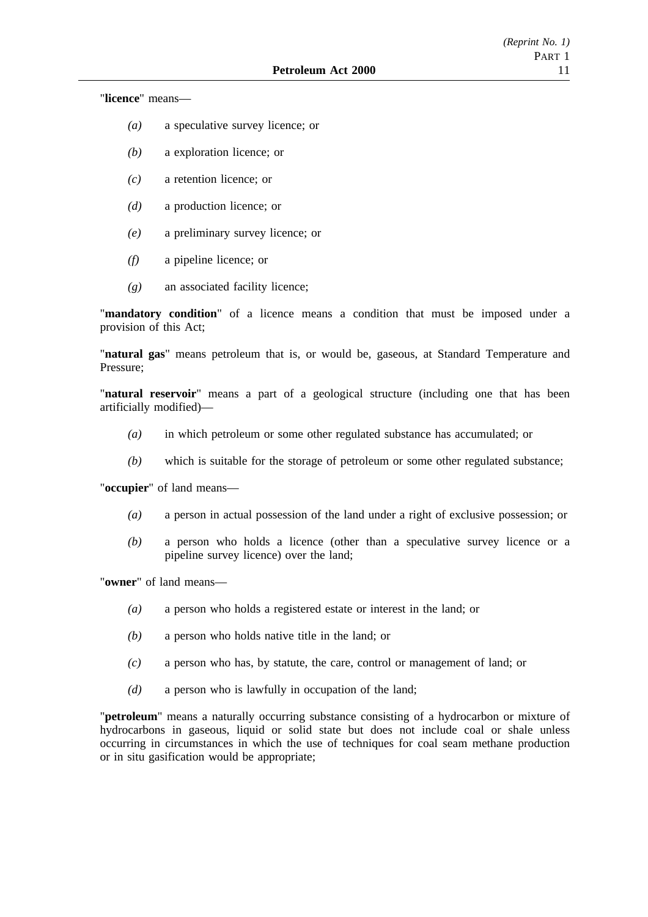"**licence**" means—

- *(a)* a speculative survey licence; or
- *(b)* a exploration licence; or
- *(c)* a retention licence; or
- *(d)* a production licence; or
- *(e)* a preliminary survey licence; or
- *(f)* a pipeline licence; or
- *(g)* an associated facility licence;

"**mandatory condition**" of a licence means a condition that must be imposed under a provision of this Act;

"**natural gas**" means petroleum that is, or would be, gaseous, at Standard Temperature and Pressure;

"**natural reservoir**" means a part of a geological structure (including one that has been artificially modified)—

- *(a)* in which petroleum or some other regulated substance has accumulated; or
- *(b)* which is suitable for the storage of petroleum or some other regulated substance;

"**occupier**" of land means—

- *(a)* a person in actual possession of the land under a right of exclusive possession; or
- *(b)* a person who holds a licence (other than a speculative survey licence or a pipeline survey licence) over the land;

"**owner**" of land means—

- *(a)* a person who holds a registered estate or interest in the land; or
- *(b)* a person who holds native title in the land; or
- *(c)* a person who has, by statute, the care, control or management of land; or
- *(d)* a person who is lawfully in occupation of the land;

"**petroleum**" means a naturally occurring substance consisting of a hydrocarbon or mixture of hydrocarbons in gaseous, liquid or solid state but does not include coal or shale unless occurring in circumstances in which the use of techniques for coal seam methane production or in situ gasification would be appropriate;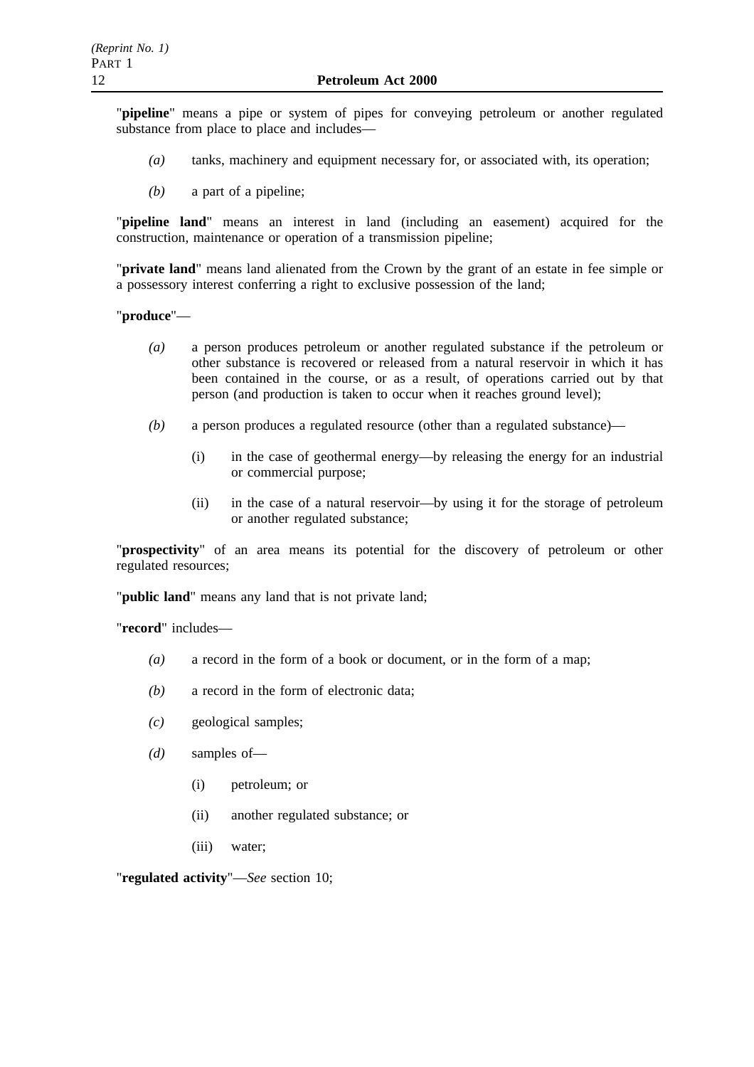"**pipeline**" means a pipe or system of pipes for conveying petroleum or another regulated substance from place to place and includes—

- *(a)* tanks, machinery and equipment necessary for, or associated with, its operation;
- *(b)* a part of a pipeline;

"**pipeline land**" means an interest in land (including an easement) acquired for the construction, maintenance or operation of a transmission pipeline;

"**private land**" means land alienated from the Crown by the grant of an estate in fee simple or a possessory interest conferring a right to exclusive possession of the land;

"**produce**"—

- *(a)* a person produces petroleum or another regulated substance if the petroleum or other substance is recovered or released from a natural reservoir in which it has been contained in the course, or as a result, of operations carried out by that person (and production is taken to occur when it reaches ground level);
- *(b)* a person produces a regulated resource (other than a regulated substance)—
  - (i) in the case of geothermal energy—by releasing the energy for an industrial or commercial purpose;
  - (ii) in the case of a natural reservoir—by using it for the storage of petroleum or another regulated substance;

"**prospectivity**" of an area means its potential for the discovery of petroleum or other regulated resources;

"**public land**" means any land that is not private land;

"**record**" includes—

- *(a)* a record in the form of a book or document, or in the form of a map;
- *(b)* a record in the form of electronic data;
- *(c)* geological samples;
- *(d)* samples of—
  - (i) petroleum; or
  - (ii) another regulated substance; or
  - (iii) water;

"**regulated activity**"—*See* section 10;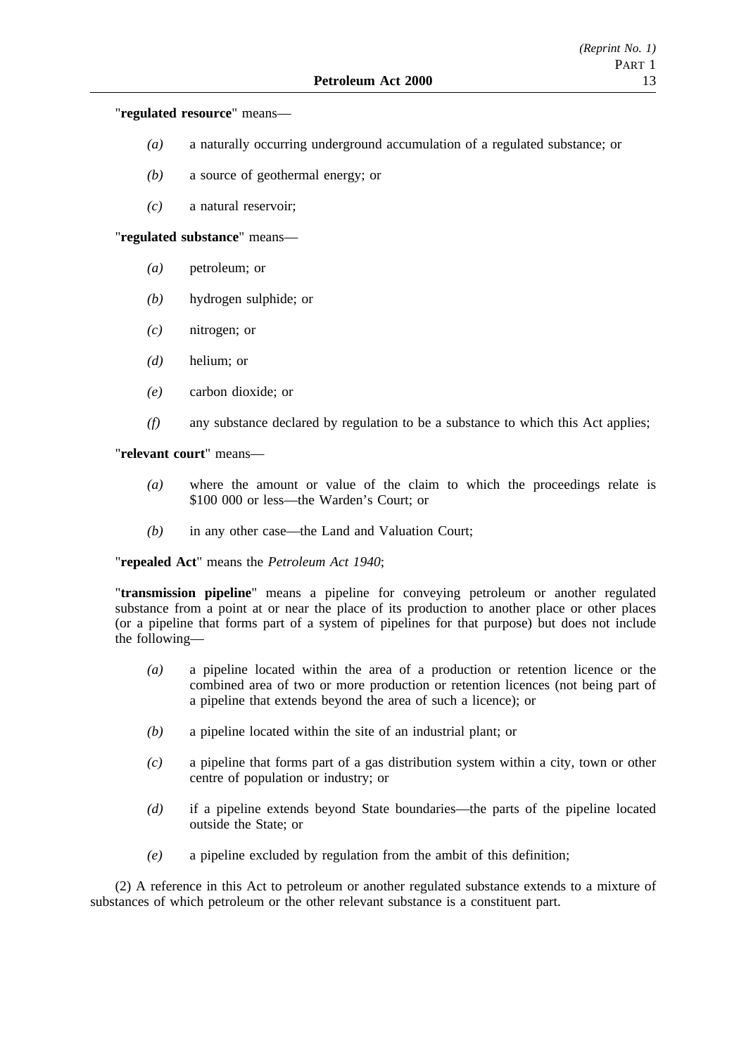"**regulated resource**" means—

*(a)* a naturally occurring underground accumulation of a regulated substance; or

*(b)* a source of geothermal energy; or

*(c)* a natural reservoir;

"**regulated substance**" means—

*(a)* petroleum; or

*(b)* hydrogen sulphide; or

*(c)* nitrogen; or

*(d)* helium; or

*(e)* carbon dioxide; or

*(f)* any substance declared by regulation to be a substance to which this Act applies;

"**relevant court**" means—

*(a)* where the amount or value of the claim to which the proceedings relate is $100 000 or less—the Warden's Court; or

*(b)* in any other case—the Land and Valuation Court;

"**repealed Act**" means the *Petroleum Act 1940*;

"**transmission pipeline**" means a pipeline for conveying petroleum or another regulated substance from a point at or near the place of its production to another place or other places (or a pipeline that forms part of a system of pipelines for that purpose) but does not include the following—

*(a)* a pipeline located within the area of a production or retention licence or the combined area of two or more production or retention licences (not being part of a pipeline that extends beyond the area of such a licence); or

*(b)* a pipeline located within the site of an industrial plant; or

*(c)* a pipeline that forms part of a gas distribution system within a city, town or other centre of population or industry; or

*(d)* if a pipeline extends beyond State boundaries—the parts of the pipeline located outside the State; or

*(e)* a pipeline excluded by regulation from the ambit of this definition;

(2) A reference in this Act to petroleum or another regulated substance extends to a mixture of substances of which petroleum or the other relevant substance is a constituent part.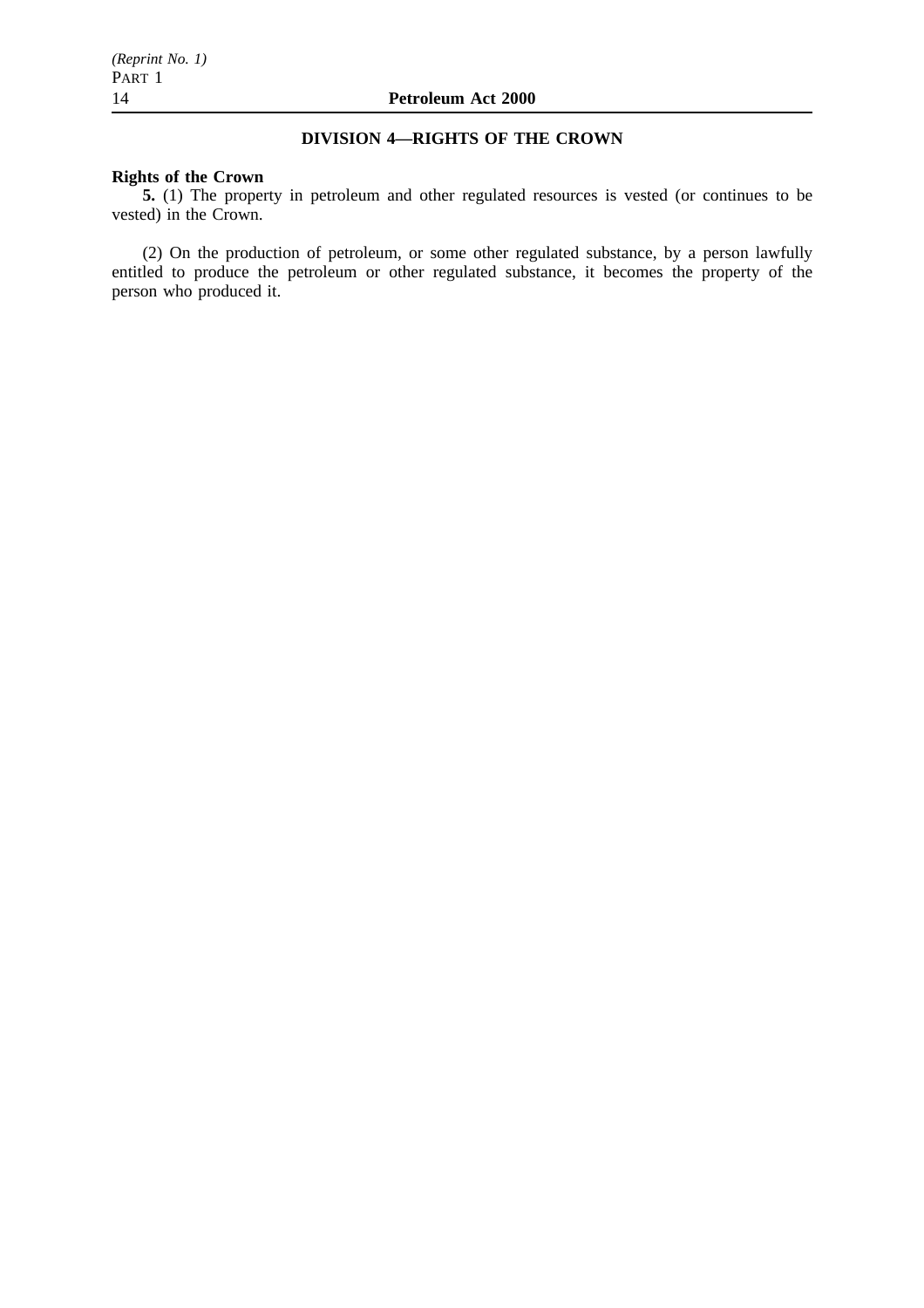## DIVISION 4—RIGHTS OF THE CROWN

**Rights of the Crown**

**5.** (1) The property in petroleum and other regulated resources is vested (or continues to be vested) in the Crown.

(2) On the production of petroleum, or some other regulated substance, by a person lawfully entitled to produce the petroleum or other regulated substance, it becomes the property of the person who produced it.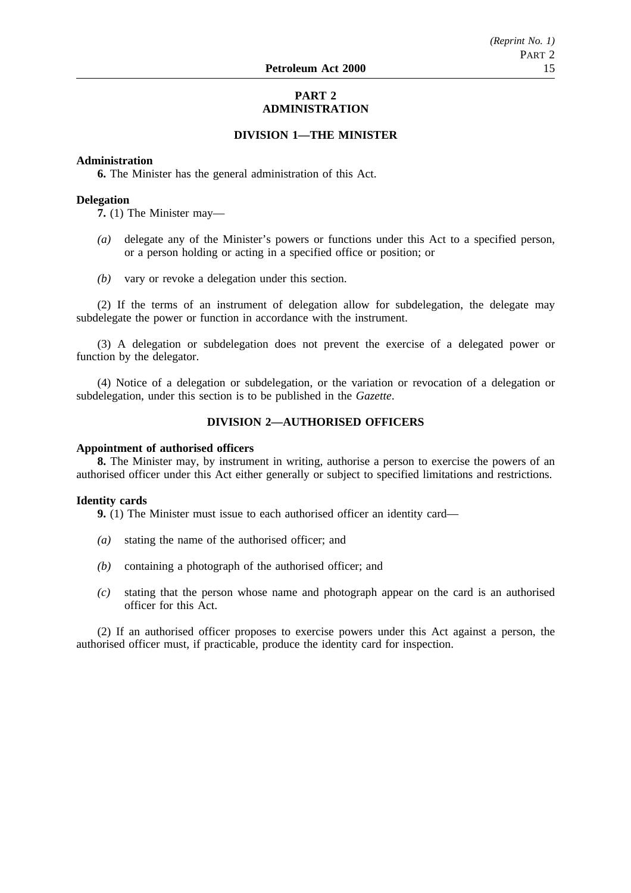# PART 2
# ADMINISTRATION

## DIVISION 1—THE MINISTER

**Administration**

**6.** The Minister has the general administration of this Act.

**Delegation**

**7.** (1) The Minister may—

*(a)* delegate any of the Minister's powers or functions under this Act to a specified person, or a person holding or acting in a specified office or position; or

*(b)* vary or revoke a delegation under this section.

(2) If the terms of an instrument of delegation allow for subdelegation, the delegate may subdelegate the power or function in accordance with the instrument.

(3) A delegation or subdelegation does not prevent the exercise of a delegated power or function by the delegator.

(4) Notice of a delegation or subdelegation, or the variation or revocation of a delegation or subdelegation, under this section is to be published in the *Gazette*.

## DIVISION 2—AUTHORISED OFFICERS

**Appointment of authorised officers**

**8.** The Minister may, by instrument in writing, authorise a person to exercise the powers of an authorised officer under this Act either generally or subject to specified limitations and restrictions.

**Identity cards**

**9.** (1) The Minister must issue to each authorised officer an identity card—

*(a)* stating the name of the authorised officer; and

*(b)* containing a photograph of the authorised officer; and

*(c)* stating that the person whose name and photograph appear on the card is an authorised officer for this Act.

(2) If an authorised officer proposes to exercise powers under this Act against a person, the authorised officer must, if practicable, produce the identity card for inspection.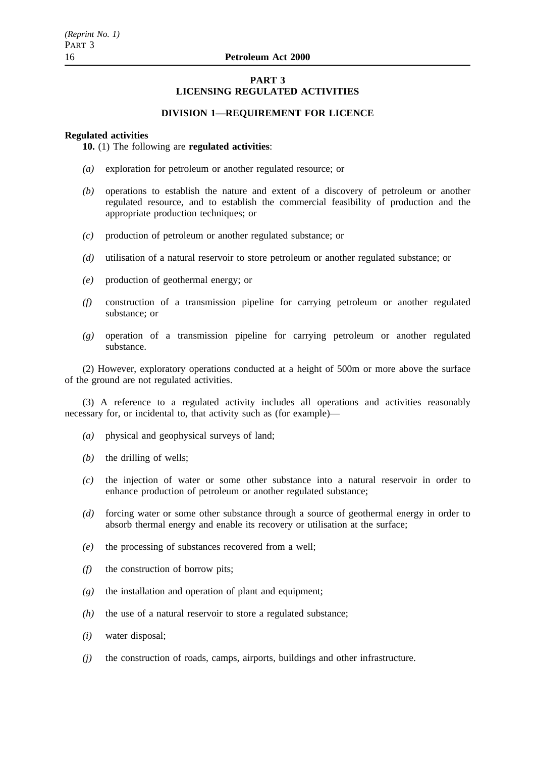# PART 3
# LICENSING REGULATED ACTIVITIES

## DIVISION 1—REQUIREMENT FOR LICENCE

**Regulated activities**

**10.** (1) The following are **regulated activities**:

*(a)* exploration for petroleum or another regulated resource; or

*(b)* operations to establish the nature and extent of a discovery of petroleum or another regulated resource, and to establish the commercial feasibility of production and the appropriate production techniques; or

*(c)* production of petroleum or another regulated substance; or

*(d)* utilisation of a natural reservoir to store petroleum or another regulated substance; or

*(e)* production of geothermal energy; or

*(f)* construction of a transmission pipeline for carrying petroleum or another regulated substance; or

*(g)* operation of a transmission pipeline for carrying petroleum or another regulated substance.

(2) However, exploratory operations conducted at a height of 500m or more above the surface of the ground are not regulated activities.

(3) A reference to a regulated activity includes all operations and activities reasonably necessary for, or incidental to, that activity such as (for example)—

*(a)* physical and geophysical surveys of land;

*(b)* the drilling of wells;

*(c)* the injection of water or some other substance into a natural reservoir in order to enhance production of petroleum or another regulated substance;

*(d)* forcing water or some other substance through a source of geothermal energy in order to absorb thermal energy and enable its recovery or utilisation at the surface;

*(e)* the processing of substances recovered from a well;

*(f)* the construction of borrow pits;

*(g)* the installation and operation of plant and equipment;

*(h)* the use of a natural reservoir to store a regulated substance;

*(i)* water disposal;

*(j)* the construction of roads, camps, airports, buildings and other infrastructure.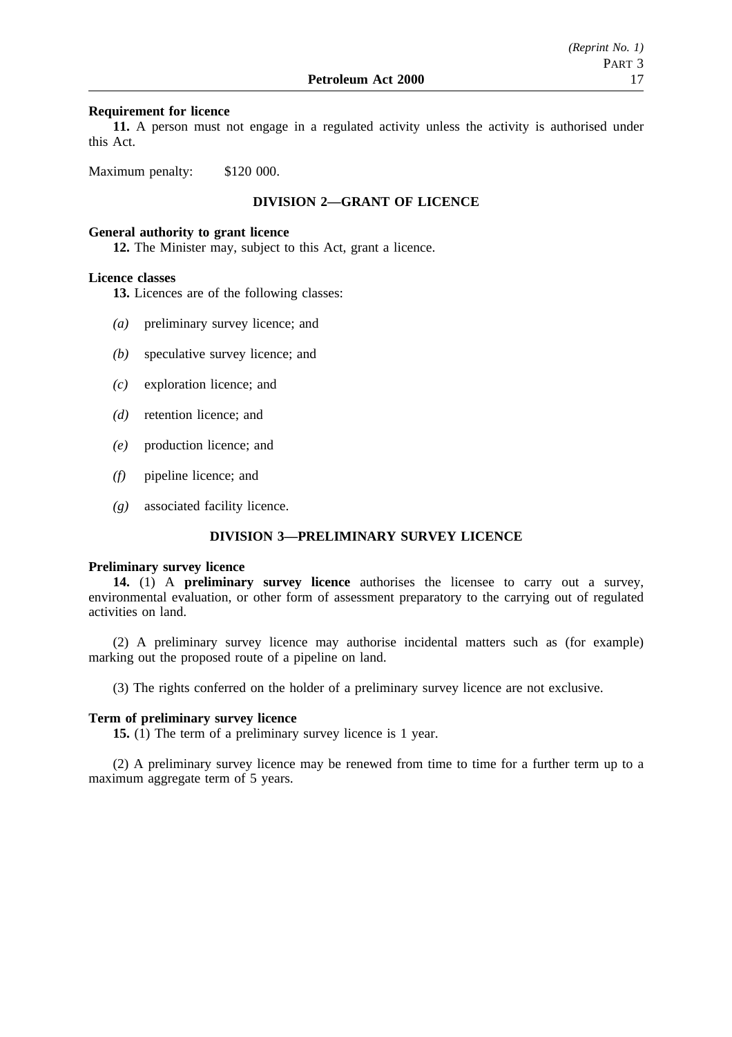**Requirement for licence**

**11.** A person must not engage in a regulated activity unless the activity is authorised under this Act.

Maximum penalty: $120 000.

### DIVISION 2—GRANT OF LICENCE

**General authority to grant licence**

**12.** The Minister may, subject to this Act, grant a licence.

**Licence classes**

**13.** Licences are of the following classes:

*(a)* preliminary survey licence; and

*(b)* speculative survey licence; and

*(c)* exploration licence; and

*(d)* retention licence; and

*(e)* production licence; and

*(f)* pipeline licence; and

*(g)* associated facility licence.

### DIVISION 3—PRELIMINARY SURVEY LICENCE

**Preliminary survey licence**

**14.** (1) A **preliminary survey licence** authorises the licensee to carry out a survey, environmental evaluation, or other form of assessment preparatory to the carrying out of regulated activities on land.

(2) A preliminary survey licence may authorise incidental matters such as (for example) marking out the proposed route of a pipeline on land.

(3) The rights conferred on the holder of a preliminary survey licence are not exclusive.

**Term of preliminary survey licence**

**15.** (1) The term of a preliminary survey licence is 1 year.

(2) A preliminary survey licence may be renewed from time to time for a further term up to a maximum aggregate term of 5 years.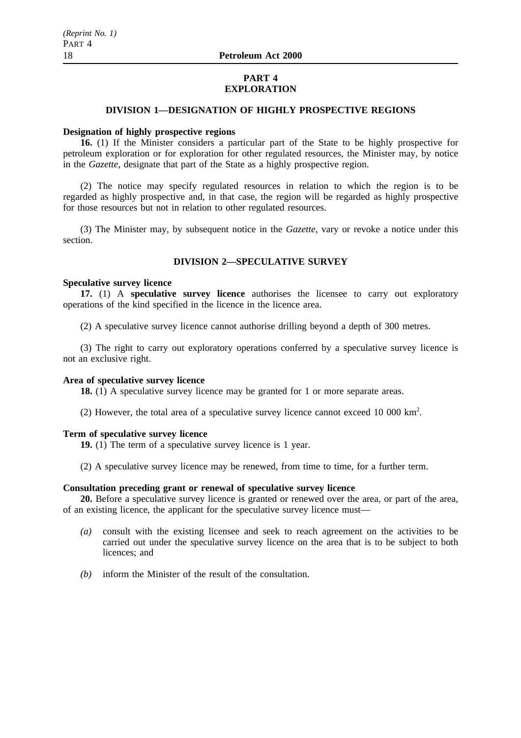# PART 4
# EXPLORATION

## DIVISION 1—DESIGNATION OF HIGHLY PROSPECTIVE REGIONS

**Designation of highly prospective regions**

**16.** (1) If the Minister considers a particular part of the State to be highly prospective for petroleum exploration or for exploration for other regulated resources, the Minister may, by notice in the *Gazette*, designate that part of the State as a highly prospective region.

(2) The notice may specify regulated resources in relation to which the region is to be regarded as highly prospective and, in that case, the region will be regarded as highly prospective for those resources but not in relation to other regulated resources.

(3) The Minister may, by subsequent notice in the *Gazette*, vary or revoke a notice under this section.

## DIVISION 2—SPECULATIVE SURVEY

**Speculative survey licence**

**17.** (1) A **speculative survey licence** authorises the licensee to carry out exploratory operations of the kind specified in the licence in the licence area.

(2) A speculative survey licence cannot authorise drilling beyond a depth of 300 metres.

(3) The right to carry out exploratory operations conferred by a speculative survey licence is not an exclusive right.

**Area of speculative survey licence**

**18.** (1) A speculative survey licence may be granted for 1 or more separate areas.

(2) However, the total area of a speculative survey licence cannot exceed 10 000 $km^2$.

**Term of speculative survey licence**

**19.** (1) The term of a speculative survey licence is 1 year.

(2) A speculative survey licence may be renewed, from time to time, for a further term.

**Consultation preceding grant or renewal of speculative survey licence**

**20.** Before a speculative survey licence is granted or renewed over the area, or part of the area, of an existing licence, the applicant for the speculative survey licence must—

*(a)* consult with the existing licensee and seek to reach agreement on the activities to be carried out under the speculative survey licence on the area that is to be subject to both licences; and

*(b)* inform the Minister of the result of the consultation.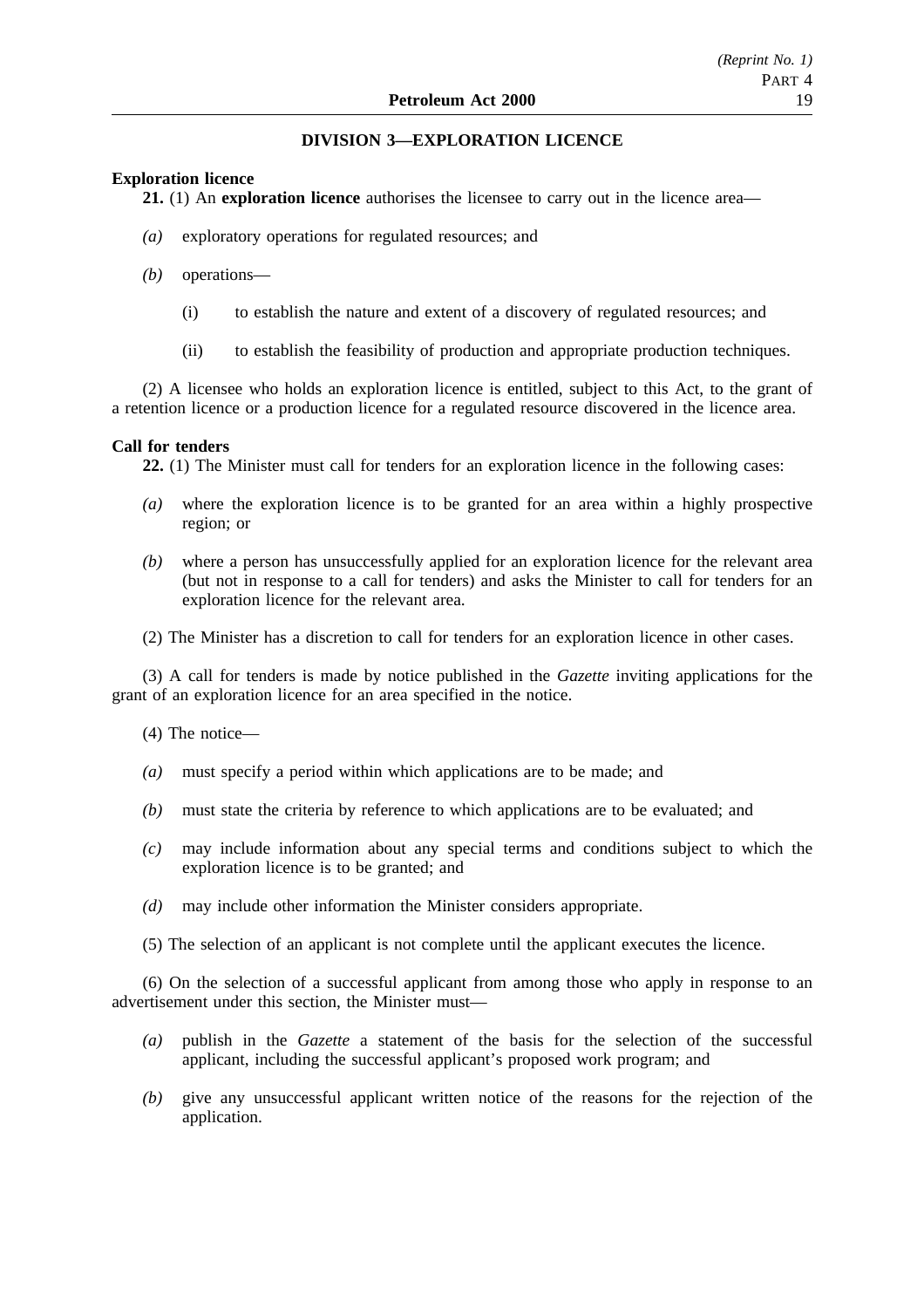## DIVISION 3—EXPLORATION LICENCE

**Exploration licence**

**21.** (1) An **exploration licence** authorises the licensee to carry out in the licence area—

*(a)* exploratory operations for regulated resources; and

*(b)* operations—

(i) to establish the nature and extent of a discovery of regulated resources; and

(ii) to establish the feasibility of production and appropriate production techniques.

(2) A licensee who holds an exploration licence is entitled, subject to this Act, to the grant of a retention licence or a production licence for a regulated resource discovered in the licence area.

**Call for tenders**

**22.** (1) The Minister must call for tenders for an exploration licence in the following cases:

*(a)* where the exploration licence is to be granted for an area within a highly prospective region; or

*(b)* where a person has unsuccessfully applied for an exploration licence for the relevant area (but not in response to a call for tenders) and asks the Minister to call for tenders for an exploration licence for the relevant area.

(2) The Minister has a discretion to call for tenders for an exploration licence in other cases.

(3) A call for tenders is made by notice published in the *Gazette* inviting applications for the grant of an exploration licence for an area specified in the notice.

(4) The notice—

*(a)* must specify a period within which applications are to be made; and

*(b)* must state the criteria by reference to which applications are to be evaluated; and

*(c)* may include information about any special terms and conditions subject to which the exploration licence is to be granted; and

*(d)* may include other information the Minister considers appropriate.

(5) The selection of an applicant is not complete until the applicant executes the licence.

(6) On the selection of a successful applicant from among those who apply in response to an advertisement under this section, the Minister must—

*(a)* publish in the *Gazette* a statement of the basis for the selection of the successful applicant, including the successful applicant's proposed work program; and

*(b)* give any unsuccessful applicant written notice of the reasons for the rejection of the application.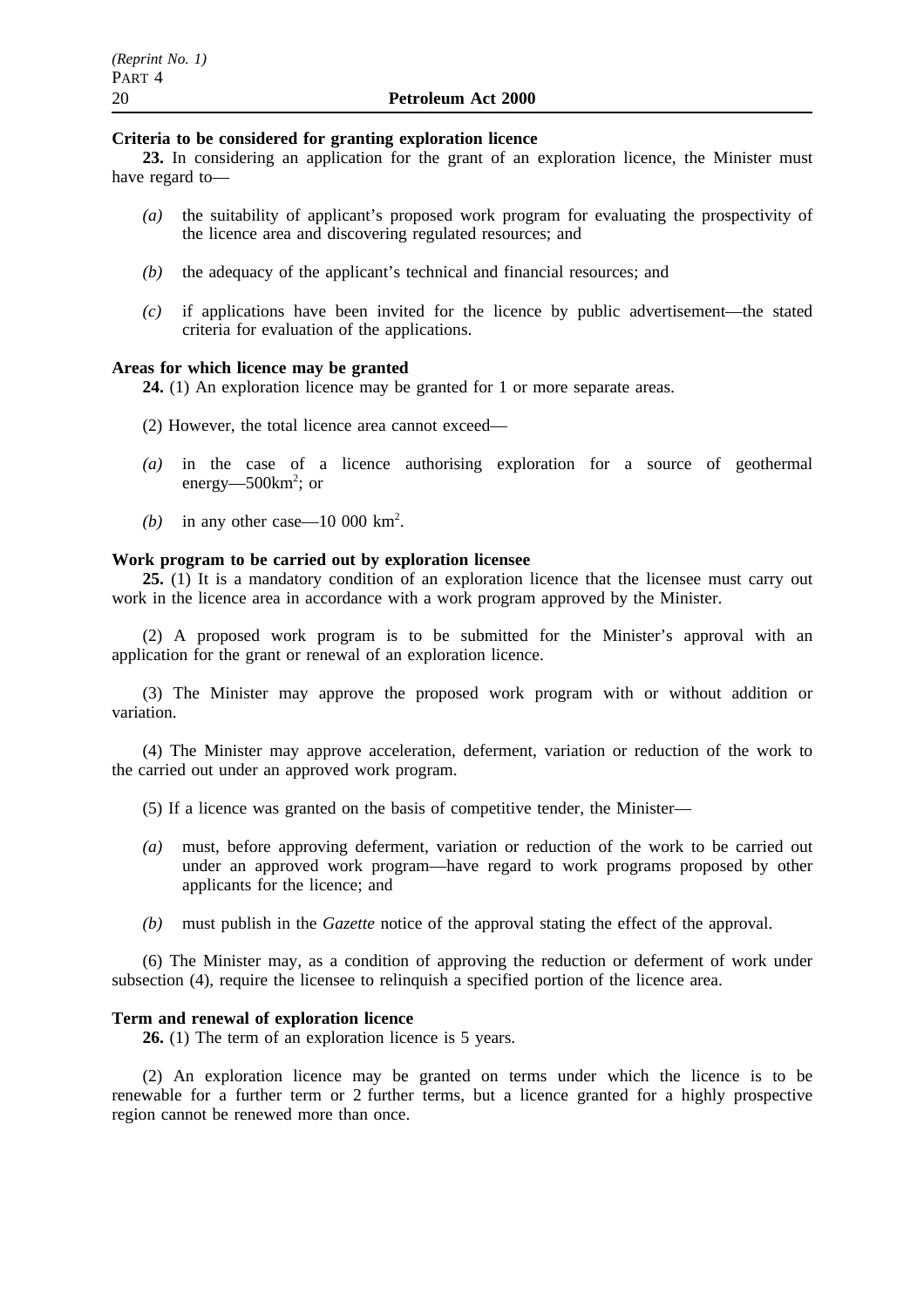**Criteria to be considered for granting exploration licence**

**23.** In considering an application for the grant of an exploration licence, the Minister must have regard to—

*(a)* the suitability of applicant's proposed work program for evaluating the prospectivity of the licence area and discovering regulated resources; and

*(b)* the adequacy of the applicant's technical and financial resources; and

*(c)* if applications have been invited for the licence by public advertisement—the stated criteria for evaluation of the applications.

**Areas for which licence may be granted**

**24.** (1) An exploration licence may be granted for 1 or more separate areas.

(2) However, the total licence area cannot exceed—

*(a)* in the case of a licence authorising exploration for a source of geothermal energy—500km$^2$; or

*(b)* in any other case—10 000 km$^2$.

**Work program to be carried out by exploration licensee**

**25.** (1) It is a mandatory condition of an exploration licence that the licensee must carry out work in the licence area in accordance with a work program approved by the Minister.

(2) A proposed work program is to be submitted for the Minister's approval with an application for the grant or renewal of an exploration licence.

(3) The Minister may approve the proposed work program with or without addition or variation.

(4) The Minister may approve acceleration, deferment, variation or reduction of the work to the carried out under an approved work program.

(5) If a licence was granted on the basis of competitive tender, the Minister—

*(a)* must, before approving deferment, variation or reduction of the work to be carried out under an approved work program—have regard to work programs proposed by other applicants for the licence; and

*(b)* must publish in the *Gazette* notice of the approval stating the effect of the approval.

(6) The Minister may, as a condition of approving the reduction or deferment of work under subsection (4), require the licensee to relinquish a specified portion of the licence area.

**Term and renewal of exploration licence**

**26.** (1) The term of an exploration licence is 5 years.

(2) An exploration licence may be granted on terms under which the licence is to be renewable for a further term or 2 further terms, but a licence granted for a highly prospective region cannot be renewed more than once.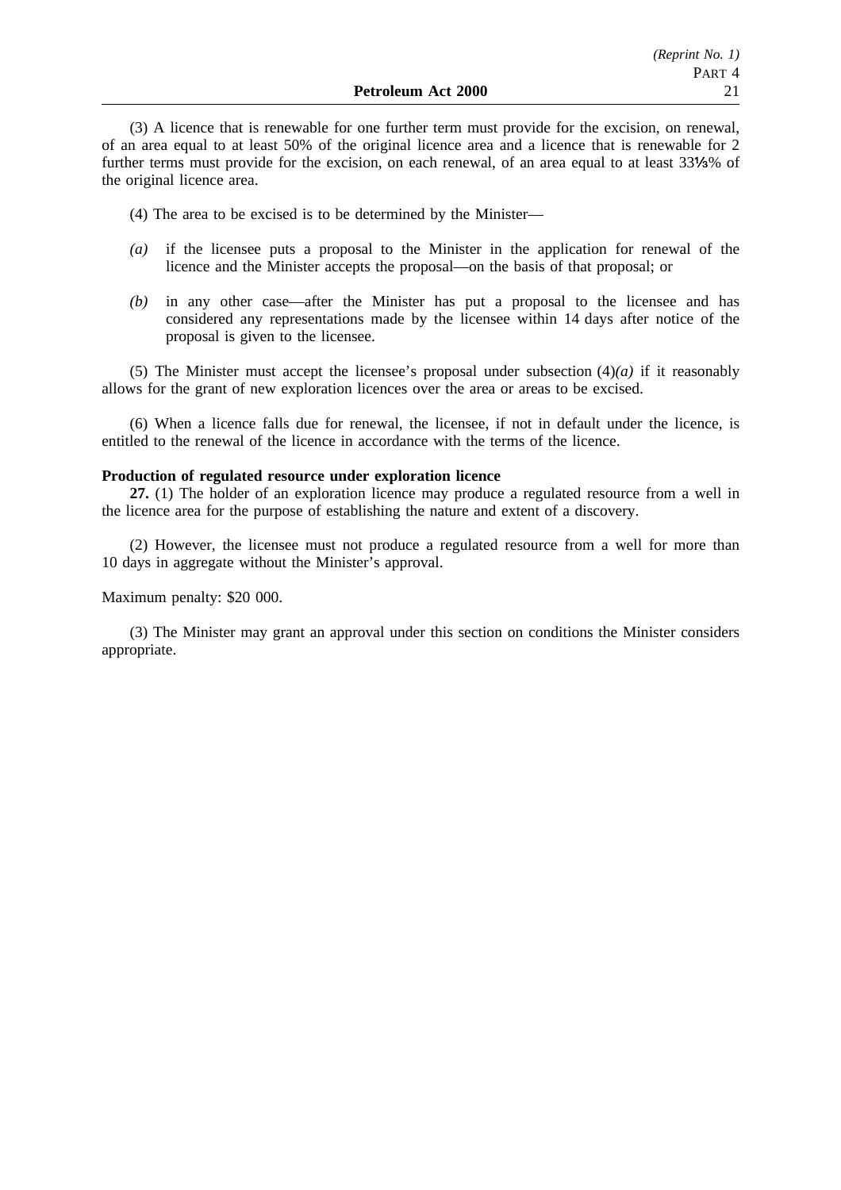(3) A licence that is renewable for one further term must provide for the excision, on renewal, of an area equal to at least 50% of the original licence area and a licence that is renewable for 2 further terms must provide for the excision, on each renewal, of an area equal to at least 33⅓% of the original licence area.

(4) The area to be excised is to be determined by the Minister—

*(a)* if the licensee puts a proposal to the Minister in the application for renewal of the licence and the Minister accepts the proposal—on the basis of that proposal; or

*(b)* in any other case—after the Minister has put a proposal to the licensee and has considered any representations made by the licensee within 14 days after notice of the proposal is given to the licensee.

(5) The Minister must accept the licensee's proposal under subsection (4)*(a)* if it reasonably allows for the grant of new exploration licences over the area or areas to be excised.

(6) When a licence falls due for renewal, the licensee, if not in default under the licence, is entitled to the renewal of the licence in accordance with the terms of the licence.

**Production of regulated resource under exploration licence**

**27.** (1) The holder of an exploration licence may produce a regulated resource from a well in the licence area for the purpose of establishing the nature and extent of a discovery.

(2) However, the licensee must not produce a regulated resource from a well for more than 10 days in aggregate without the Minister's approval.

Maximum penalty: $20 000.

(3) The Minister may grant an approval under this section on conditions the Minister considers appropriate.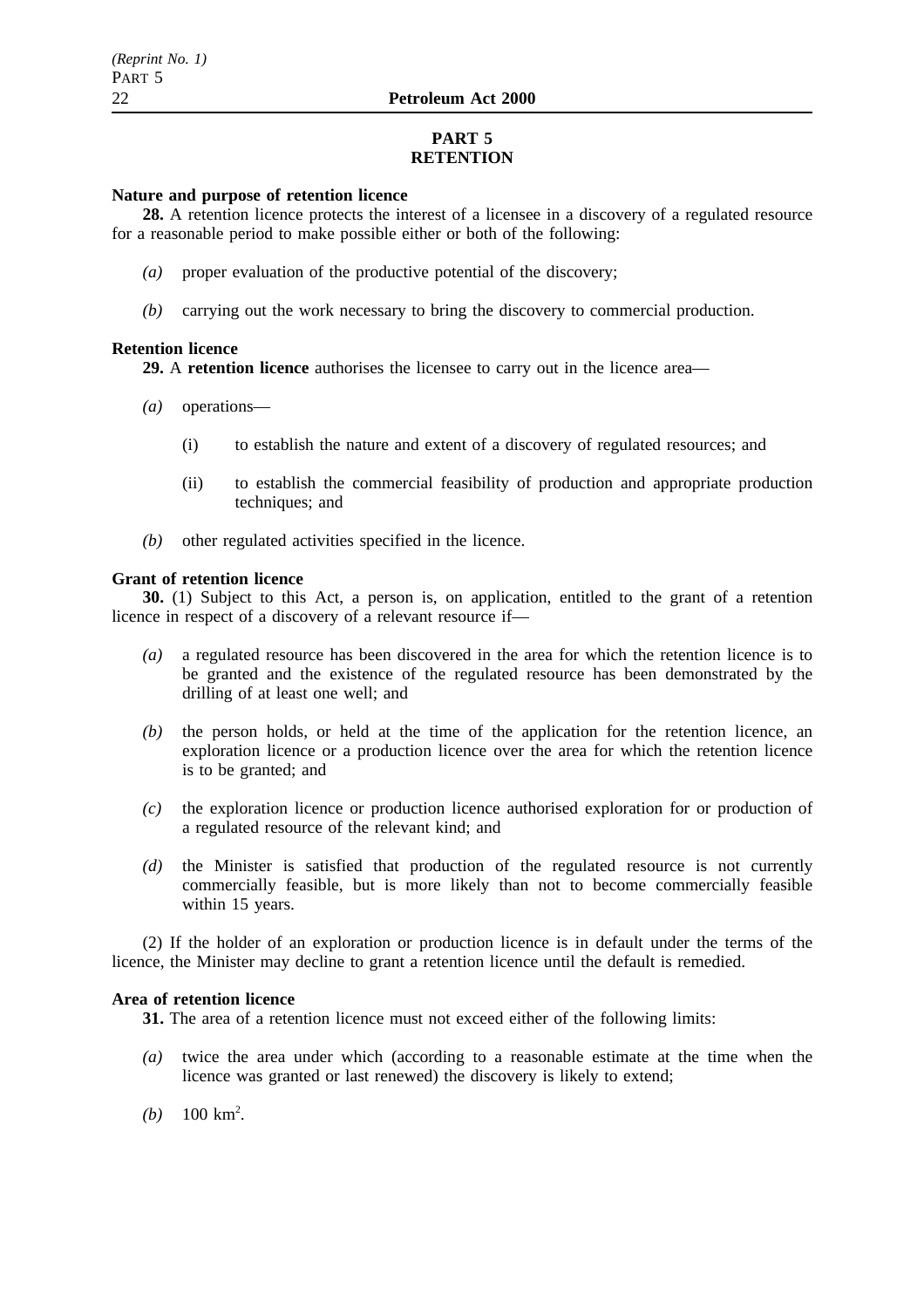## PART 5
## RETENTION

**Nature and purpose of retention licence**

**28.** A retention licence protects the interest of a licensee in a discovery of a regulated resource for a reasonable period to make possible either or both of the following:

*(a)* proper evaluation of the productive potential of the discovery;

*(b)* carrying out the work necessary to bring the discovery to commercial production.

**Retention licence**

**29.** A **retention licence** authorises the licensee to carry out in the licence area—

*(a)* operations—

(i) to establish the nature and extent of a discovery of regulated resources; and

(ii) to establish the commercial feasibility of production and appropriate production techniques; and

*(b)* other regulated activities specified in the licence.

**Grant of retention licence**

**30.** (1) Subject to this Act, a person is, on application, entitled to the grant of a retention licence in respect of a discovery of a relevant resource if—

*(a)* a regulated resource has been discovered in the area for which the retention licence is to be granted and the existence of the regulated resource has been demonstrated by the drilling of at least one well; and

*(b)* the person holds, or held at the time of the application for the retention licence, an exploration licence or a production licence over the area for which the retention licence is to be granted; and

*(c)* the exploration licence or production licence authorised exploration for or production of a regulated resource of the relevant kind; and

*(d)* the Minister is satisfied that production of the regulated resource is not currently commercially feasible, but is more likely than not to become commercially feasible within 15 years.

(2) If the holder of an exploration or production licence is in default under the terms of the licence, the Minister may decline to grant a retention licence until the default is remedied.

**Area of retention licence**

**31.** The area of a retention licence must not exceed either of the following limits:

*(a)* twice the area under which (according to a reasonable estimate at the time when the licence was granted or last renewed) the discovery is likely to extend;

*(b)* 100 $km^2$.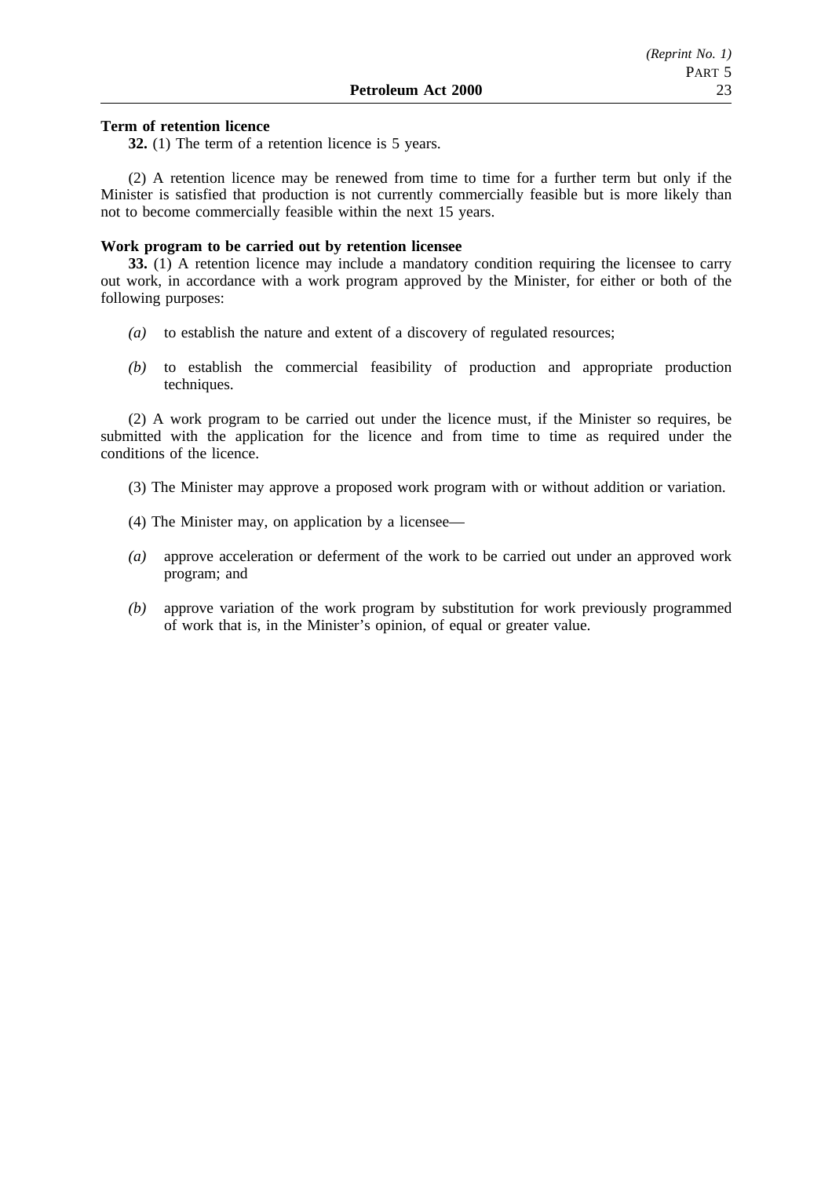**Term of retention licence**

**32.** (1) The term of a retention licence is 5 years.

(2) A retention licence may be renewed from time to time for a further term but only if the Minister is satisfied that production is not currently commercially feasible but is more likely than not to become commercially feasible within the next 15 years.

**Work program to be carried out by retention licensee**

**33.** (1) A retention licence may include a mandatory condition requiring the licensee to carry out work, in accordance with a work program approved by the Minister, for either or both of the following purposes:

- *(a)* to establish the nature and extent of a discovery of regulated resources;
- *(b)* to establish the commercial feasibility of production and appropriate production techniques.

(2) A work program to be carried out under the licence must, if the Minister so requires, be submitted with the application for the licence and from time to time as required under the conditions of the licence.

(3) The Minister may approve a proposed work program with or without addition or variation.

(4) The Minister may, on application by a licensee—

- *(a)* approve acceleration or deferment of the work to be carried out under an approved work program; and
- *(b)* approve variation of the work program by substitution for work previously programmed of work that is, in the Minister's opinion, of equal or greater value.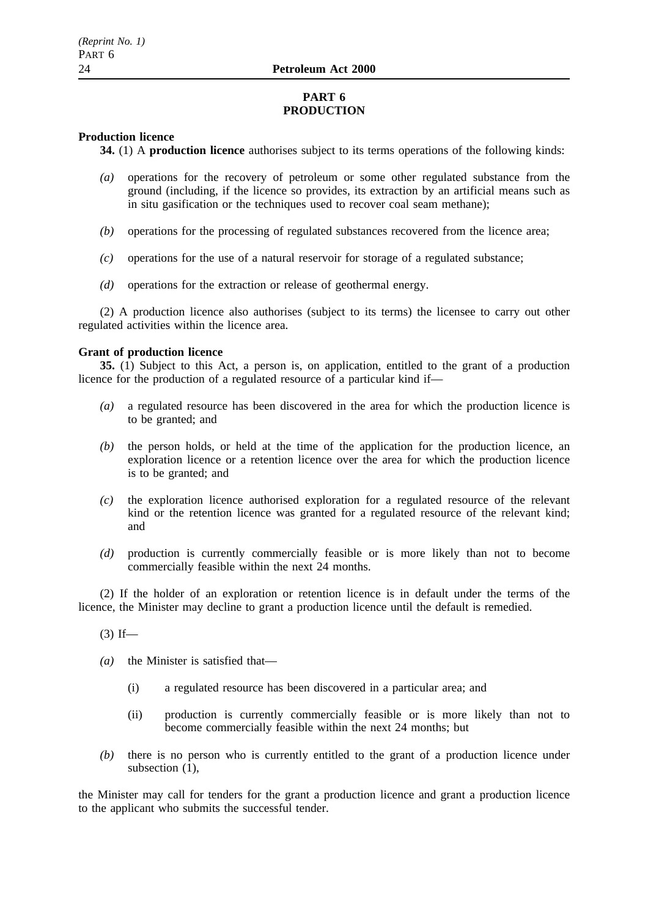## PART 6
## PRODUCTION

**Production licence**

**34.** (1) A **production licence** authorises subject to its terms operations of the following kinds:

*(a)* operations for the recovery of petroleum or some other regulated substance from the ground (including, if the licence so provides, its extraction by an artificial means such as in situ gasification or the techniques used to recover coal seam methane);

*(b)* operations for the processing of regulated substances recovered from the licence area;

*(c)* operations for the use of a natural reservoir for storage of a regulated substance;

*(d)* operations for the extraction or release of geothermal energy.

(2) A production licence also authorises (subject to its terms) the licensee to carry out other regulated activities within the licence area.

**Grant of production licence**

**35.** (1) Subject to this Act, a person is, on application, entitled to the grant of a production licence for the production of a regulated resource of a particular kind if—

*(a)* a regulated resource has been discovered in the area for which the production licence is to be granted; and

*(b)* the person holds, or held at the time of the application for the production licence, an exploration licence or a retention licence over the area for which the production licence is to be granted; and

*(c)* the exploration licence authorised exploration for a regulated resource of the relevant kind or the retention licence was granted for a regulated resource of the relevant kind; and

*(d)* production is currently commercially feasible or is more likely than not to become commercially feasible within the next 24 months.

(2) If the holder of an exploration or retention licence is in default under the terms of the licence, the Minister may decline to grant a production licence until the default is remedied.

(3) If—

*(a)* the Minister is satisfied that—

(i) a regulated resource has been discovered in a particular area; and

(ii) production is currently commercially feasible or is more likely than not to become commercially feasible within the next 24 months; but

*(b)* there is no person who is currently entitled to the grant of a production licence under subsection (1),

the Minister may call for tenders for the grant a production licence and grant a production licence to the applicant who submits the successful tender.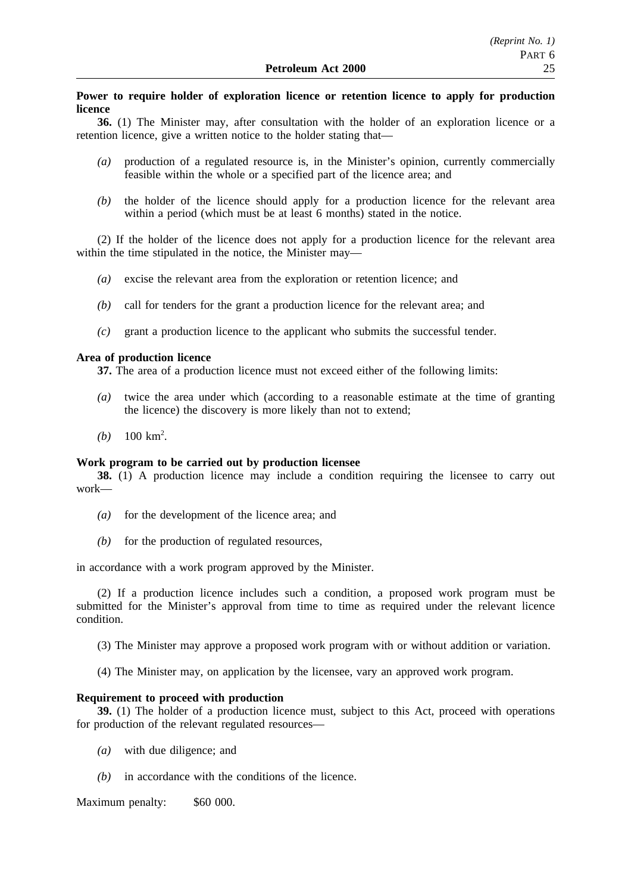**Power to require holder of exploration licence or retention licence to apply for production licence**

**36.** (1) The Minister may, after consultation with the holder of an exploration licence or a retention licence, give a written notice to the holder stating that—

*(a)* production of a regulated resource is, in the Minister's opinion, currently commercially feasible within the whole or a specified part of the licence area; and

*(b)* the holder of the licence should apply for a production licence for the relevant area within a period (which must be at least 6 months) stated in the notice.

(2) If the holder of the licence does not apply for a production licence for the relevant area within the time stipulated in the notice, the Minister may—

*(a)* excise the relevant area from the exploration or retention licence; and

*(b)* call for tenders for the grant a production licence for the relevant area; and

*(c)* grant a production licence to the applicant who submits the successful tender.

**Area of production licence**

**37.** The area of a production licence must not exceed either of the following limits:

*(a)* twice the area under which (according to a reasonable estimate at the time of granting the licence) the discovery is more likely than not to extend;

*(b)* 100 $km^2$.

**Work program to be carried out by production licensee**

**38.** (1) A production licence may include a condition requiring the licensee to carry out work—

*(a)* for the development of the licence area; and

*(b)* for the production of regulated resources,

in accordance with a work program approved by the Minister.

(2) If a production licence includes such a condition, a proposed work program must be submitted for the Minister's approval from time to time as required under the relevant licence condition.

(3) The Minister may approve a proposed work program with or without addition or variation.

(4) The Minister may, on application by the licensee, vary an approved work program.

**Requirement to proceed with production**

**39.** (1) The holder of a production licence must, subject to this Act, proceed with operations for production of the relevant regulated resources—

*(a)* with due diligence; and

*(b)* in accordance with the conditions of the licence.

Maximum penalty: $60 000.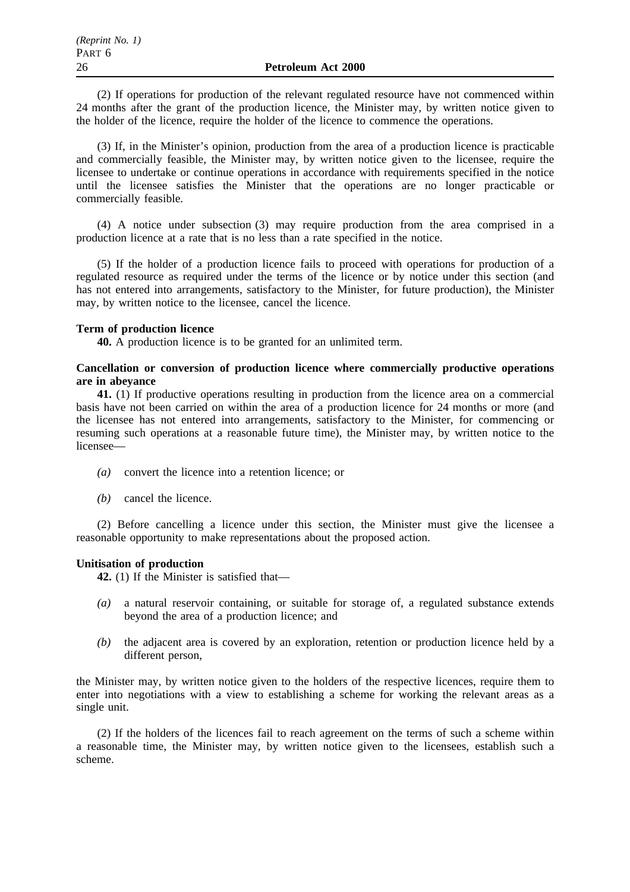(2) If operations for production of the relevant regulated resource have not commenced within 24 months after the grant of the production licence, the Minister may, by written notice given to the holder of the licence, require the holder of the licence to commence the operations.

(3) If, in the Minister's opinion, production from the area of a production licence is practicable and commercially feasible, the Minister may, by written notice given to the licensee, require the licensee to undertake or continue operations in accordance with requirements specified in the notice until the licensee satisfies the Minister that the operations are no longer practicable or commercially feasible.

(4) A notice under subsection (3) may require production from the area comprised in a production licence at a rate that is no less than a rate specified in the notice.

(5) If the holder of a production licence fails to proceed with operations for production of a regulated resource as required under the terms of the licence or by notice under this section (and has not entered into arrangements, satisfactory to the Minister, for future production), the Minister may, by written notice to the licensee, cancel the licence.

**Term of production licence**

**40.** A production licence is to be granted for an unlimited term.

**Cancellation or conversion of production licence where commercially productive operations are in abeyance**

**41.** (1) If productive operations resulting in production from the licence area on a commercial basis have not been carried on within the area of a production licence for 24 months or more (and the licensee has not entered into arrangements, satisfactory to the Minister, for commencing or resuming such operations at a reasonable future time), the Minister may, by written notice to the licensee—

*(a)* convert the licence into a retention licence; or

*(b)* cancel the licence.

(2) Before cancelling a licence under this section, the Minister must give the licensee a reasonable opportunity to make representations about the proposed action.

**Unitisation of production**

**42.** (1) If the Minister is satisfied that—

*(a)* a natural reservoir containing, or suitable for storage of, a regulated substance extends beyond the area of a production licence; and

*(b)* the adjacent area is covered by an exploration, retention or production licence held by a different person,

the Minister may, by written notice given to the holders of the respective licences, require them to enter into negotiations with a view to establishing a scheme for working the relevant areas as a single unit.

(2) If the holders of the licences fail to reach agreement on the terms of such a scheme within a reasonable time, the Minister may, by written notice given to the licensees, establish such a scheme.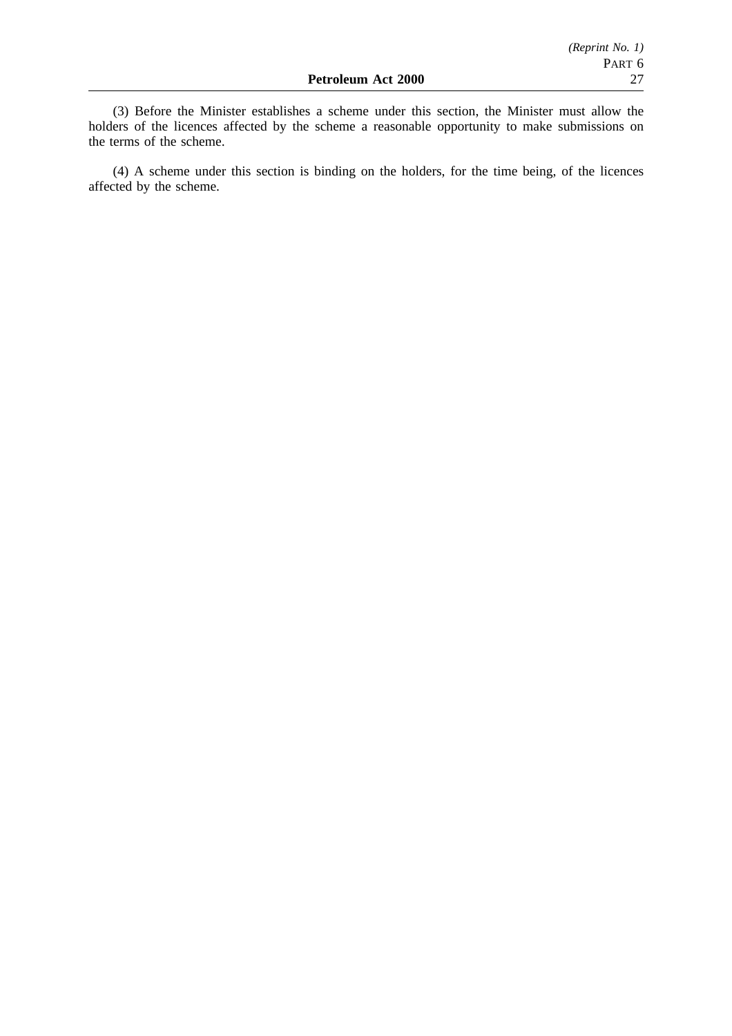(3) Before the Minister establishes a scheme under this section, the Minister must allow the holders of the licences affected by the scheme a reasonable opportunity to make submissions on the terms of the scheme.

(4) A scheme under this section is binding on the holders, for the time being, of the licences affected by the scheme.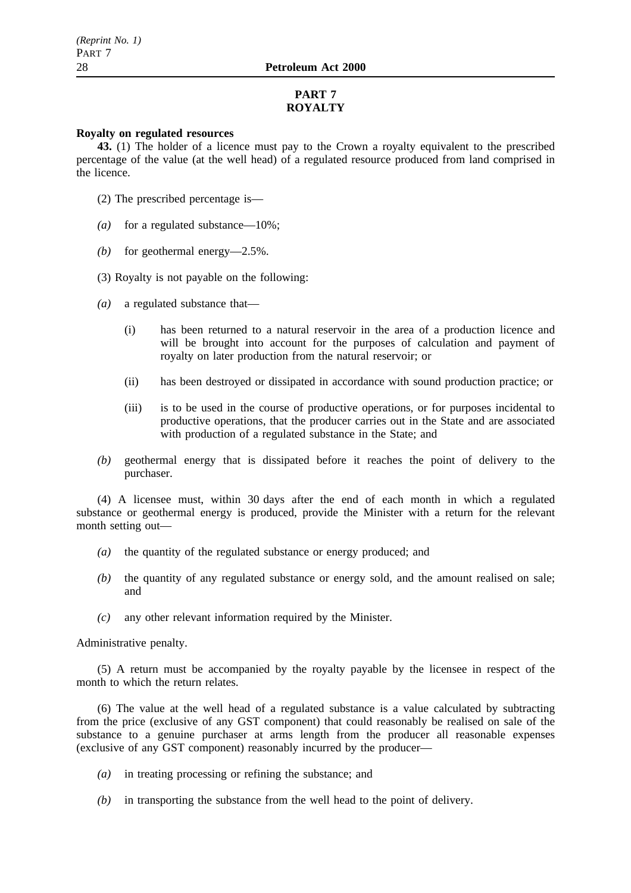## PART 7
## ROYALTY

**Royalty on regulated resources**

**43.** (1) The holder of a licence must pay to the Crown a royalty equivalent to the prescribed percentage of the value (at the well head) of a regulated resource produced from land comprised in the licence.

(2) The prescribed percentage is—

*(a)* for a regulated substance—10%;

*(b)* for geothermal energy—2.5%.

(3) Royalty is not payable on the following:

*(a)* a regulated substance that—

(i) has been returned to a natural reservoir in the area of a production licence and will be brought into account for the purposes of calculation and payment of royalty on later production from the natural reservoir; or

(ii) has been destroyed or dissipated in accordance with sound production practice; or

(iii) is to be used in the course of productive operations, or for purposes incidental to productive operations, that the producer carries out in the State and are associated with production of a regulated substance in the State; and

*(b)* geothermal energy that is dissipated before it reaches the point of delivery to the purchaser.

(4) A licensee must, within 30 days after the end of each month in which a regulated substance or geothermal energy is produced, provide the Minister with a return for the relevant month setting out—

*(a)* the quantity of the regulated substance or energy produced; and

*(b)* the quantity of any regulated substance or energy sold, and the amount realised on sale; and

*(c)* any other relevant information required by the Minister.

Administrative penalty.

(5) A return must be accompanied by the royalty payable by the licensee in respect of the month to which the return relates.

(6) The value at the well head of a regulated substance is a value calculated by subtracting from the price (exclusive of any GST component) that could reasonably be realised on sale of the substance to a genuine purchaser at arms length from the producer all reasonable expenses (exclusive of any GST component) reasonably incurred by the producer—

*(a)* in treating processing or refining the substance; and

*(b)* in transporting the substance from the well head to the point of delivery.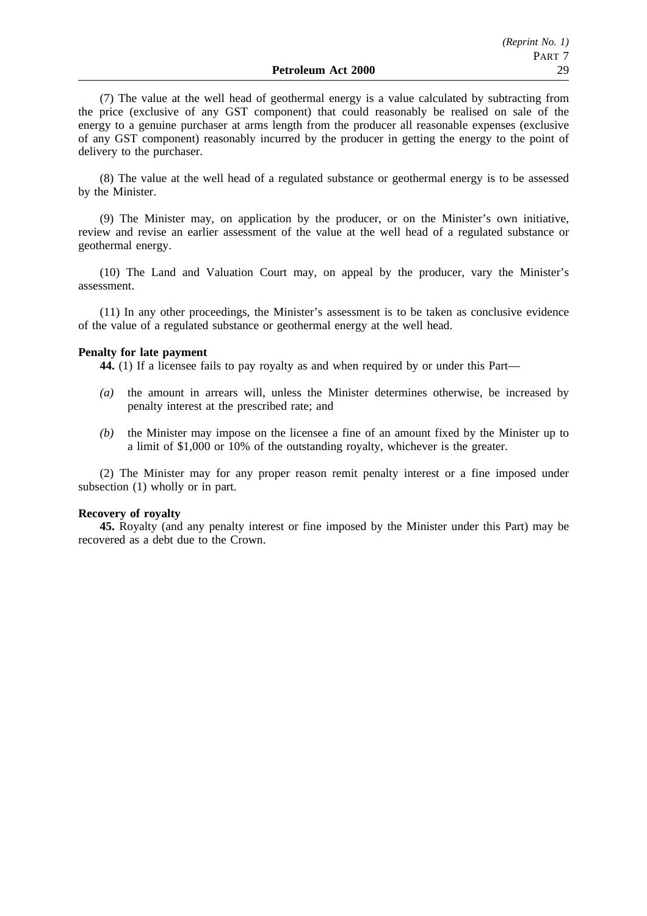(7) The value at the well head of geothermal energy is a value calculated by subtracting from the price (exclusive of any GST component) that could reasonably be realised on sale of the energy to a genuine purchaser at arms length from the producer all reasonable expenses (exclusive of any GST component) reasonably incurred by the producer in getting the energy to the point of delivery to the purchaser.

(8) The value at the well head of a regulated substance or geothermal energy is to be assessed by the Minister.

(9) The Minister may, on application by the producer, or on the Minister's own initiative, review and revise an earlier assessment of the value at the well head of a regulated substance or geothermal energy.

(10) The Land and Valuation Court may, on appeal by the producer, vary the Minister's assessment.

(11) In any other proceedings, the Minister's assessment is to be taken as conclusive evidence of the value of a regulated substance or geothermal energy at the well head.

**Penalty for late payment**

**44.** (1) If a licensee fails to pay royalty as and when required by or under this Part—

*(a)* the amount in arrears will, unless the Minister determines otherwise, be increased by penalty interest at the prescribed rate; and

*(b)* the Minister may impose on the licensee a fine of an amount fixed by the Minister up to a limit of $1,000 or 10% of the outstanding royalty, whichever is the greater.

(2) The Minister may for any proper reason remit penalty interest or a fine imposed under subsection (1) wholly or in part.

**Recovery of royalty**

**45.** Royalty (and any penalty interest or fine imposed by the Minister under this Part) may be recovered as a debt due to the Crown.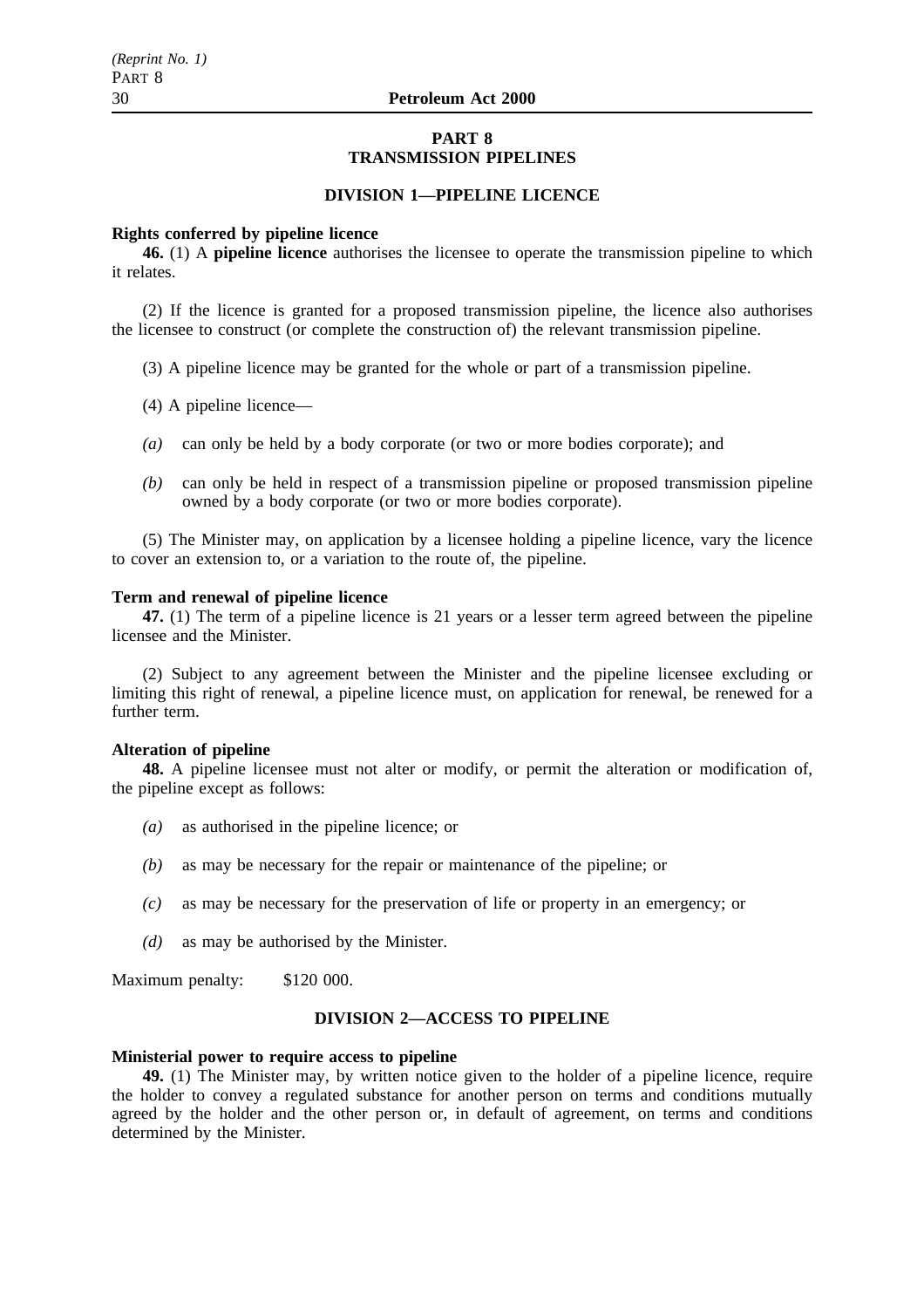# PART 8
# TRANSMISSION PIPELINES

## DIVISION 1—PIPELINE LICENCE

**Rights conferred by pipeline licence**

**46.** (1) A **pipeline licence** authorises the licensee to operate the transmission pipeline to which it relates.

(2) If the licence is granted for a proposed transmission pipeline, the licence also authorises the licensee to construct (or complete the construction of) the relevant transmission pipeline.

(3) A pipeline licence may be granted for the whole or part of a transmission pipeline.

(4) A pipeline licence—

*(a)* can only be held by a body corporate (or two or more bodies corporate); and

*(b)* can only be held in respect of a transmission pipeline or proposed transmission pipeline owned by a body corporate (or two or more bodies corporate).

(5) The Minister may, on application by a licensee holding a pipeline licence, vary the licence to cover an extension to, or a variation to the route of, the pipeline.

**Term and renewal of pipeline licence**

**47.** (1) The term of a pipeline licence is 21 years or a lesser term agreed between the pipeline licensee and the Minister.

(2) Subject to any agreement between the Minister and the pipeline licensee excluding or limiting this right of renewal, a pipeline licence must, on application for renewal, be renewed for a further term.

**Alteration of pipeline**

**48.** A pipeline licensee must not alter or modify, or permit the alteration or modification of, the pipeline except as follows:

*(a)* as authorised in the pipeline licence; or

*(b)* as may be necessary for the repair or maintenance of the pipeline; or

*(c)* as may be necessary for the preservation of life or property in an emergency; or

*(d)* as may be authorised by the Minister.

Maximum penalty: $120 000.

## DIVISION 2—ACCESS TO PIPELINE

**Ministerial power to require access to pipeline**

**49.** (1) The Minister may, by written notice given to the holder of a pipeline licence, require the holder to convey a regulated substance for another person on terms and conditions mutually agreed by the holder and the other person or, in default of agreement, on terms and conditions determined by the Minister.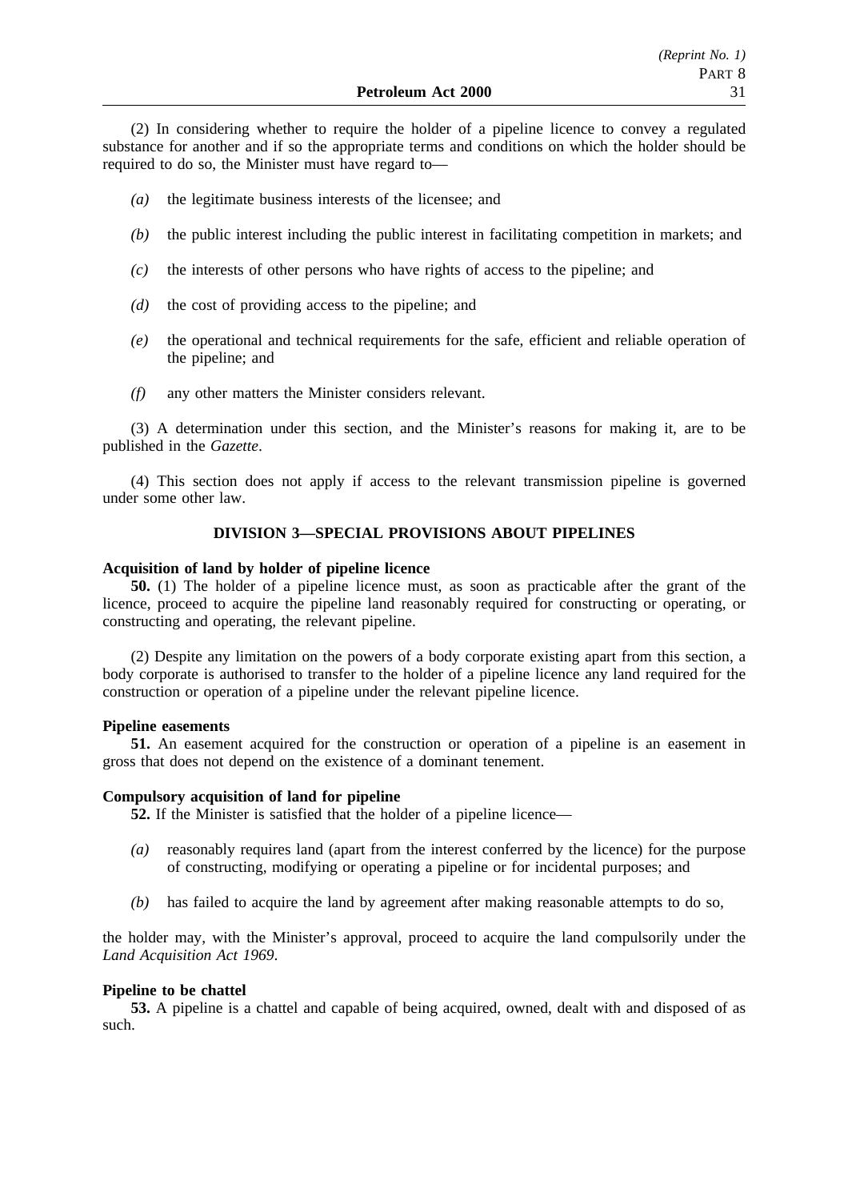(2) In considering whether to require the holder of a pipeline licence to convey a regulated substance for another and if so the appropriate terms and conditions on which the holder should be required to do so, the Minister must have regard to—

*(a)* the legitimate business interests of the licensee; and

*(b)* the public interest including the public interest in facilitating competition in markets; and

*(c)* the interests of other persons who have rights of access to the pipeline; and

*(d)* the cost of providing access to the pipeline; and

*(e)* the operational and technical requirements for the safe, efficient and reliable operation of the pipeline; and

*(f)* any other matters the Minister considers relevant.

(3) A determination under this section, and the Minister's reasons for making it, are to be published in the *Gazette*.

(4) This section does not apply if access to the relevant transmission pipeline is governed under some other law.

## DIVISION 3—SPECIAL PROVISIONS ABOUT PIPELINES

**Acquisition of land by holder of pipeline licence**

**50.** (1) The holder of a pipeline licence must, as soon as practicable after the grant of the licence, proceed to acquire the pipeline land reasonably required for constructing or operating, or constructing and operating, the relevant pipeline.

(2) Despite any limitation on the powers of a body corporate existing apart from this section, a body corporate is authorised to transfer to the holder of a pipeline licence any land required for the construction or operation of a pipeline under the relevant pipeline licence.

**Pipeline easements**

**51.** An easement acquired for the construction or operation of a pipeline is an easement in gross that does not depend on the existence of a dominant tenement.

**Compulsory acquisition of land for pipeline**

**52.** If the Minister is satisfied that the holder of a pipeline licence—

*(a)* reasonably requires land (apart from the interest conferred by the licence) for the purpose of constructing, modifying or operating a pipeline or for incidental purposes; and

*(b)* has failed to acquire the land by agreement after making reasonable attempts to do so,

the holder may, with the Minister's approval, proceed to acquire the land compulsorily under the *Land Acquisition Act 1969*.

**Pipeline to be chattel**

**53.** A pipeline is a chattel and capable of being acquired, owned, dealt with and disposed of as such.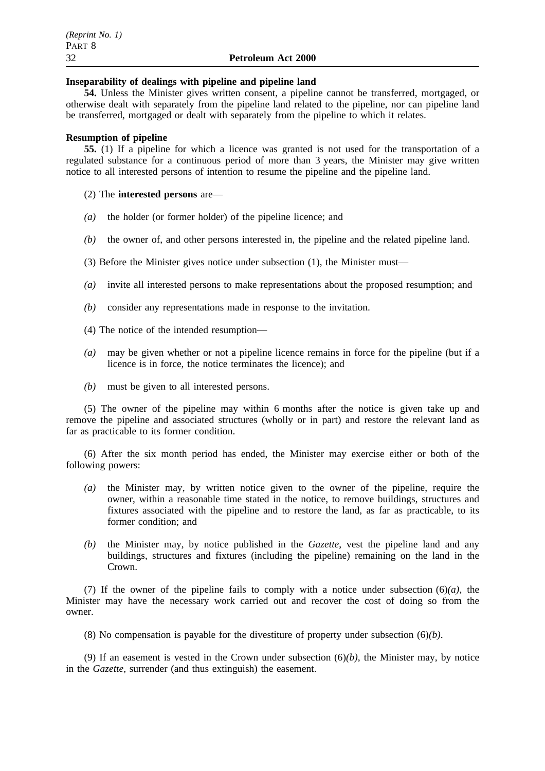**Inseparability of dealings with pipeline and pipeline land**

**54.** Unless the Minister gives written consent, a pipeline cannot be transferred, mortgaged, or otherwise dealt with separately from the pipeline land related to the pipeline, nor can pipeline land be transferred, mortgaged or dealt with separately from the pipeline to which it relates.

**Resumption of pipeline**

**55.** (1) If a pipeline for which a licence was granted is not used for the transportation of a regulated substance for a continuous period of more than 3 years, the Minister may give written notice to all interested persons of intention to resume the pipeline and the pipeline land.

(2) The **interested persons** are—

- *(a)* the holder (or former holder) of the pipeline licence; and
- *(b)* the owner of, and other persons interested in, the pipeline and the related pipeline land.

(3) Before the Minister gives notice under subsection (1), the Minister must—

- *(a)* invite all interested persons to make representations about the proposed resumption; and
- *(b)* consider any representations made in response to the invitation.

(4) The notice of the intended resumption—

- *(a)* may be given whether or not a pipeline licence remains in force for the pipeline (but if a licence is in force, the notice terminates the licence); and
- *(b)* must be given to all interested persons.

(5) The owner of the pipeline may within 6 months after the notice is given take up and remove the pipeline and associated structures (wholly or in part) and restore the relevant land as far as practicable to its former condition.

(6) After the six month period has ended, the Minister may exercise either or both of the following powers:

- *(a)* the Minister may, by written notice given to the owner of the pipeline, require the owner, within a reasonable time stated in the notice, to remove buildings, structures and fixtures associated with the pipeline and to restore the land, as far as practicable, to its former condition; and
- *(b)* the Minister may, by notice published in the *Gazette*, vest the pipeline land and any buildings, structures and fixtures (including the pipeline) remaining on the land in the Crown.

(7) If the owner of the pipeline fails to comply with a notice under subsection (6)*(a)*, the Minister may have the necessary work carried out and recover the cost of doing so from the owner.

(8) No compensation is payable for the divestiture of property under subsection (6)*(b)*.

(9) If an easement is vested in the Crown under subsection (6)*(b)*, the Minister may, by notice in the *Gazette*, surrender (and thus extinguish) the easement.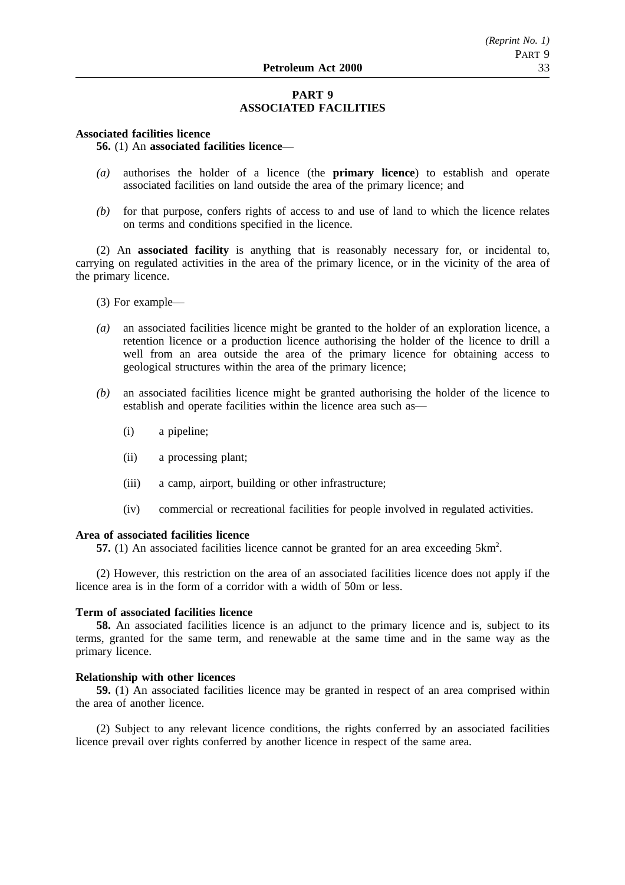# PART 9
# ASSOCIATED FACILITIES

### Associated facilities licence

**56.** (1) An **associated facilities licence**—

*(a)* authorises the holder of a licence (the **primary licence**) to establish and operate associated facilities on land outside the area of the primary licence; and

*(b)* for that purpose, confers rights of access to and use of land to which the licence relates on terms and conditions specified in the licence.

(2) An **associated facility** is anything that is reasonably necessary for, or incidental to, carrying on regulated activities in the area of the primary licence, or in the vicinity of the area of the primary licence.

(3) For example—

*(a)* an associated facilities licence might be granted to the holder of an exploration licence, a retention licence or a production licence authorising the holder of the licence to drill a well from an area outside the area of the primary licence for obtaining access to geological structures within the area of the primary licence;

*(b)* an associated facilities licence might be granted authorising the holder of the licence to establish and operate facilities within the licence area such as—

(i) a pipeline;

(ii) a processing plant;

(iii) a camp, airport, building or other infrastructure;

(iv) commercial or recreational facilities for people involved in regulated activities.

### Area of associated facilities licence

**57.** (1) An associated facilities licence cannot be granted for an area exceeding $5km^2$.

(2) However, this restriction on the area of an associated facilities licence does not apply if the licence area is in the form of a corridor with a width of 50m or less.

### Term of associated facilities licence

**58.** An associated facilities licence is an adjunct to the primary licence and is, subject to its terms, granted for the same term, and renewable at the same time and in the same way as the primary licence.

### Relationship with other licences

**59.** (1) An associated facilities licence may be granted in respect of an area comprised within the area of another licence.

(2) Subject to any relevant licence conditions, the rights conferred by an associated facilities licence prevail over rights conferred by another licence in respect of the same area.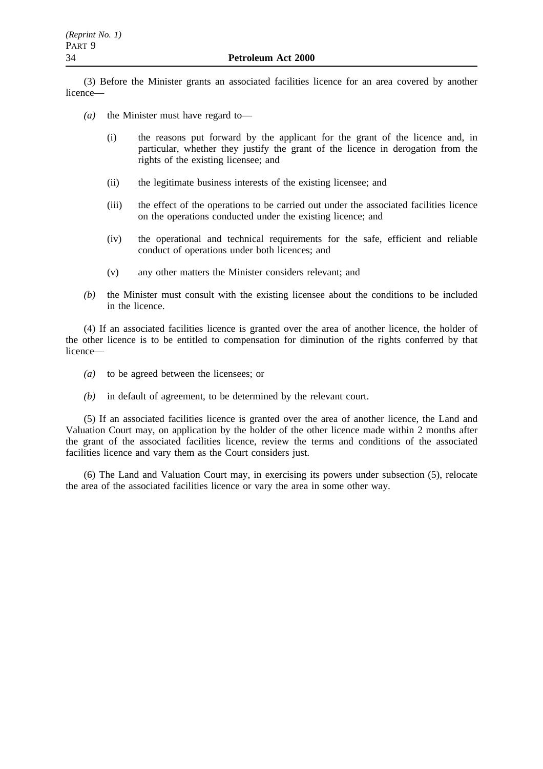(3) Before the Minister grants an associated facilities licence for an area covered by another licence—

*(a)* the Minister must have regard to—

(i) the reasons put forward by the applicant for the grant of the licence and, in particular, whether they justify the grant of the licence in derogation from the rights of the existing licensee; and

(ii) the legitimate business interests of the existing licensee; and

(iii) the effect of the operations to be carried out under the associated facilities licence on the operations conducted under the existing licence; and

(iv) the operational and technical requirements for the safe, efficient and reliable conduct of operations under both licences; and

(v) any other matters the Minister considers relevant; and

*(b)* the Minister must consult with the existing licensee about the conditions to be included in the licence.

(4) If an associated facilities licence is granted over the area of another licence, the holder of the other licence is to be entitled to compensation for diminution of the rights conferred by that licence—

*(a)* to be agreed between the licensees; or

*(b)* in default of agreement, to be determined by the relevant court.

(5) If an associated facilities licence is granted over the area of another licence, the Land and Valuation Court may, on application by the holder of the other licence made within 2 months after the grant of the associated facilities licence, review the terms and conditions of the associated facilities licence and vary them as the Court considers just.

(6) The Land and Valuation Court may, in exercising its powers under subsection (5), relocate the area of the associated facilities licence or vary the area in some other way.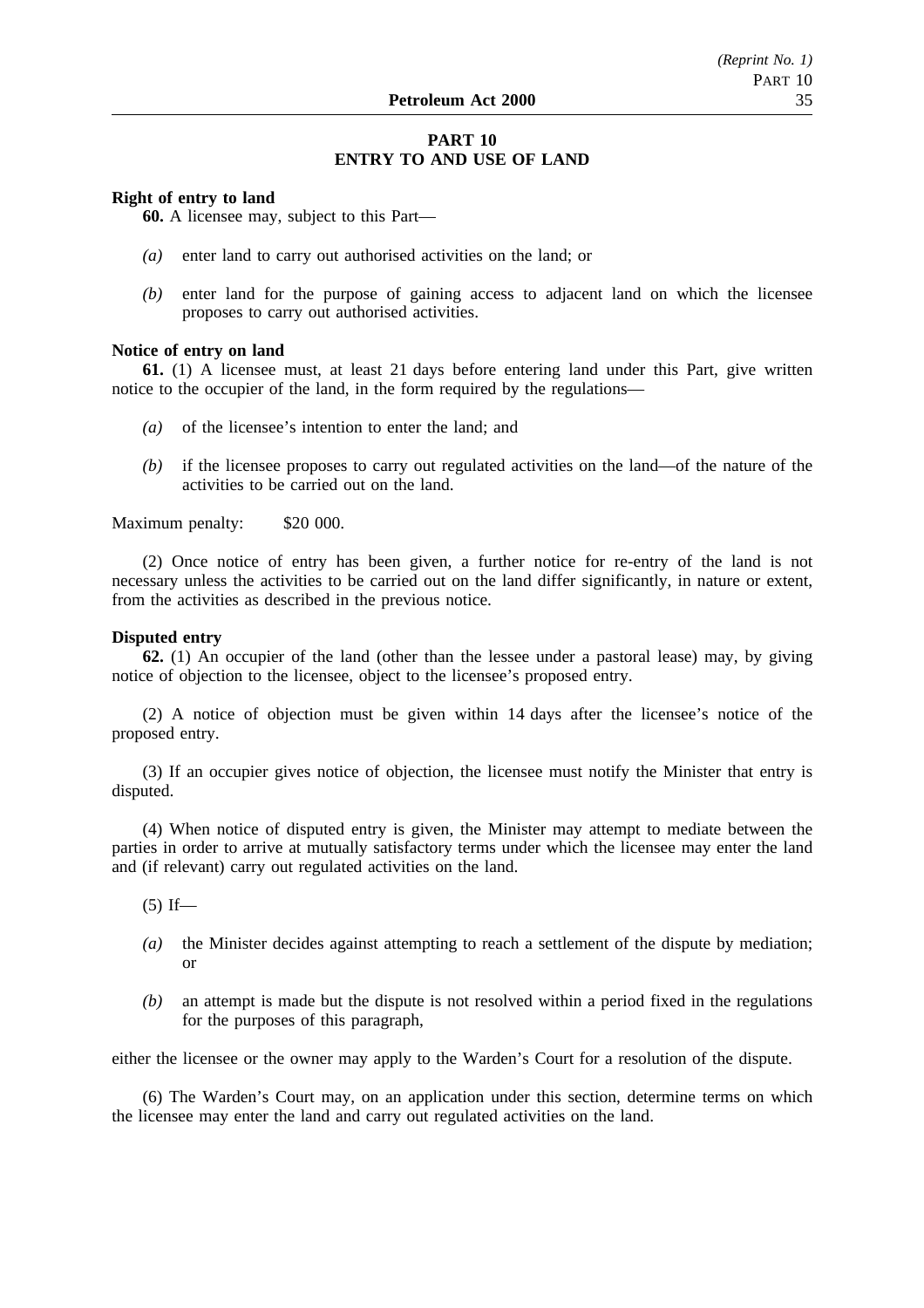## PART 10
## ENTRY TO AND USE OF LAND

**Right of entry to land**

**60.** A licensee may, subject to this Part—

*(a)* enter land to carry out authorised activities on the land; or

*(b)* enter land for the purpose of gaining access to adjacent land on which the licensee proposes to carry out authorised activities.

**Notice of entry on land**

**61.** (1) A licensee must, at least 21 days before entering land under this Part, give written notice to the occupier of the land, in the form required by the regulations—

*(a)* of the licensee's intention to enter the land; and

*(b)* if the licensee proposes to carry out regulated activities on the land—of the nature of the activities to be carried out on the land.

Maximum penalty: $20 000.

(2) Once notice of entry has been given, a further notice for re-entry of the land is not necessary unless the activities to be carried out on the land differ significantly, in nature or extent, from the activities as described in the previous notice.

**Disputed entry**

**62.** (1) An occupier of the land (other than the lessee under a pastoral lease) may, by giving notice of objection to the licensee, object to the licensee's proposed entry.

(2) A notice of objection must be given within 14 days after the licensee's notice of the proposed entry.

(3) If an occupier gives notice of objection, the licensee must notify the Minister that entry is disputed.

(4) When notice of disputed entry is given, the Minister may attempt to mediate between the parties in order to arrive at mutually satisfactory terms under which the licensee may enter the land and (if relevant) carry out regulated activities on the land.

(5) If—

*(a)* the Minister decides against attempting to reach a settlement of the dispute by mediation; or

*(b)* an attempt is made but the dispute is not resolved within a period fixed in the regulations for the purposes of this paragraph,

either the licensee or the owner may apply to the Warden's Court for a resolution of the dispute.

(6) The Warden's Court may, on an application under this section, determine terms on which the licensee may enter the land and carry out regulated activities on the land.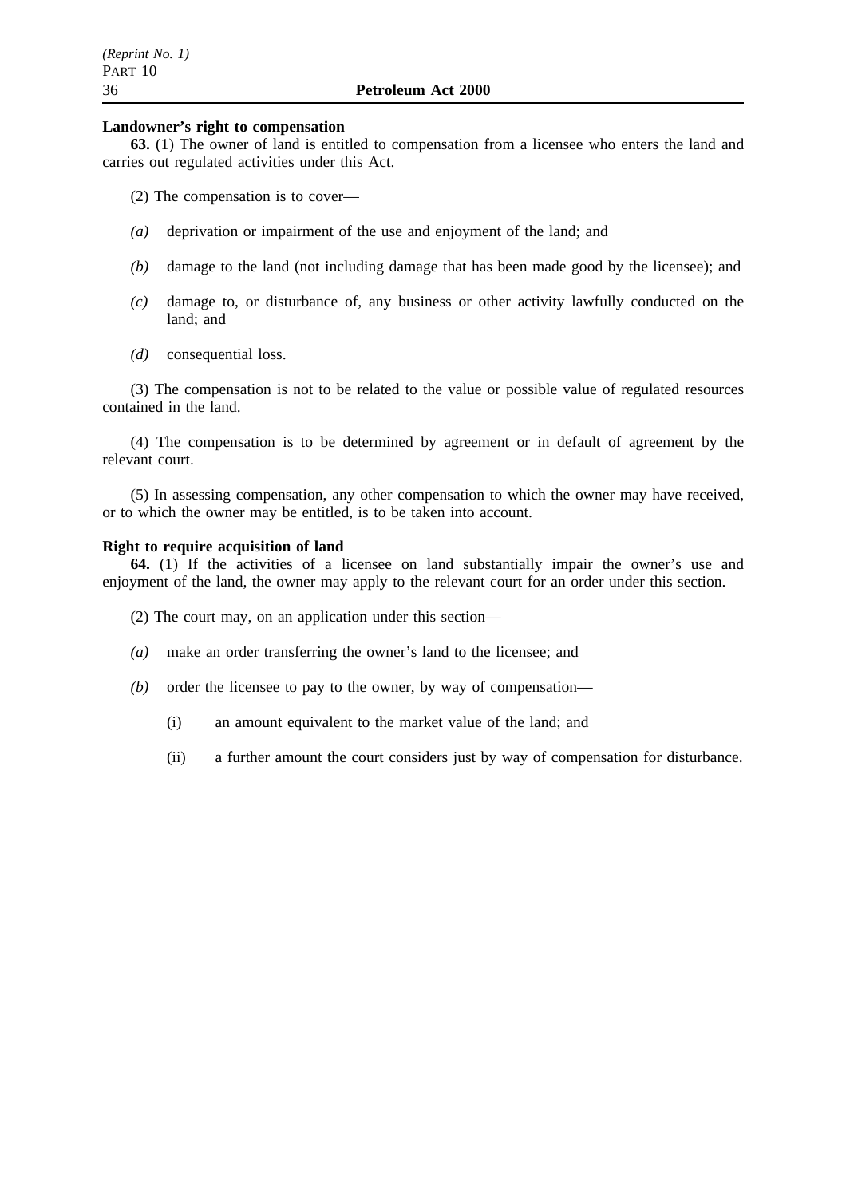**Landowner's right to compensation**

**63.** (1) The owner of land is entitled to compensation from a licensee who enters the land and carries out regulated activities under this Act.

(2) The compensation is to cover—

*(a)* deprivation or impairment of the use and enjoyment of the land; and

*(b)* damage to the land (not including damage that has been made good by the licensee); and

*(c)* damage to, or disturbance of, any business or other activity lawfully conducted on the land; and

*(d)* consequential loss.

(3) The compensation is not to be related to the value or possible value of regulated resources contained in the land.

(4) The compensation is to be determined by agreement or in default of agreement by the relevant court.

(5) In assessing compensation, any other compensation to which the owner may have received, or to which the owner may be entitled, is to be taken into account.

**Right to require acquisition of land**

**64.** (1) If the activities of a licensee on land substantially impair the owner's use and enjoyment of the land, the owner may apply to the relevant court for an order under this section.

(2) The court may, on an application under this section—

*(a)* make an order transferring the owner's land to the licensee; and

*(b)* order the licensee to pay to the owner, by way of compensation—

(i) an amount equivalent to the market value of the land; and

(ii) a further amount the court considers just by way of compensation for disturbance.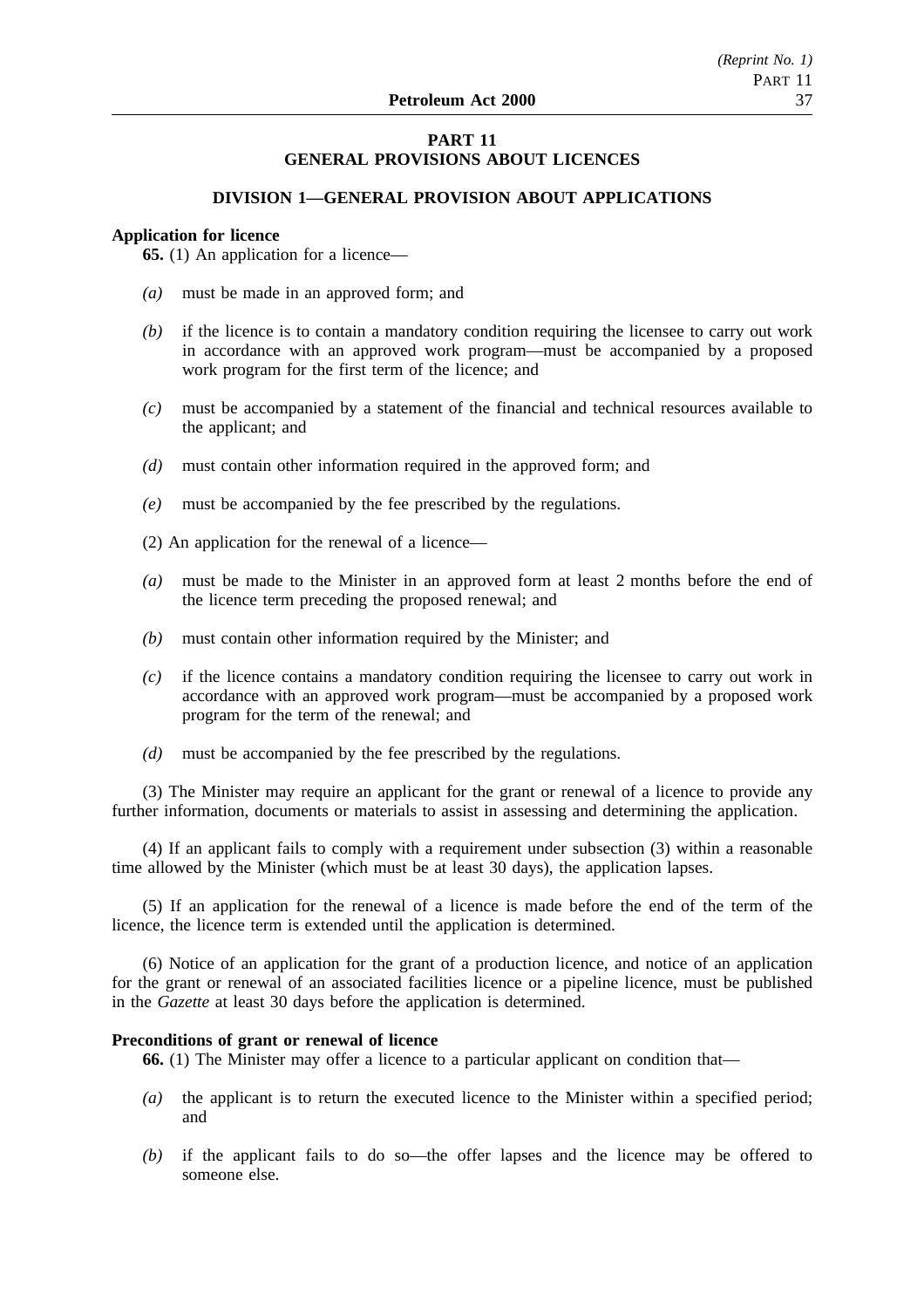## PART 11
## GENERAL PROVISIONS ABOUT LICENCES

### DIVISION 1—GENERAL PROVISION ABOUT APPLICATIONS

**Application for licence**

**65.** (1) An application for a licence—

*(a)* must be made in an approved form; and

*(b)* if the licence is to contain a mandatory condition requiring the licensee to carry out work in accordance with an approved work program—must be accompanied by a proposed work program for the first term of the licence; and

*(c)* must be accompanied by a statement of the financial and technical resources available to the applicant; and

*(d)* must contain other information required in the approved form; and

*(e)* must be accompanied by the fee prescribed by the regulations.

(2) An application for the renewal of a licence—

*(a)* must be made to the Minister in an approved form at least 2 months before the end of the licence term preceding the proposed renewal; and

*(b)* must contain other information required by the Minister; and

*(c)* if the licence contains a mandatory condition requiring the licensee to carry out work in accordance with an approved work program—must be accompanied by a proposed work program for the term of the renewal; and

*(d)* must be accompanied by the fee prescribed by the regulations.

(3) The Minister may require an applicant for the grant or renewal of a licence to provide any further information, documents or materials to assist in assessing and determining the application.

(4) If an applicant fails to comply with a requirement under subsection (3) within a reasonable time allowed by the Minister (which must be at least 30 days), the application lapses.

(5) If an application for the renewal of a licence is made before the end of the term of the licence, the licence term is extended until the application is determined.

(6) Notice of an application for the grant of a production licence, and notice of an application for the grant or renewal of an associated facilities licence or a pipeline licence, must be published in the *Gazette* at least 30 days before the application is determined.

**Preconditions of grant or renewal of licence**

**66.** (1) The Minister may offer a licence to a particular applicant on condition that—

*(a)* the applicant is to return the executed licence to the Minister within a specified period; and

*(b)* if the applicant fails to do so—the offer lapses and the licence may be offered to someone else.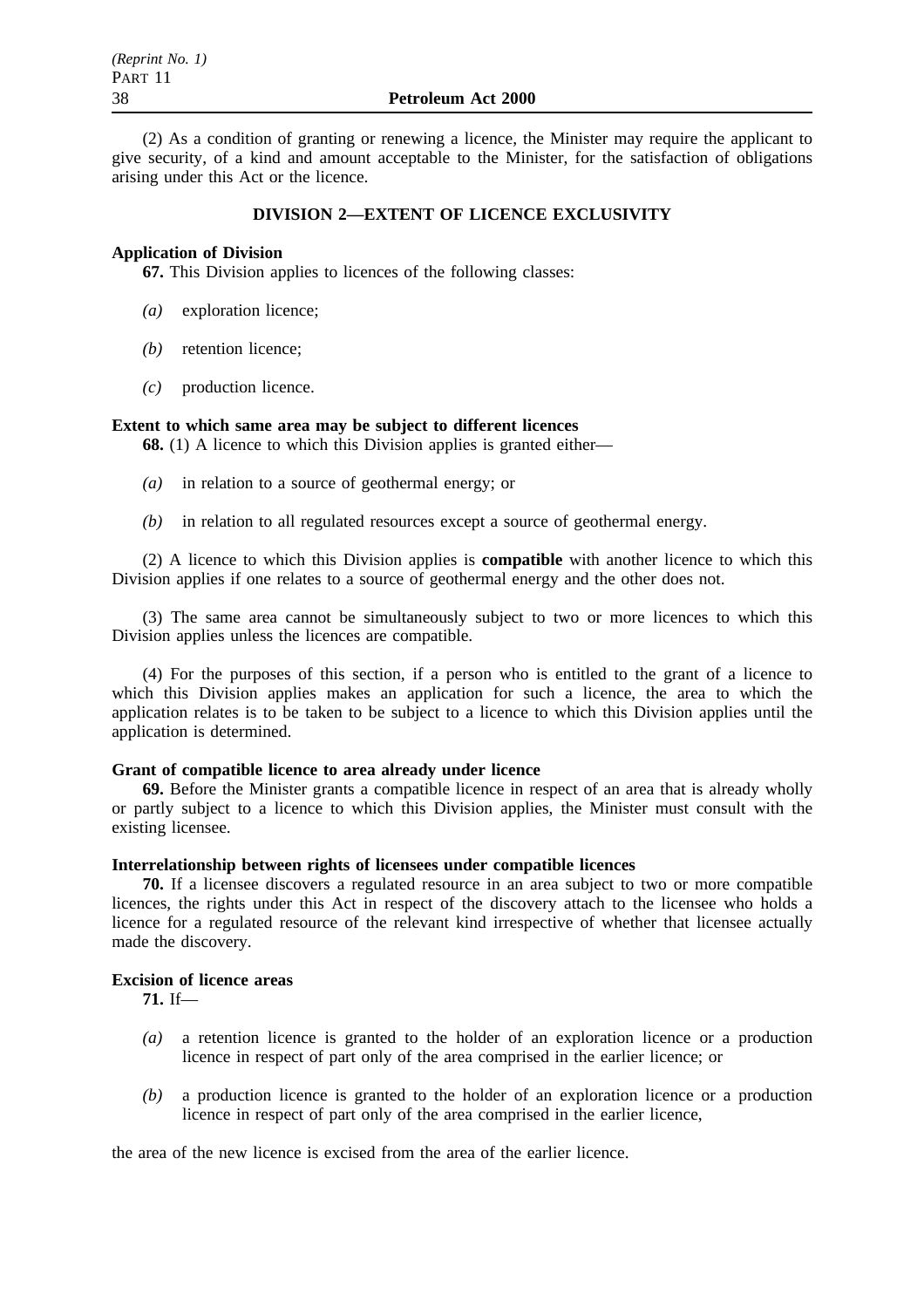(2) As a condition of granting or renewing a licence, the Minister may require the applicant to give security, of a kind and amount acceptable to the Minister, for the satisfaction of obligations arising under this Act or the licence.

## DIVISION 2—EXTENT OF LICENCE EXCLUSIVITY

**Application of Division**

**67.** This Division applies to licences of the following classes:

*(a)* exploration licence;

*(b)* retention licence;

*(c)* production licence.

**Extent to which same area may be subject to different licences**

**68.** (1) A licence to which this Division applies is granted either—

*(a)* in relation to a source of geothermal energy; or

*(b)* in relation to all regulated resources except a source of geothermal energy.

(2) A licence to which this Division applies is **compatible** with another licence to which this Division applies if one relates to a source of geothermal energy and the other does not.

(3) The same area cannot be simultaneously subject to two or more licences to which this Division applies unless the licences are compatible.

(4) For the purposes of this section, if a person who is entitled to the grant of a licence to which this Division applies makes an application for such a licence, the area to which the application relates is to be taken to be subject to a licence to which this Division applies until the application is determined.

**Grant of compatible licence to area already under licence**

**69.** Before the Minister grants a compatible licence in respect of an area that is already wholly or partly subject to a licence to which this Division applies, the Minister must consult with the existing licensee.

**Interrelationship between rights of licensees under compatible licences**

**70.** If a licensee discovers a regulated resource in an area subject to two or more compatible licences, the rights under this Act in respect of the discovery attach to the licensee who holds a licence for a regulated resource of the relevant kind irrespective of whether that licensee actually made the discovery.

**Excision of licence areas**

**71.** If—

*(a)* a retention licence is granted to the holder of an exploration licence or a production licence in respect of part only of the area comprised in the earlier licence; or

*(b)* a production licence is granted to the holder of an exploration licence or a production licence in respect of part only of the area comprised in the earlier licence,

the area of the new licence is excised from the area of the earlier licence.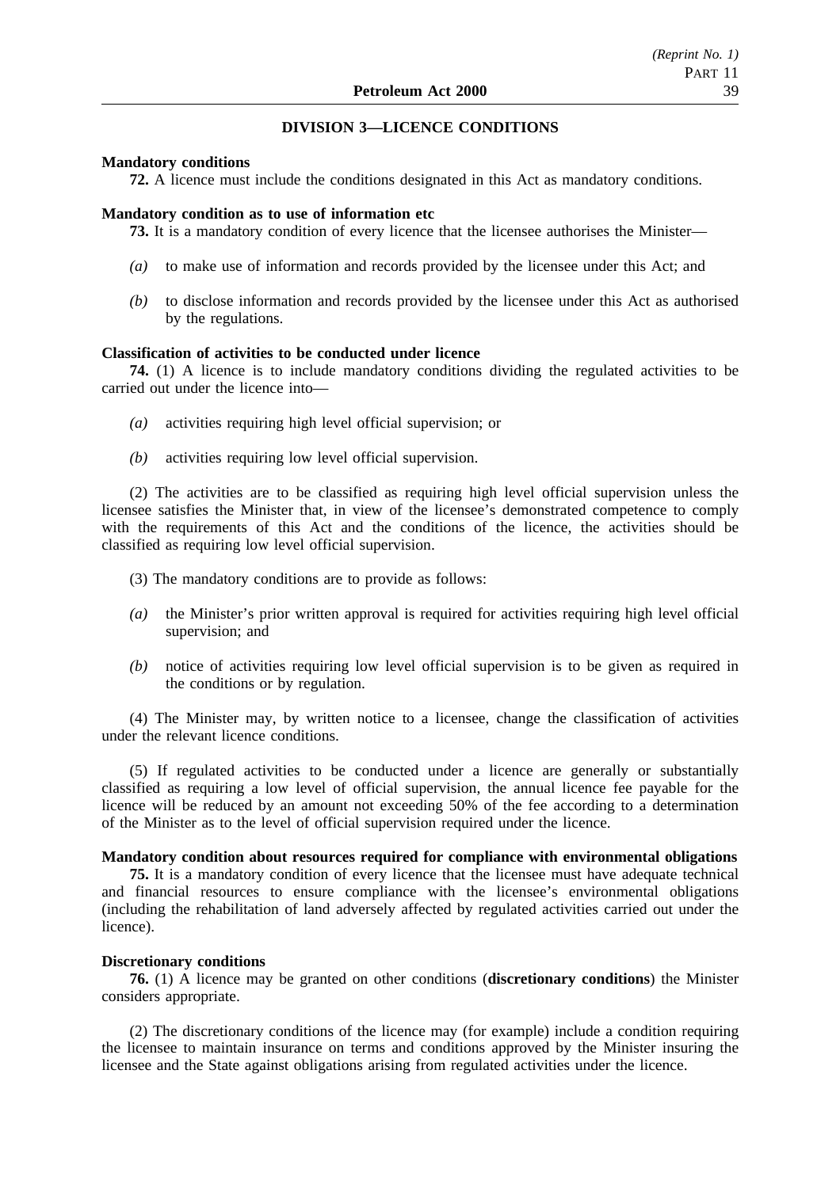## DIVISION 3—LICENCE CONDITIONS

**Mandatory conditions**

**72.** A licence must include the conditions designated in this Act as mandatory conditions.

**Mandatory condition as to use of information etc**

**73.** It is a mandatory condition of every licence that the licensee authorises the Minister—

*(a)* to make use of information and records provided by the licensee under this Act; and

*(b)* to disclose information and records provided by the licensee under this Act as authorised by the regulations.

**Classification of activities to be conducted under licence**

**74.** (1) A licence is to include mandatory conditions dividing the regulated activities to be carried out under the licence into—

*(a)* activities requiring high level official supervision; or

*(b)* activities requiring low level official supervision.

(2) The activities are to be classified as requiring high level official supervision unless the licensee satisfies the Minister that, in view of the licensee's demonstrated competence to comply with the requirements of this Act and the conditions of the licence, the activities should be classified as requiring low level official supervision.

(3) The mandatory conditions are to provide as follows:

*(a)* the Minister's prior written approval is required for activities requiring high level official supervision; and

*(b)* notice of activities requiring low level official supervision is to be given as required in the conditions or by regulation.

(4) The Minister may, by written notice to a licensee, change the classification of activities under the relevant licence conditions.

(5) If regulated activities to be conducted under a licence are generally or substantially classified as requiring a low level of official supervision, the annual licence fee payable for the licence will be reduced by an amount not exceeding 50% of the fee according to a determination of the Minister as to the level of official supervision required under the licence.

**Mandatory condition about resources required for compliance with environmental obligations**

**75.** It is a mandatory condition of every licence that the licensee must have adequate technical and financial resources to ensure compliance with the licensee's environmental obligations (including the rehabilitation of land adversely affected by regulated activities carried out under the licence).

**Discretionary conditions**

**76.** (1) A licence may be granted on other conditions (**discretionary conditions**) the Minister considers appropriate.

(2) The discretionary conditions of the licence may (for example) include a condition requiring the licensee to maintain insurance on terms and conditions approved by the Minister insuring the licensee and the State against obligations arising from regulated activities under the licence.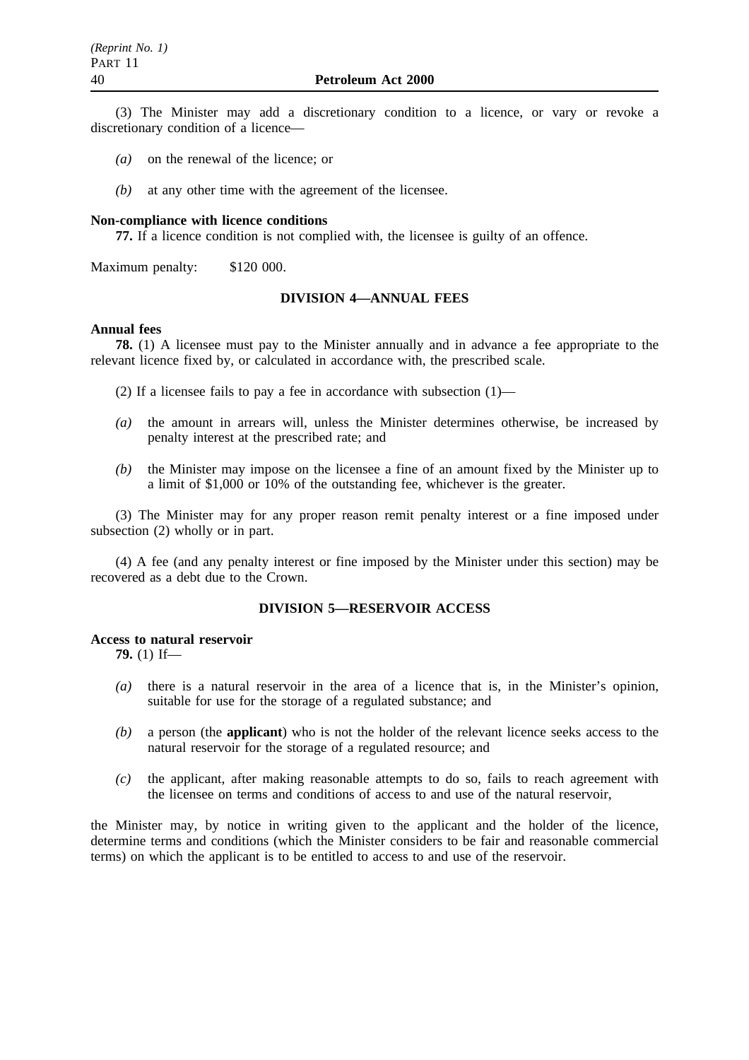(3) The Minister may add a discretionary condition to a licence, or vary or revoke a discretionary condition of a licence—

*(a)* on the renewal of the licence; or

*(b)* at any other time with the agreement of the licensee.

**Non-compliance with licence conditions**

**77.** If a licence condition is not complied with, the licensee is guilty of an offence.

Maximum penalty: $120 000.

### DIVISION 4—ANNUAL FEES

**Annual fees**

**78.** (1) A licensee must pay to the Minister annually and in advance a fee appropriate to the relevant licence fixed by, or calculated in accordance with, the prescribed scale.

(2) If a licensee fails to pay a fee in accordance with subsection (1)—

*(a)* the amount in arrears will, unless the Minister determines otherwise, be increased by penalty interest at the prescribed rate; and

*(b)* the Minister may impose on the licensee a fine of an amount fixed by the Minister up to a limit of $1,000 or 10% of the outstanding fee, whichever is the greater.

(3) The Minister may for any proper reason remit penalty interest or a fine imposed under subsection (2) wholly or in part.

(4) A fee (and any penalty interest or fine imposed by the Minister under this section) may be recovered as a debt due to the Crown.

### DIVISION 5—RESERVOIR ACCESS

**Access to natural reservoir**

**79.** (1) If—

*(a)* there is a natural reservoir in the area of a licence that is, in the Minister's opinion, suitable for use for the storage of a regulated substance; and

*(b)* a person (the **applicant**) who is not the holder of the relevant licence seeks access to the natural reservoir for the storage of a regulated resource; and

*(c)* the applicant, after making reasonable attempts to do so, fails to reach agreement with the licensee on terms and conditions of access to and use of the natural reservoir,

the Minister may, by notice in writing given to the applicant and the holder of the licence, determine terms and conditions (which the Minister considers to be fair and reasonable commercial terms) on which the applicant is to be entitled to access to and use of the reservoir.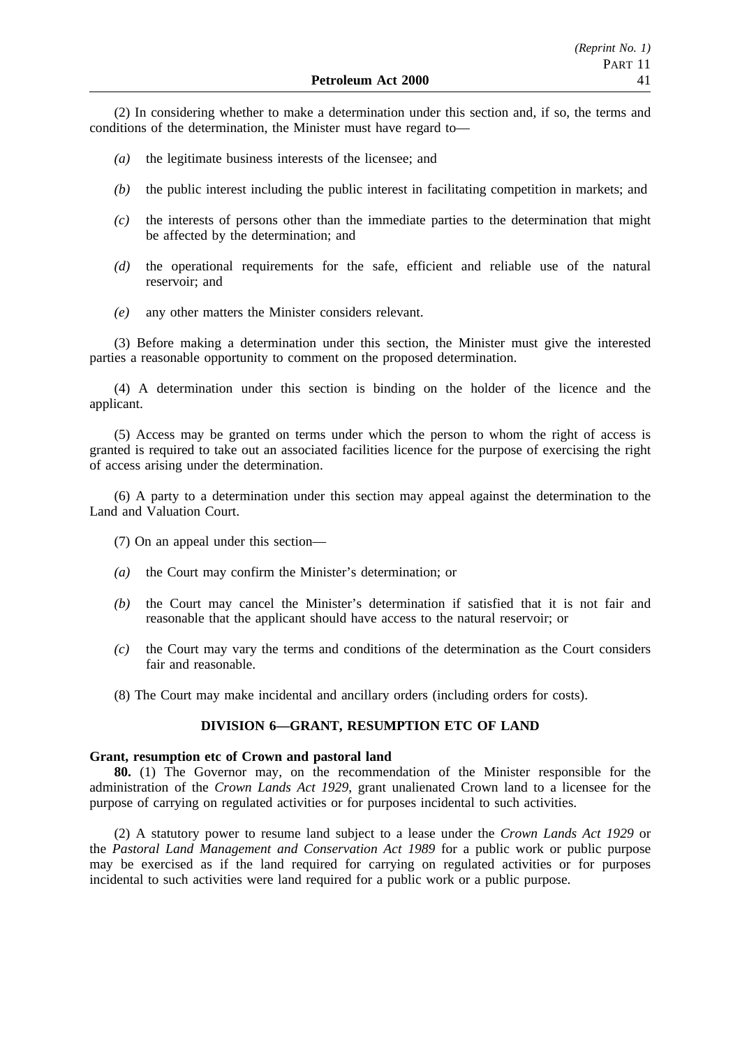(2) In considering whether to make a determination under this section and, if so, the terms and conditions of the determination, the Minister must have regard to—

- *(a)* the legitimate business interests of the licensee; and
- *(b)* the public interest including the public interest in facilitating competition in markets; and
- *(c)* the interests of persons other than the immediate parties to the determination that might be affected by the determination; and
- *(d)* the operational requirements for the safe, efficient and reliable use of the natural reservoir; and
- *(e)* any other matters the Minister considers relevant.

(3) Before making a determination under this section, the Minister must give the interested parties a reasonable opportunity to comment on the proposed determination.

(4) A determination under this section is binding on the holder of the licence and the applicant.

(5) Access may be granted on terms under which the person to whom the right of access is granted is required to take out an associated facilities licence for the purpose of exercising the right of access arising under the determination.

(6) A party to a determination under this section may appeal against the determination to the Land and Valuation Court.

(7) On an appeal under this section—

- *(a)* the Court may confirm the Minister's determination; or
- *(b)* the Court may cancel the Minister's determination if satisfied that it is not fair and reasonable that the applicant should have access to the natural reservoir; or
- *(c)* the Court may vary the terms and conditions of the determination as the Court considers fair and reasonable.

(8) The Court may make incidental and ancillary orders (including orders for costs).

## DIVISION 6—GRANT, RESUMPTION ETC OF LAND

**Grant, resumption etc of Crown and pastoral land**

**80.** (1) The Governor may, on the recommendation of the Minister responsible for the administration of the *Crown Lands Act 1929*, grant unalienated Crown land to a licensee for the purpose of carrying on regulated activities or for purposes incidental to such activities.

(2) A statutory power to resume land subject to a lease under the *Crown Lands Act 1929* or the *Pastoral Land Management and Conservation Act 1989* for a public work or public purpose may be exercised as if the land required for carrying on regulated activities or for purposes incidental to such activities were land required for a public work or a public purpose.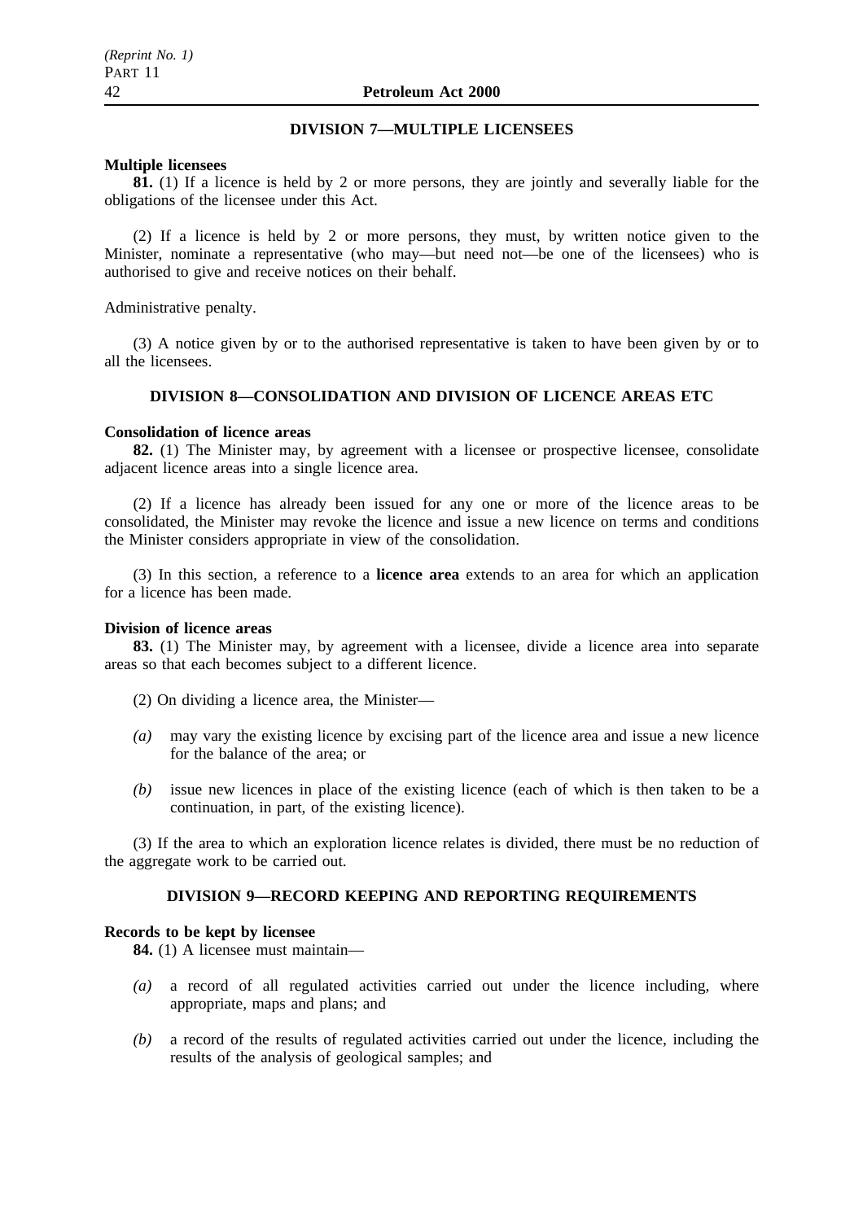## DIVISION 7—MULTIPLE LICENSEES

**Multiple licensees**

**81.** (1) If a licence is held by 2 or more persons, they are jointly and severally liable for the obligations of the licensee under this Act.

(2) If a licence is held by 2 or more persons, they must, by written notice given to the Minister, nominate a representative (who may—but need not—be one of the licensees) who is authorised to give and receive notices on their behalf.

Administrative penalty.

(3) A notice given by or to the authorised representative is taken to have been given by or to all the licensees.

## DIVISION 8—CONSOLIDATION AND DIVISION OF LICENCE AREAS ETC

**Consolidation of licence areas**

**82.** (1) The Minister may, by agreement with a licensee or prospective licensee, consolidate adjacent licence areas into a single licence area.

(2) If a licence has already been issued for any one or more of the licence areas to be consolidated, the Minister may revoke the licence and issue a new licence on terms and conditions the Minister considers appropriate in view of the consolidation.

(3) In this section, a reference to a **licence area** extends to an area for which an application for a licence has been made.

**Division of licence areas**

**83.** (1) The Minister may, by agreement with a licensee, divide a licence area into separate areas so that each becomes subject to a different licence.

(2) On dividing a licence area, the Minister—

*(a)* may vary the existing licence by excising part of the licence area and issue a new licence for the balance of the area; or

*(b)* issue new licences in place of the existing licence (each of which is then taken to be a continuation, in part, of the existing licence).

(3) If the area to which an exploration licence relates is divided, there must be no reduction of the aggregate work to be carried out.

## DIVISION 9—RECORD KEEPING AND REPORTING REQUIREMENTS

**Records to be kept by licensee**

**84.** (1) A licensee must maintain—

*(a)* a record of all regulated activities carried out under the licence including, where appropriate, maps and plans; and

*(b)* a record of the results of regulated activities carried out under the licence, including the results of the analysis of geological samples; and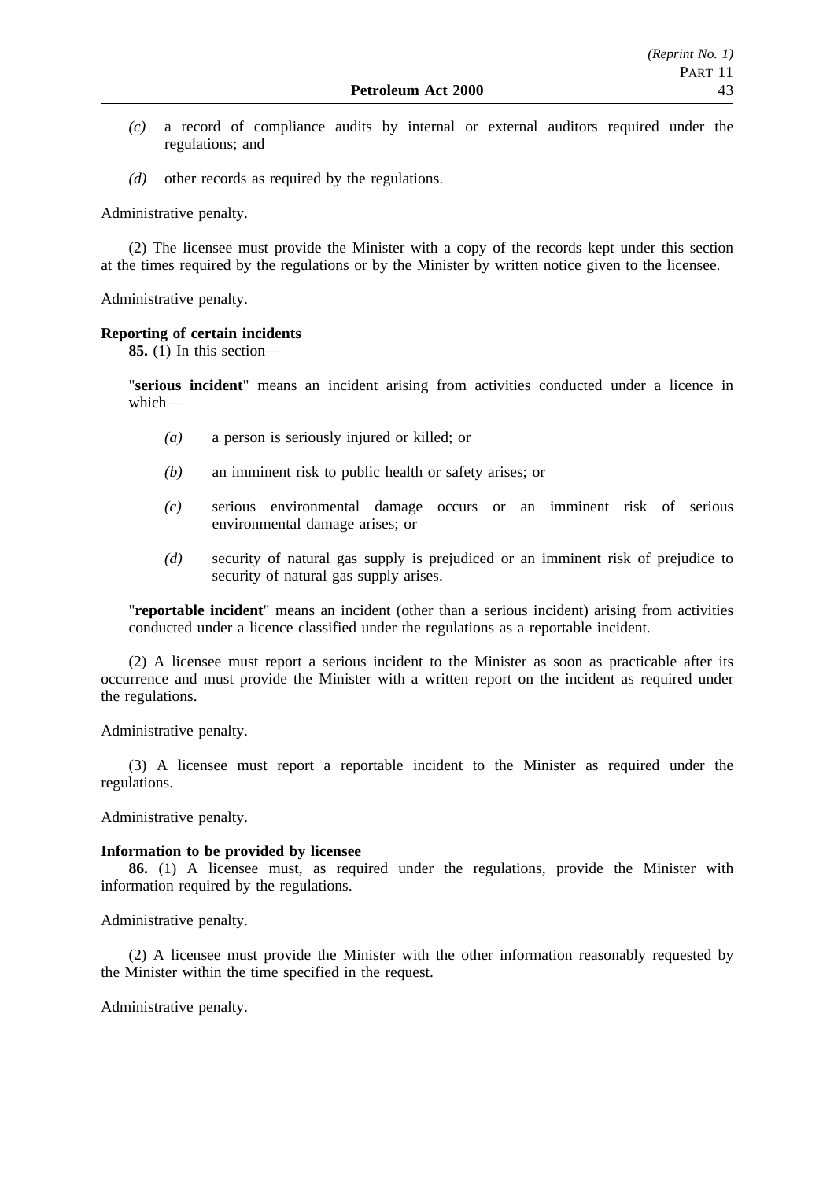*(c)* a record of compliance audits by internal or external auditors required under the regulations; and

*(d)* other records as required by the regulations.

Administrative penalty.

(2) The licensee must provide the Minister with a copy of the records kept under this section at the times required by the regulations or by the Minister by written notice given to the licensee.

Administrative penalty.

**Reporting of certain incidents**

**85.** (1) In this section—

"**serious incident**" means an incident arising from activities conducted under a licence in which—

*(a)* a person is seriously injured or killed; or

*(b)* an imminent risk to public health or safety arises; or

*(c)* serious environmental damage occurs or an imminent risk of serious environmental damage arises; or

*(d)* security of natural gas supply is prejudiced or an imminent risk of prejudice to security of natural gas supply arises.

"**reportable incident**" means an incident (other than a serious incident) arising from activities conducted under a licence classified under the regulations as a reportable incident.

(2) A licensee must report a serious incident to the Minister as soon as practicable after its occurrence and must provide the Minister with a written report on the incident as required under the regulations.

Administrative penalty.

(3) A licensee must report a reportable incident to the Minister as required under the regulations.

Administrative penalty.

**Information to be provided by licensee**

**86.** (1) A licensee must, as required under the regulations, provide the Minister with information required by the regulations.

Administrative penalty.

(2) A licensee must provide the Minister with the other information reasonably requested by the Minister within the time specified in the request.

Administrative penalty.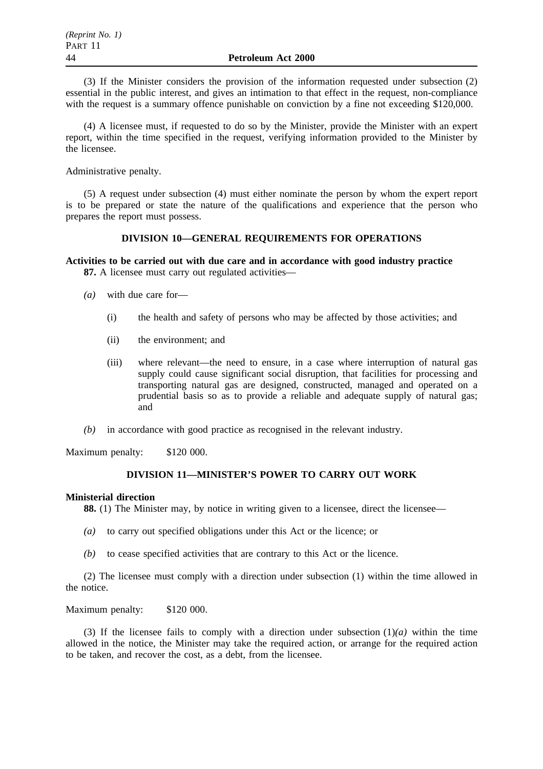(3) If the Minister considers the provision of the information requested under subsection (2) essential in the public interest, and gives an intimation to that effect in the request, non-compliance with the request is a summary offence punishable on conviction by a fine not exceeding $120,000.

(4) A licensee must, if requested to do so by the Minister, provide the Minister with an expert report, within the time specified in the request, verifying information provided to the Minister by the licensee.

Administrative penalty.

(5) A request under subsection (4) must either nominate the person by whom the expert report is to be prepared or state the nature of the qualifications and experience that the person who prepares the report must possess.

## DIVISION 10—GENERAL REQUIREMENTS FOR OPERATIONS

**Activities to be carried out with due care and in accordance with good industry practice**

**87.** A licensee must carry out regulated activities—

*(a)* with due care for—

(i) the health and safety of persons who may be affected by those activities; and

(ii) the environment; and

(iii) where relevant—the need to ensure, in a case where interruption of natural gas supply could cause significant social disruption, that facilities for processing and transporting natural gas are designed, constructed, managed and operated on a prudential basis so as to provide a reliable and adequate supply of natural gas; and

*(b)* in accordance with good practice as recognised in the relevant industry.

Maximum penalty: $120 000.

## DIVISION 11—MINISTER'S POWER TO CARRY OUT WORK

**Ministerial direction**

**88.** (1) The Minister may, by notice in writing given to a licensee, direct the licensee—

*(a)* to carry out specified obligations under this Act or the licence; or

*(b)* to cease specified activities that are contrary to this Act or the licence.

(2) The licensee must comply with a direction under subsection (1) within the time allowed in the notice.

Maximum penalty: $120 000.

(3) If the licensee fails to comply with a direction under subsection (1)*(a)* within the time allowed in the notice, the Minister may take the required action, or arrange for the required action to be taken, and recover the cost, as a debt, from the licensee.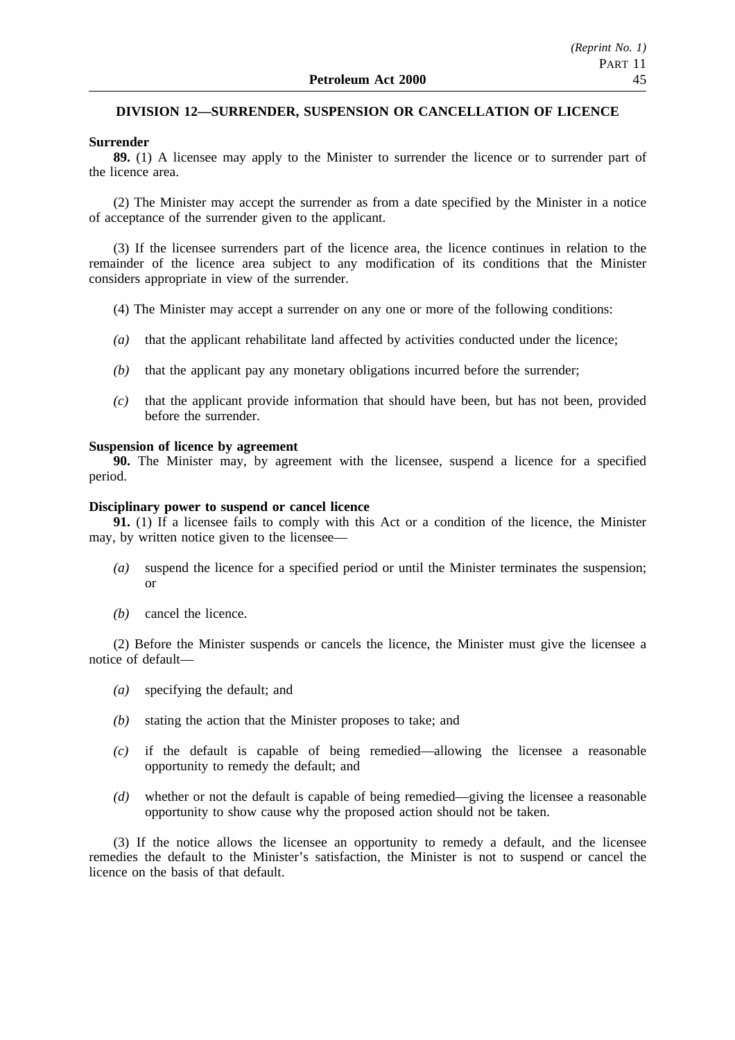## DIVISION 12—SURRENDER, SUSPENSION OR CANCELLATION OF LICENCE

**Surrender**

**89.** (1) A licensee may apply to the Minister to surrender the licence or to surrender part of the licence area.

(2) The Minister may accept the surrender as from a date specified by the Minister in a notice of acceptance of the surrender given to the applicant.

(3) If the licensee surrenders part of the licence area, the licence continues in relation to the remainder of the licence area subject to any modification of its conditions that the Minister considers appropriate in view of the surrender.

(4) The Minister may accept a surrender on any one or more of the following conditions:

*(a)* that the applicant rehabilitate land affected by activities conducted under the licence;

*(b)* that the applicant pay any monetary obligations incurred before the surrender;

*(c)* that the applicant provide information that should have been, but has not been, provided before the surrender.

**Suspension of licence by agreement**

**90.** The Minister may, by agreement with the licensee, suspend a licence for a specified period.

**Disciplinary power to suspend or cancel licence**

**91.** (1) If a licensee fails to comply with this Act or a condition of the licence, the Minister may, by written notice given to the licensee—

*(a)* suspend the licence for a specified period or until the Minister terminates the suspension; or

*(b)* cancel the licence.

(2) Before the Minister suspends or cancels the licence, the Minister must give the licensee a notice of default—

*(a)* specifying the default; and

*(b)* stating the action that the Minister proposes to take; and

*(c)* if the default is capable of being remedied—allowing the licensee a reasonable opportunity to remedy the default; and

*(d)* whether or not the default is capable of being remedied—giving the licensee a reasonable opportunity to show cause why the proposed action should not be taken.

(3) If the notice allows the licensee an opportunity to remedy a default, and the licensee remedies the default to the Minister's satisfaction, the Minister is not to suspend or cancel the licence on the basis of that default.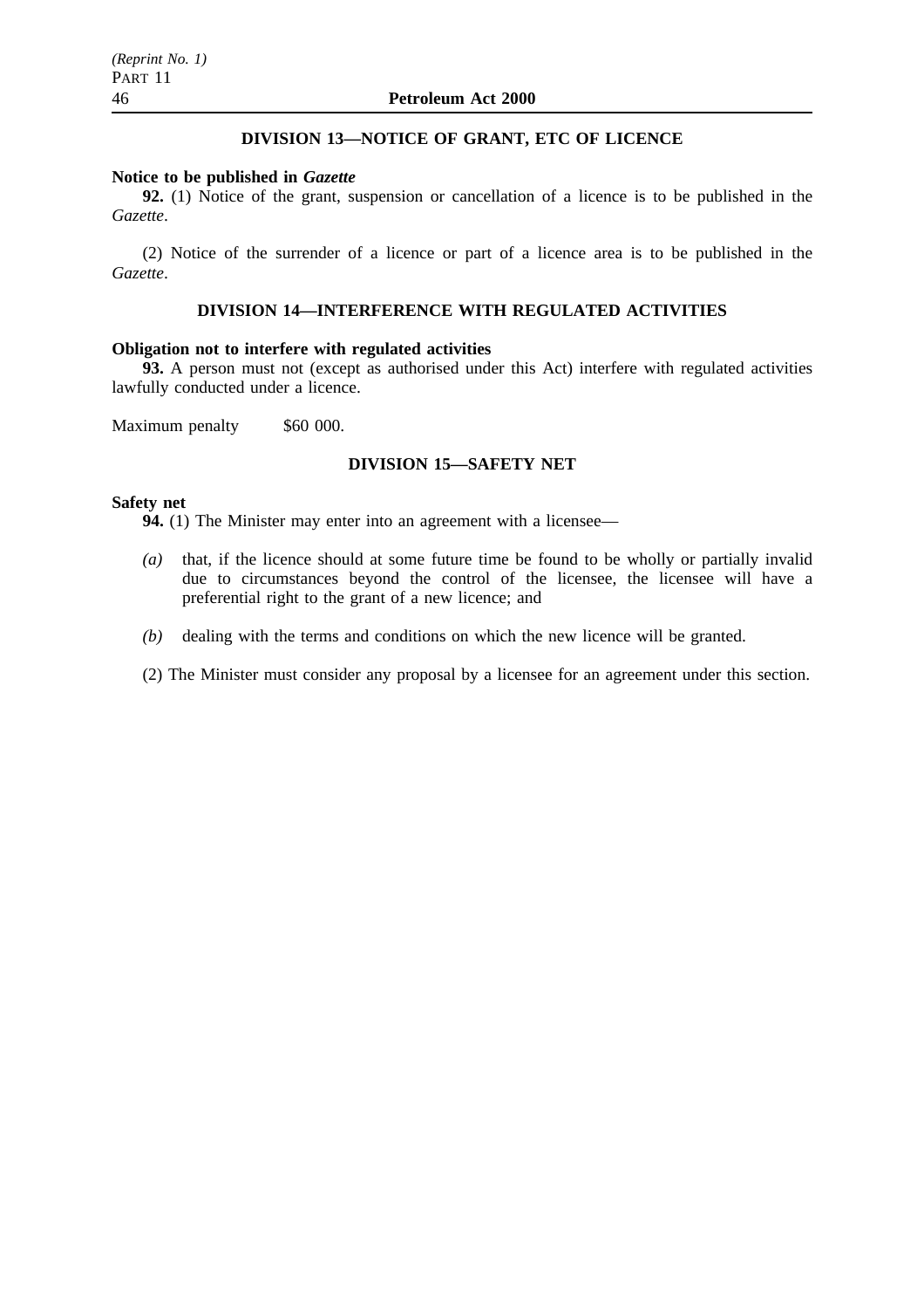## DIVISION 13—NOTICE OF GRANT, ETC OF LICENCE

**Notice to be published in *Gazette***

**92.** (1) Notice of the grant, suspension or cancellation of a licence is to be published in the *Gazette*.

(2) Notice of the surrender of a licence or part of a licence area is to be published in the *Gazette*.

## DIVISION 14—INTERFERENCE WITH REGULATED ACTIVITIES

**Obligation not to interfere with regulated activities**

**93.** A person must not (except as authorised under this Act) interfere with regulated activities lawfully conducted under a licence.

Maximum penalty $60 000.

## DIVISION 15—SAFETY NET

**Safety net**

**94.** (1) The Minister may enter into an agreement with a licensee—

*(a)* that, if the licence should at some future time be found to be wholly or partially invalid due to circumstances beyond the control of the licensee, the licensee will have a preferential right to the grant of a new licence; and

*(b)* dealing with the terms and conditions on which the new licence will be granted.

(2) The Minister must consider any proposal by a licensee for an agreement under this section.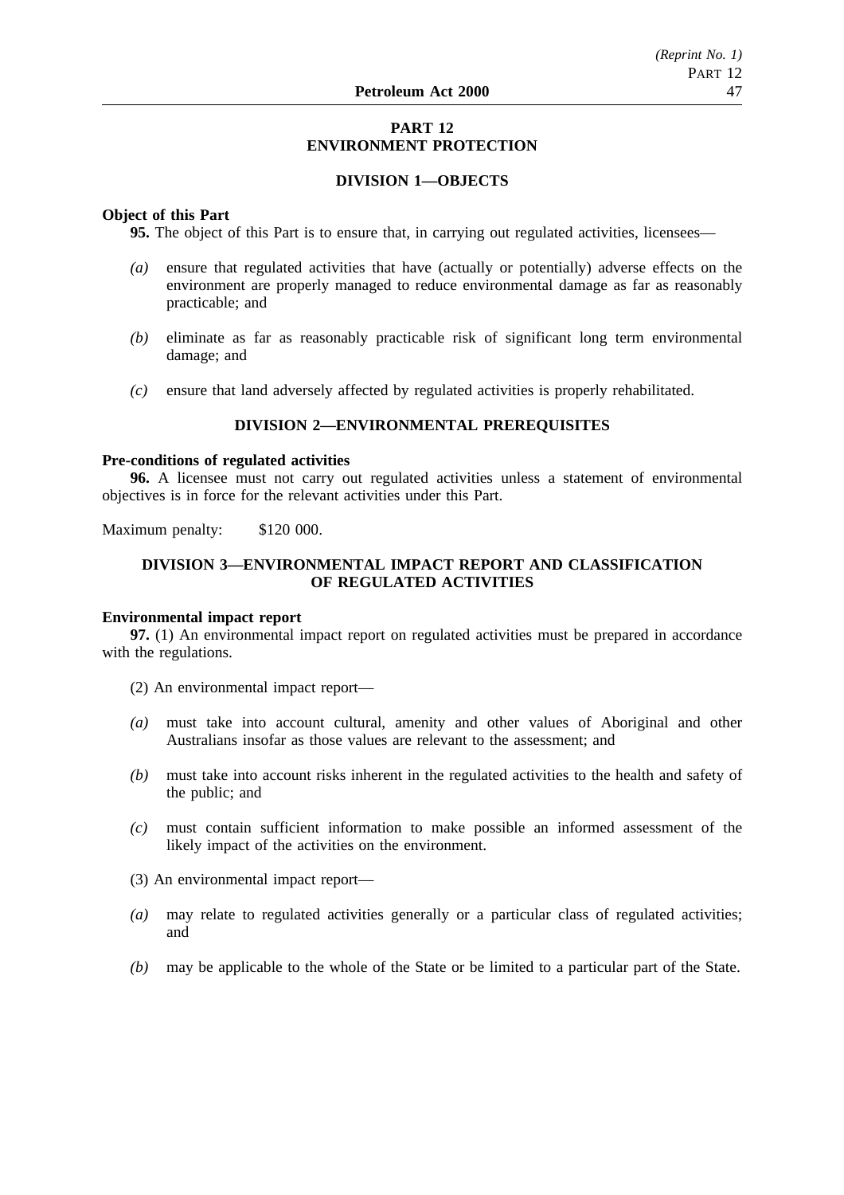# PART 12
# ENVIRONMENT PROTECTION

## DIVISION 1—OBJECTS

**Object of this Part**

**95.** The object of this Part is to ensure that, in carrying out regulated activities, licensees—

*(a)* ensure that regulated activities that have (actually or potentially) adverse effects on the environment are properly managed to reduce environmental damage as far as reasonably practicable; and

*(b)* eliminate as far as reasonably practicable risk of significant long term environmental damage; and

*(c)* ensure that land adversely affected by regulated activities is properly rehabilitated.

## DIVISION 2—ENVIRONMENTAL PREREQUISITES

**Pre-conditions of regulated activities**

**96.** A licensee must not carry out regulated activities unless a statement of environmental objectives is in force for the relevant activities under this Part.

Maximum penalty: $120 000.

## DIVISION 3—ENVIRONMENTAL IMPACT REPORT AND CLASSIFICATION OF REGULATED ACTIVITIES

**Environmental impact report**

**97.** (1) An environmental impact report on regulated activities must be prepared in accordance with the regulations.

(2) An environmental impact report—

*(a)* must take into account cultural, amenity and other values of Aboriginal and other Australians insofar as those values are relevant to the assessment; and

*(b)* must take into account risks inherent in the regulated activities to the health and safety of the public; and

*(c)* must contain sufficient information to make possible an informed assessment of the likely impact of the activities on the environment.

(3) An environmental impact report—

*(a)* may relate to regulated activities generally or a particular class of regulated activities; and

*(b)* may be applicable to the whole of the State or be limited to a particular part of the State.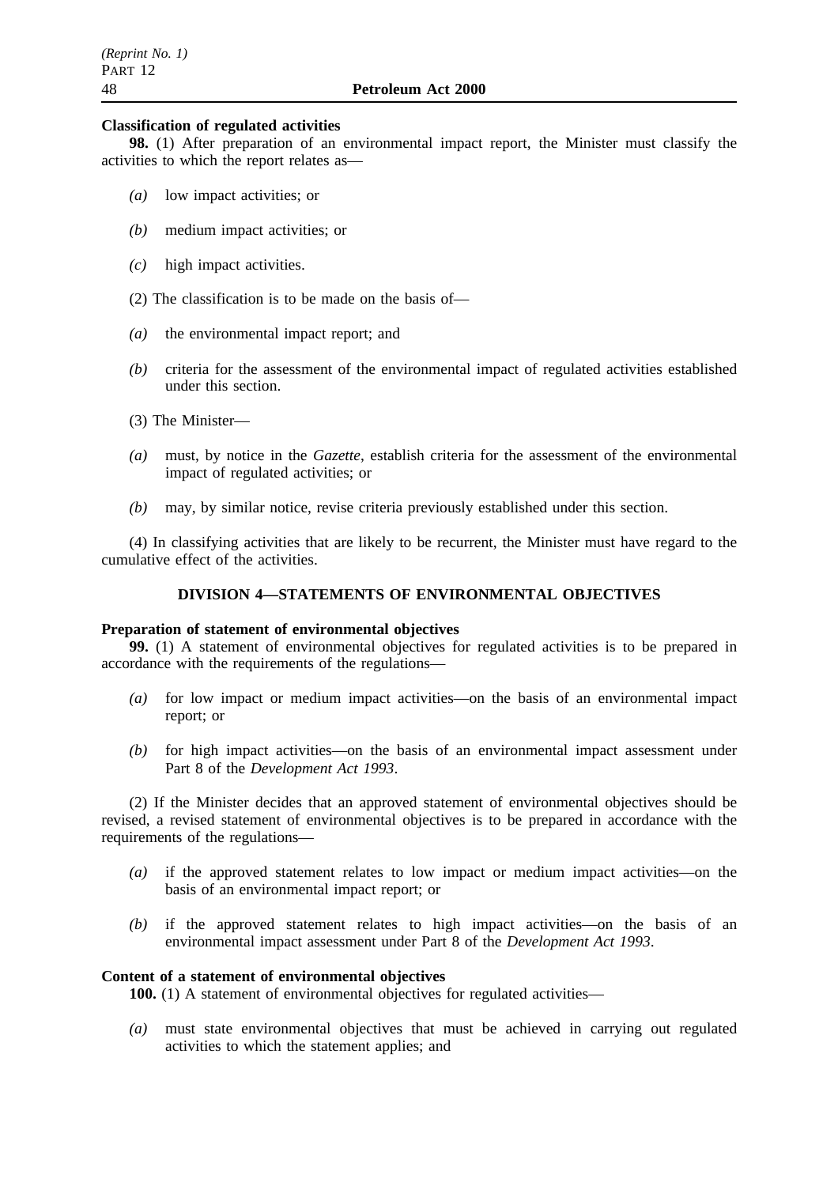**Classification of regulated activities**

**98.** (1) After preparation of an environmental impact report, the Minister must classify the activities to which the report relates as—

*(a)* low impact activities; or

*(b)* medium impact activities; or

*(c)* high impact activities.

(2) The classification is to be made on the basis of—

*(a)* the environmental impact report; and

*(b)* criteria for the assessment of the environmental impact of regulated activities established under this section.

(3) The Minister—

*(a)* must, by notice in the *Gazette*, establish criteria for the assessment of the environmental impact of regulated activities; or

*(b)* may, by similar notice, revise criteria previously established under this section.

(4) In classifying activities that are likely to be recurrent, the Minister must have regard to the cumulative effect of the activities.

## DIVISION 4—STATEMENTS OF ENVIRONMENTAL OBJECTIVES

**Preparation of statement of environmental objectives**

**99.** (1) A statement of environmental objectives for regulated activities is to be prepared in accordance with the requirements of the regulations—

*(a)* for low impact or medium impact activities—on the basis of an environmental impact report; or

*(b)* for high impact activities—on the basis of an environmental impact assessment under Part 8 of the *Development Act 1993*.

(2) If the Minister decides that an approved statement of environmental objectives should be revised, a revised statement of environmental objectives is to be prepared in accordance with the requirements of the regulations—

*(a)* if the approved statement relates to low impact or medium impact activities—on the basis of an environmental impact report; or

*(b)* if the approved statement relates to high impact activities—on the basis of an environmental impact assessment under Part 8 of the *Development Act 1993*.

**Content of a statement of environmental objectives**

**100.** (1) A statement of environmental objectives for regulated activities—

*(a)* must state environmental objectives that must be achieved in carrying out regulated activities to which the statement applies; and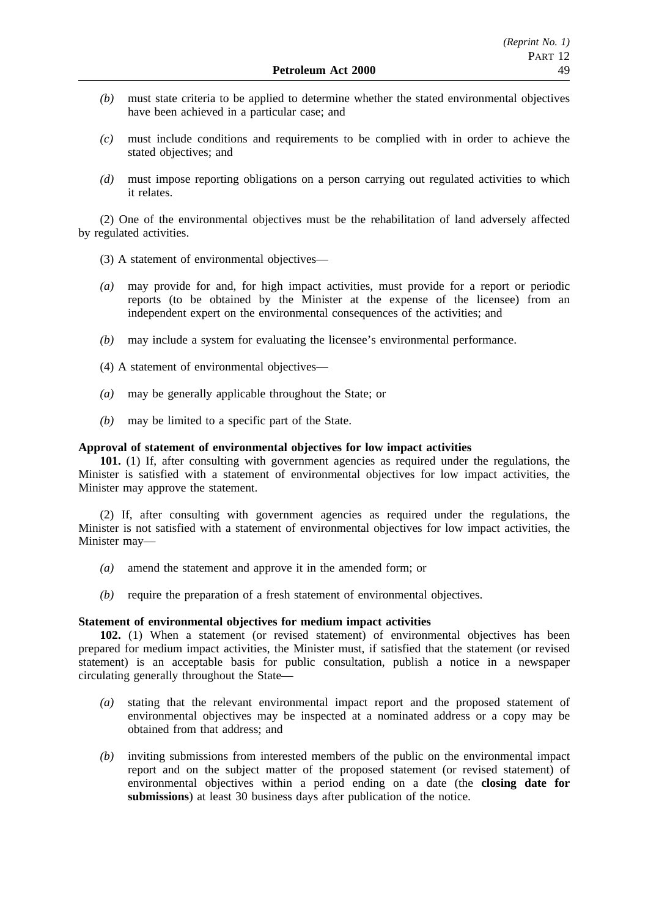*(b)* must state criteria to be applied to determine whether the stated environmental objectives have been achieved in a particular case; and

*(c)* must include conditions and requirements to be complied with in order to achieve the stated objectives; and

*(d)* must impose reporting obligations on a person carrying out regulated activities to which it relates.

(2) One of the environmental objectives must be the rehabilitation of land adversely affected by regulated activities.

(3) A statement of environmental objectives—

*(a)* may provide for and, for high impact activities, must provide for a report or periodic reports (to be obtained by the Minister at the expense of the licensee) from an independent expert on the environmental consequences of the activities; and

*(b)* may include a system for evaluating the licensee's environmental performance.

(4) A statement of environmental objectives—

*(a)* may be generally applicable throughout the State; or

*(b)* may be limited to a specific part of the State.

**Approval of statement of environmental objectives for low impact activities**

**101.** (1) If, after consulting with government agencies as required under the regulations, the Minister is satisfied with a statement of environmental objectives for low impact activities, the Minister may approve the statement.

(2) If, after consulting with government agencies as required under the regulations, the Minister is not satisfied with a statement of environmental objectives for low impact activities, the Minister may—

*(a)* amend the statement and approve it in the amended form; or

*(b)* require the preparation of a fresh statement of environmental objectives.

**Statement of environmental objectives for medium impact activities**

**102.** (1) When a statement (or revised statement) of environmental objectives has been prepared for medium impact activities, the Minister must, if satisfied that the statement (or revised statement) is an acceptable basis for public consultation, publish a notice in a newspaper circulating generally throughout the State—

*(a)* stating that the relevant environmental impact report and the proposed statement of environmental objectives may be inspected at a nominated address or a copy may be obtained from that address; and

*(b)* inviting submissions from interested members of the public on the environmental impact report and on the subject matter of the proposed statement (or revised statement) of environmental objectives within a period ending on a date (the **closing date for submissions**) at least 30 business days after publication of the notice.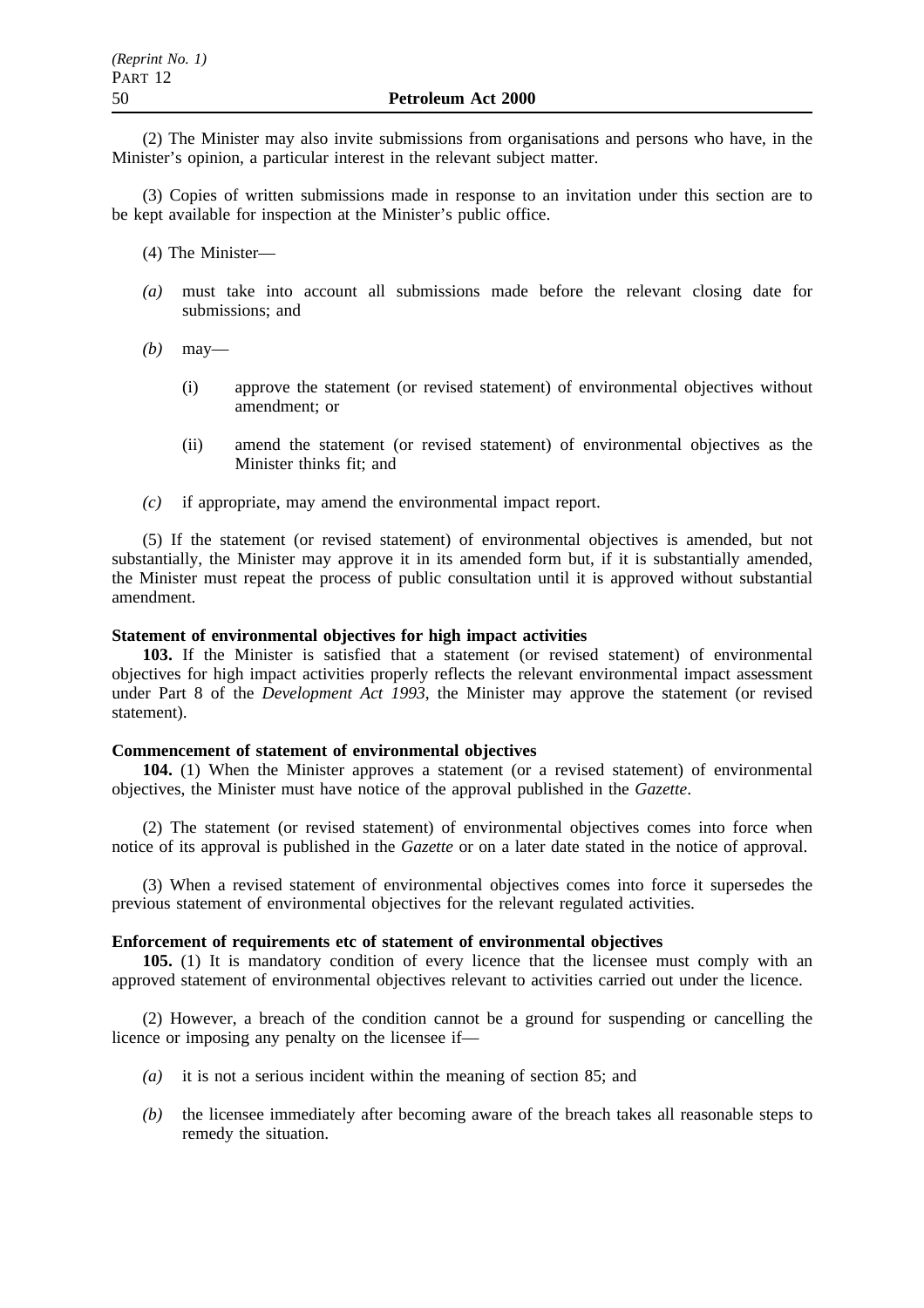(2) The Minister may also invite submissions from organisations and persons who have, in the Minister's opinion, a particular interest in the relevant subject matter.

(3) Copies of written submissions made in response to an invitation under this section are to be kept available for inspection at the Minister's public office.

(4) The Minister—

*(a)* must take into account all submissions made before the relevant closing date for submissions; and

*(b)* may—

(i) approve the statement (or revised statement) of environmental objectives without amendment; or

(ii) amend the statement (or revised statement) of environmental objectives as the Minister thinks fit; and

*(c)* if appropriate, may amend the environmental impact report.

(5) If the statement (or revised statement) of environmental objectives is amended, but not substantially, the Minister may approve it in its amended form but, if it is substantially amended, the Minister must repeat the process of public consultation until it is approved without substantial amendment.

**Statement of environmental objectives for high impact activities**

**103.** If the Minister is satisfied that a statement (or revised statement) of environmental objectives for high impact activities properly reflects the relevant environmental impact assessment under Part 8 of the *Development Act 1993*, the Minister may approve the statement (or revised statement).

**Commencement of statement of environmental objectives**

**104.** (1) When the Minister approves a statement (or a revised statement) of environmental objectives, the Minister must have notice of the approval published in the *Gazette*.

(2) The statement (or revised statement) of environmental objectives comes into force when notice of its approval is published in the *Gazette* or on a later date stated in the notice of approval.

(3) When a revised statement of environmental objectives comes into force it supersedes the previous statement of environmental objectives for the relevant regulated activities.

**Enforcement of requirements etc of statement of environmental objectives**

**105.** (1) It is mandatory condition of every licence that the licensee must comply with an approved statement of environmental objectives relevant to activities carried out under the licence.

(2) However, a breach of the condition cannot be a ground for suspending or cancelling the licence or imposing any penalty on the licensee if—

*(a)* it is not a serious incident within the meaning of section 85; and

*(b)* the licensee immediately after becoming aware of the breach takes all reasonable steps to remedy the situation.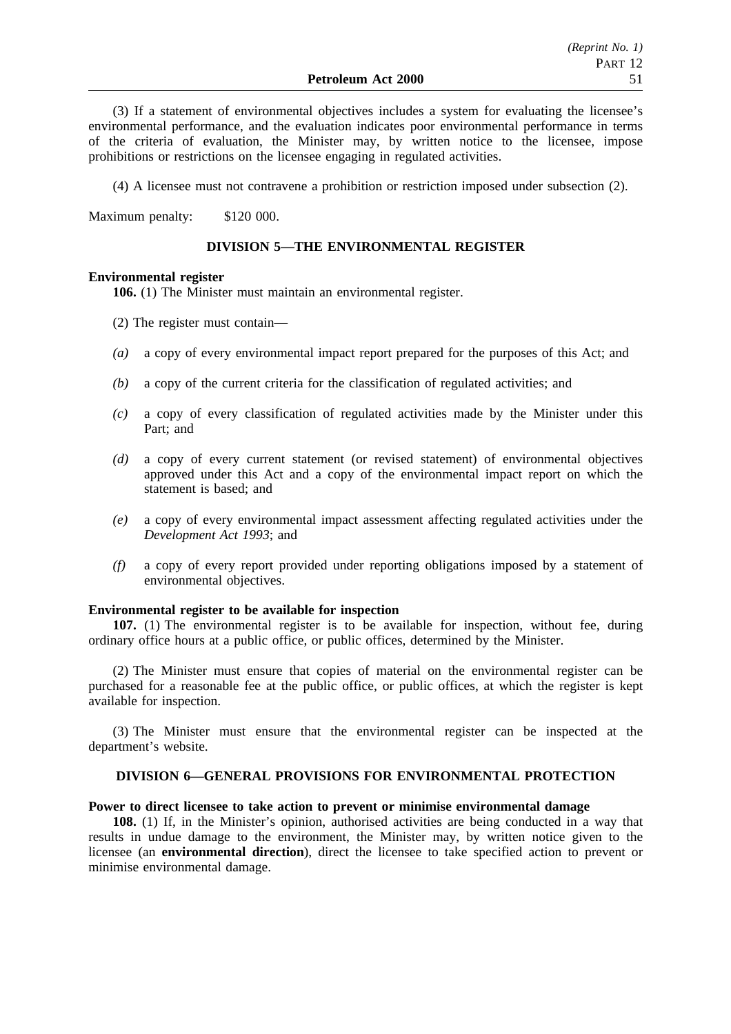(3) If a statement of environmental objectives includes a system for evaluating the licensee's environmental performance, and the evaluation indicates poor environmental performance in terms of the criteria of evaluation, the Minister may, by written notice to the licensee, impose prohibitions or restrictions on the licensee engaging in regulated activities.

(4) A licensee must not contravene a prohibition or restriction imposed under subsection (2).

Maximum penalty: $120 000.

### DIVISION 5—THE ENVIRONMENTAL REGISTER

**Environmental register**

**106.** (1) The Minister must maintain an environmental register.

(2) The register must contain—

*(a)* a copy of every environmental impact report prepared for the purposes of this Act; and

*(b)* a copy of the current criteria for the classification of regulated activities; and

*(c)* a copy of every classification of regulated activities made by the Minister under this Part; and

*(d)* a copy of every current statement (or revised statement) of environmental objectives approved under this Act and a copy of the environmental impact report on which the statement is based; and

*(e)* a copy of every environmental impact assessment affecting regulated activities under the *Development Act 1993*; and

*(f)* a copy of every report provided under reporting obligations imposed by a statement of environmental objectives.

**Environmental register to be available for inspection**

**107.** (1) The environmental register is to be available for inspection, without fee, during ordinary office hours at a public office, or public offices, determined by the Minister.

(2) The Minister must ensure that copies of material on the environmental register can be purchased for a reasonable fee at the public office, or public offices, at which the register is kept available for inspection.

(3) The Minister must ensure that the environmental register can be inspected at the department's website.

### DIVISION 6—GENERAL PROVISIONS FOR ENVIRONMENTAL PROTECTION

**Power to direct licensee to take action to prevent or minimise environmental damage**

**108.** (1) If, in the Minister's opinion, authorised activities are being conducted in a way that results in undue damage to the environment, the Minister may, by written notice given to the licensee (an **environmental direction**), direct the licensee to take specified action to prevent or minimise environmental damage.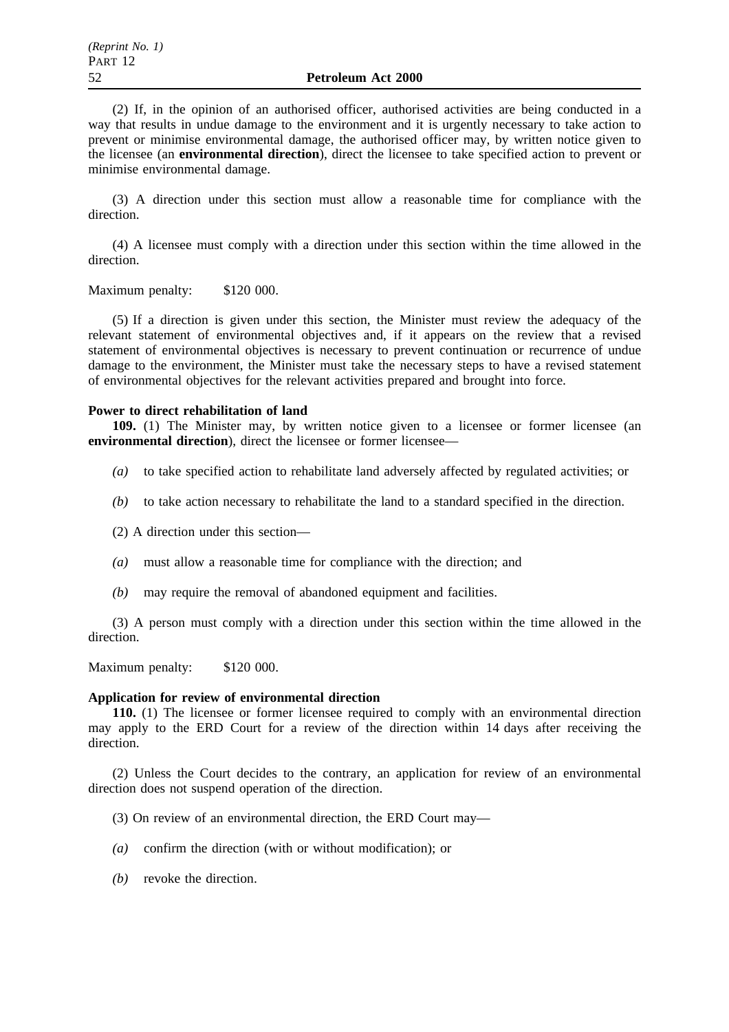(2) If, in the opinion of an authorised officer, authorised activities are being conducted in a way that results in undue damage to the environment and it is urgently necessary to take action to prevent or minimise environmental damage, the authorised officer may, by written notice given to the licensee (an **environmental direction**), direct the licensee to take specified action to prevent or minimise environmental damage.

(3) A direction under this section must allow a reasonable time for compliance with the direction.

(4) A licensee must comply with a direction under this section within the time allowed in the direction.

Maximum penalty: $120 000.

(5) If a direction is given under this section, the Minister must review the adequacy of the relevant statement of environmental objectives and, if it appears on the review that a revised statement of environmental objectives is necessary to prevent continuation or recurrence of undue damage to the environment, the Minister must take the necessary steps to have a revised statement of environmental objectives for the relevant activities prepared and brought into force.

**Power to direct rehabilitation of land**

**109.** (1) The Minister may, by written notice given to a licensee or former licensee (an **environmental direction**), direct the licensee or former licensee—

*(a)* to take specified action to rehabilitate land adversely affected by regulated activities; or

*(b)* to take action necessary to rehabilitate the land to a standard specified in the direction.

(2) A direction under this section—

*(a)* must allow a reasonable time for compliance with the direction; and

*(b)* may require the removal of abandoned equipment and facilities.

(3) A person must comply with a direction under this section within the time allowed in the direction.

Maximum penalty: $120 000.

**Application for review of environmental direction**

**110.** (1) The licensee or former licensee required to comply with an environmental direction may apply to the ERD Court for a review of the direction within 14 days after receiving the direction.

(2) Unless the Court decides to the contrary, an application for review of an environmental direction does not suspend operation of the direction.

(3) On review of an environmental direction, the ERD Court may—

*(a)* confirm the direction (with or without modification); or

*(b)* revoke the direction.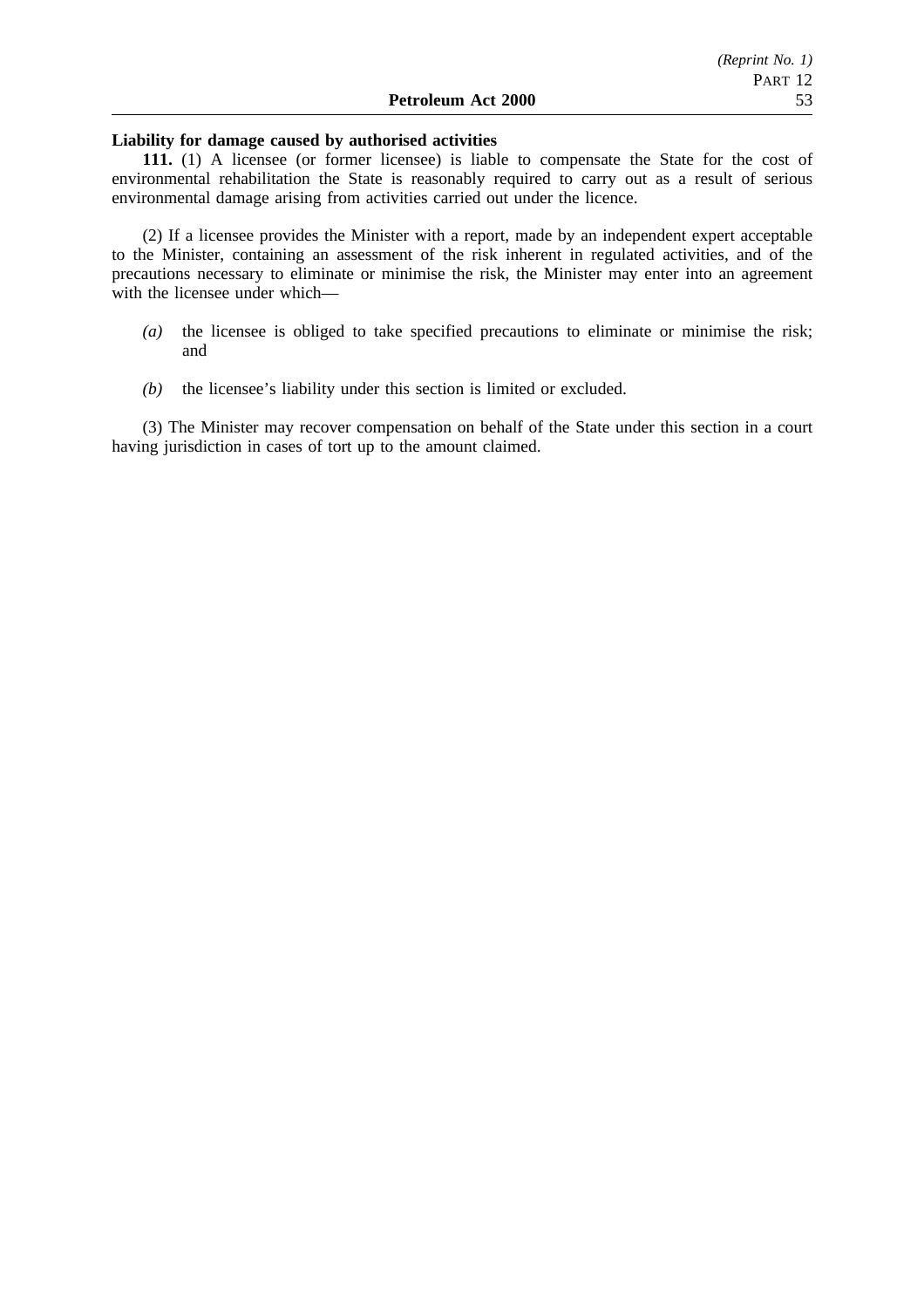**Liability for damage caused by authorised activities**

**111.** (1) A licensee (or former licensee) is liable to compensate the State for the cost of environmental rehabilitation the State is reasonably required to carry out as a result of serious environmental damage arising from activities carried out under the licence.

(2) If a licensee provides the Minister with a report, made by an independent expert acceptable to the Minister, containing an assessment of the risk inherent in regulated activities, and of the precautions necessary to eliminate or minimise the risk, the Minister may enter into an agreement with the licensee under which—

- *(a)* the licensee is obliged to take specified precautions to eliminate or minimise the risk; and
- *(b)* the licensee's liability under this section is limited or excluded.

(3) The Minister may recover compensation on behalf of the State under this section in a court having jurisdiction in cases of tort up to the amount claimed.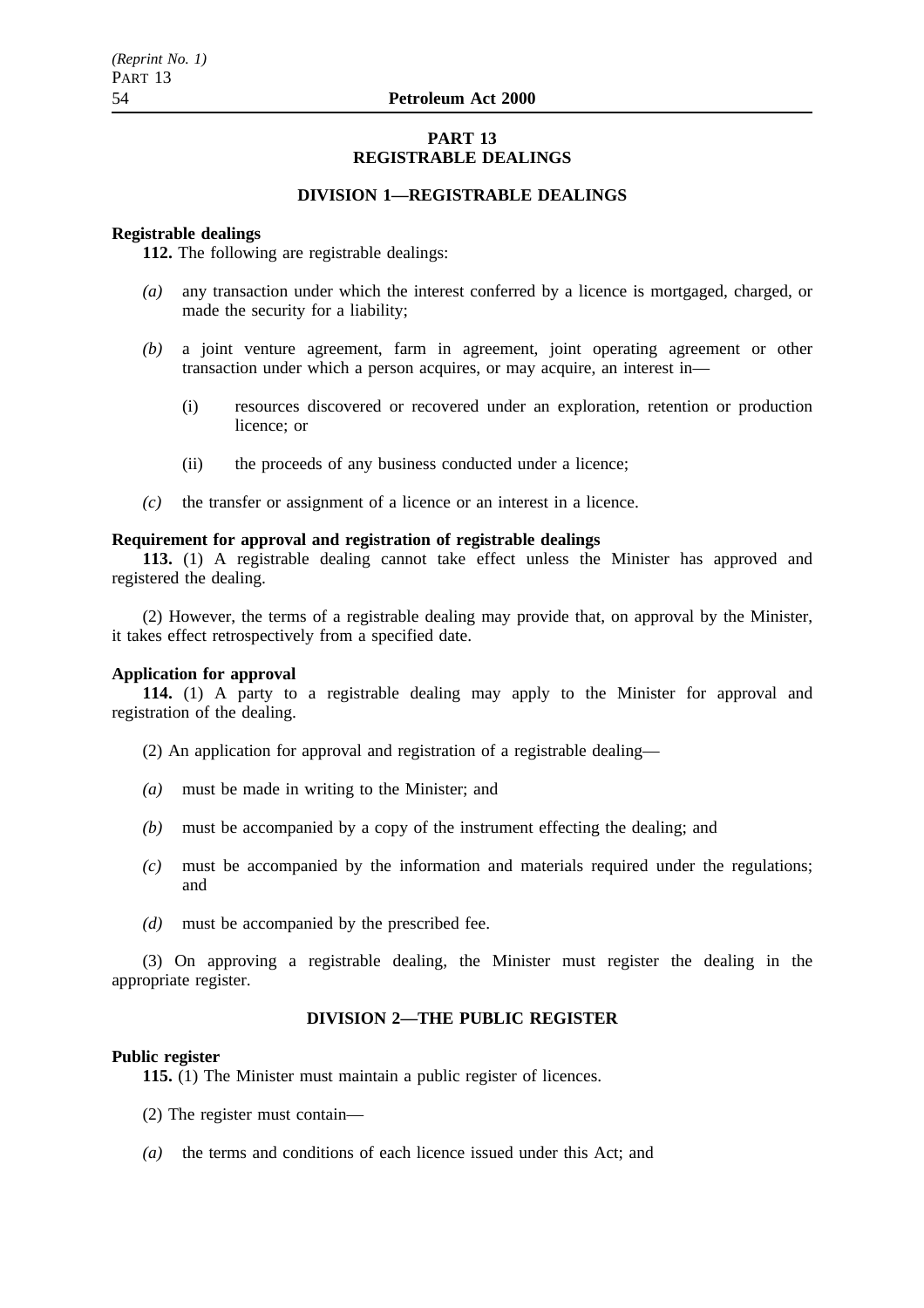## PART 13
## REGISTRABLE DEALINGS

### DIVISION 1—REGISTRABLE DEALINGS

**Registrable dealings**

**112.** The following are registrable dealings:

*(a)* any transaction under which the interest conferred by a licence is mortgaged, charged, or made the security for a liability;

*(b)* a joint venture agreement, farm in agreement, joint operating agreement or other transaction under which a person acquires, or may acquire, an interest in—

(i) resources discovered or recovered under an exploration, retention or production licence; or

(ii) the proceeds of any business conducted under a licence;

*(c)* the transfer or assignment of a licence or an interest in a licence.

**Requirement for approval and registration of registrable dealings**

**113.** (1) A registrable dealing cannot take effect unless the Minister has approved and registered the dealing.

(2) However, the terms of a registrable dealing may provide that, on approval by the Minister, it takes effect retrospectively from a specified date.

**Application for approval**

**114.** (1) A party to a registrable dealing may apply to the Minister for approval and registration of the dealing.

(2) An application for approval and registration of a registrable dealing—

*(a)* must be made in writing to the Minister; and

*(b)* must be accompanied by a copy of the instrument effecting the dealing; and

*(c)* must be accompanied by the information and materials required under the regulations; and

*(d)* must be accompanied by the prescribed fee.

(3) On approving a registrable dealing, the Minister must register the dealing in the appropriate register.

### DIVISION 2—THE PUBLIC REGISTER

**Public register**

**115.** (1) The Minister must maintain a public register of licences.

(2) The register must contain—

*(a)* the terms and conditions of each licence issued under this Act; and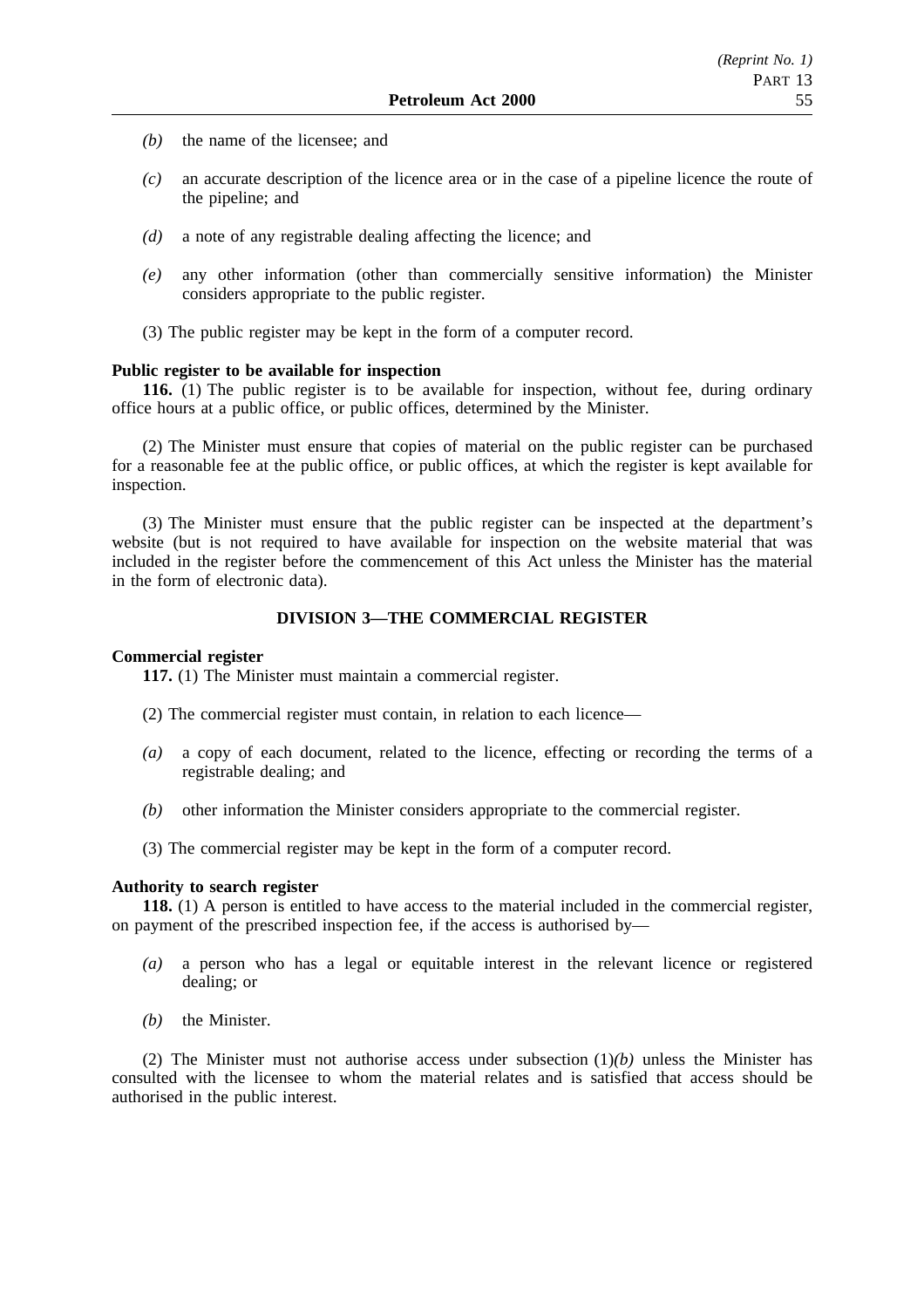*(b)* the name of the licensee; and

*(c)* an accurate description of the licence area or in the case of a pipeline licence the route of the pipeline; and

*(d)* a note of any registrable dealing affecting the licence; and

*(e)* any other information (other than commercially sensitive information) the Minister considers appropriate to the public register.

(3) The public register may be kept in the form of a computer record.

**Public register to be available for inspection**

**116.** (1) The public register is to be available for inspection, without fee, during ordinary office hours at a public office, or public offices, determined by the Minister.

(2) The Minister must ensure that copies of material on the public register can be purchased for a reasonable fee at the public office, or public offices, at which the register is kept available for inspection.

(3) The Minister must ensure that the public register can be inspected at the department's website (but is not required to have available for inspection on the website material that was included in the register before the commencement of this Act unless the Minister has the material in the form of electronic data).

## DIVISION 3—THE COMMERCIAL REGISTER

**Commercial register**

**117.** (1) The Minister must maintain a commercial register.

(2) The commercial register must contain, in relation to each licence—

*(a)* a copy of each document, related to the licence, effecting or recording the terms of a registrable dealing; and

*(b)* other information the Minister considers appropriate to the commercial register.

(3) The commercial register may be kept in the form of a computer record.

**Authority to search register**

**118.** (1) A person is entitled to have access to the material included in the commercial register, on payment of the prescribed inspection fee, if the access is authorised by—

*(a)* a person who has a legal or equitable interest in the relevant licence or registered dealing; or

*(b)* the Minister.

(2) The Minister must not authorise access under subsection (1)*(b)* unless the Minister has consulted with the licensee to whom the material relates and is satisfied that access should be authorised in the public interest.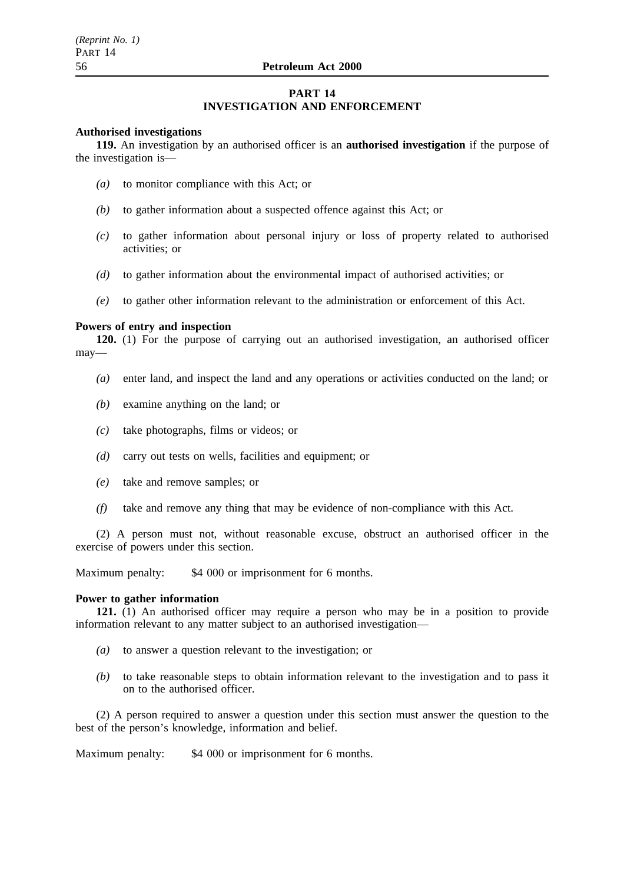# PART 14
# INVESTIGATION AND ENFORCEMENT

**Authorised investigations**

**119.** An investigation by an authorised officer is an **authorised investigation** if the purpose of the investigation is—

*(a)* to monitor compliance with this Act; or

*(b)* to gather information about a suspected offence against this Act; or

*(c)* to gather information about personal injury or loss of property related to authorised activities; or

*(d)* to gather information about the environmental impact of authorised activities; or

*(e)* to gather other information relevant to the administration or enforcement of this Act.

**Powers of entry and inspection**

**120.** (1) For the purpose of carrying out an authorised investigation, an authorised officer may—

*(a)* enter land, and inspect the land and any operations or activities conducted on the land; or

*(b)* examine anything on the land; or

*(c)* take photographs, films or videos; or

*(d)* carry out tests on wells, facilities and equipment; or

*(e)* take and remove samples; or

*(f)* take and remove any thing that may be evidence of non-compliance with this Act.

(2) A person must not, without reasonable excuse, obstruct an authorised officer in the exercise of powers under this section.

Maximum penalty: $4 000 or imprisonment for 6 months.

**Power to gather information**

**121.** (1) An authorised officer may require a person who may be in a position to provide information relevant to any matter subject to an authorised investigation—

*(a)* to answer a question relevant to the investigation; or

*(b)* to take reasonable steps to obtain information relevant to the investigation and to pass it on to the authorised officer.

(2) A person required to answer a question under this section must answer the question to the best of the person's knowledge, information and belief.

Maximum penalty: $4 000 or imprisonment for 6 months.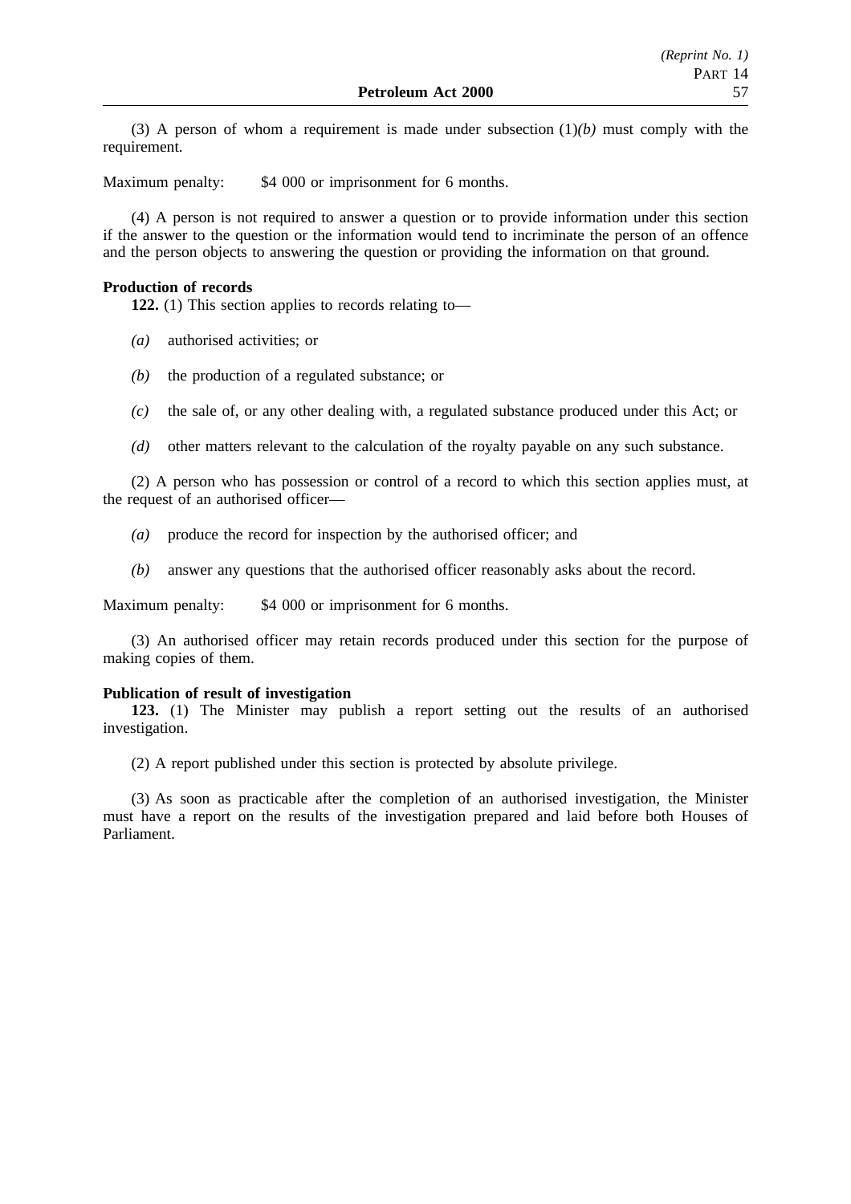(3) A person of whom a requirement is made under subsection (1)*(b)* must comply with the requirement.

Maximum penalty: $4 000 or imprisonment for 6 months.

(4) A person is not required to answer a question or to provide information under this section if the answer to the question or the information would tend to incriminate the person of an offence and the person objects to answering the question or providing the information on that ground.

**Production of records**

**122.** (1) This section applies to records relating to—

*(a)* authorised activities; or

*(b)* the production of a regulated substance; or

*(c)* the sale of, or any other dealing with, a regulated substance produced under this Act; or

*(d)* other matters relevant to the calculation of the royalty payable on any such substance.

(2) A person who has possession or control of a record to which this section applies must, at the request of an authorised officer—

*(a)* produce the record for inspection by the authorised officer; and

*(b)* answer any questions that the authorised officer reasonably asks about the record.

Maximum penalty: $4 000 or imprisonment for 6 months.

(3) An authorised officer may retain records produced under this section for the purpose of making copies of them.

**Publication of result of investigation**

**123.** (1) The Minister may publish a report setting out the results of an authorised investigation.

(2) A report published under this section is protected by absolute privilege.

(3) As soon as practicable after the completion of an authorised investigation, the Minister must have a report on the results of the investigation prepared and laid before both Houses of Parliament.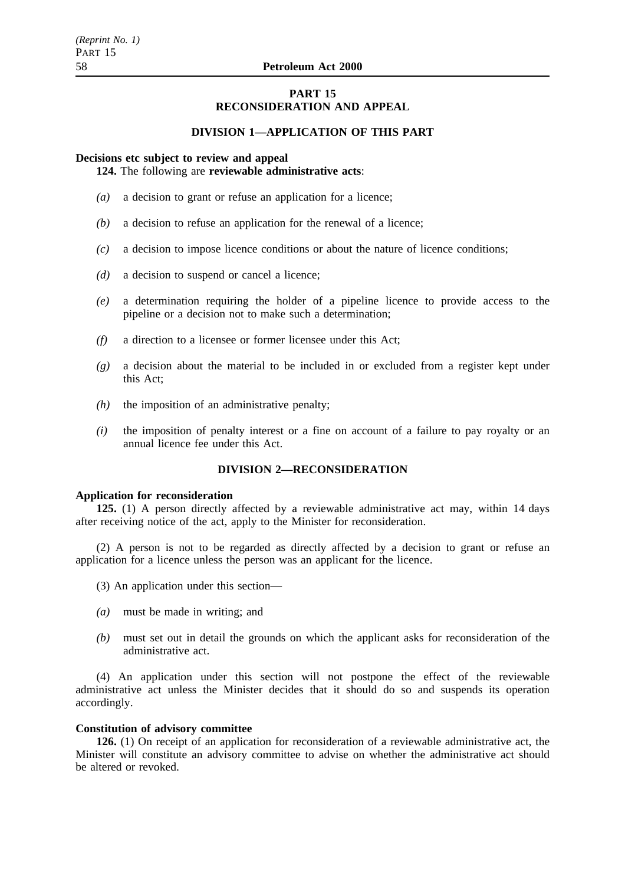## PART 15
## RECONSIDERATION AND APPEAL

### DIVISION 1—APPLICATION OF THIS PART

**Decisions etc subject to review and appeal**

**124.** The following are **reviewable administrative acts**:

*(a)* a decision to grant or refuse an application for a licence;

*(b)* a decision to refuse an application for the renewal of a licence;

*(c)* a decision to impose licence conditions or about the nature of licence conditions;

*(d)* a decision to suspend or cancel a licence;

*(e)* a determination requiring the holder of a pipeline licence to provide access to the pipeline or a decision not to make such a determination;

*(f)* a direction to a licensee or former licensee under this Act;

*(g)* a decision about the material to be included in or excluded from a register kept under this Act;

*(h)* the imposition of an administrative penalty;

*(i)* the imposition of penalty interest or a fine on account of a failure to pay royalty or an annual licence fee under this Act.

### DIVISION 2—RECONSIDERATION

**Application for reconsideration**

**125.** (1) A person directly affected by a reviewable administrative act may, within 14 days after receiving notice of the act, apply to the Minister for reconsideration.

(2) A person is not to be regarded as directly affected by a decision to grant or refuse an application for a licence unless the person was an applicant for the licence.

(3) An application under this section—

*(a)* must be made in writing; and

*(b)* must set out in detail the grounds on which the applicant asks for reconsideration of the administrative act.

(4) An application under this section will not postpone the effect of the reviewable administrative act unless the Minister decides that it should do so and suspends its operation accordingly.

**Constitution of advisory committee**

**126.** (1) On receipt of an application for reconsideration of a reviewable administrative act, the Minister will constitute an advisory committee to advise on whether the administrative act should be altered or revoked.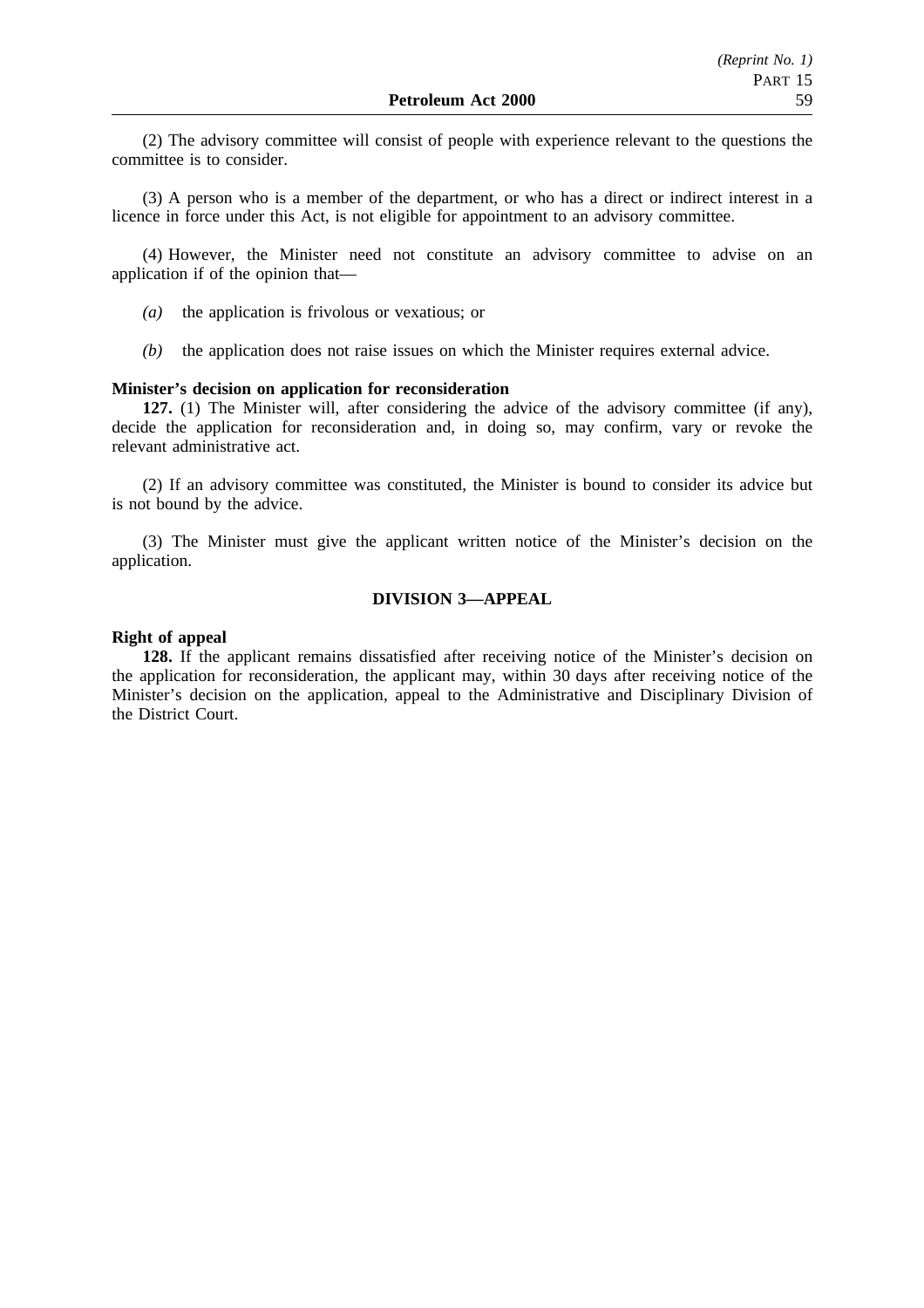(2) The advisory committee will consist of people with experience relevant to the questions the committee is to consider.

(3) A person who is a member of the department, or who has a direct or indirect interest in a licence in force under this Act, is not eligible for appointment to an advisory committee.

(4) However, the Minister need not constitute an advisory committee to advise on an application if of the opinion that—

*(a)* the application is frivolous or vexatious; or

*(b)* the application does not raise issues on which the Minister requires external advice.

**Minister's decision on application for reconsideration**

**127.** (1) The Minister will, after considering the advice of the advisory committee (if any), decide the application for reconsideration and, in doing so, may confirm, vary or revoke the relevant administrative act.

(2) If an advisory committee was constituted, the Minister is bound to consider its advice but is not bound by the advice.

(3) The Minister must give the applicant written notice of the Minister's decision on the application.

## DIVISION 3—APPEAL

**Right of appeal**

**128.** If the applicant remains dissatisfied after receiving notice of the Minister's decision on the application for reconsideration, the applicant may, within 30 days after receiving notice of the Minister's decision on the application, appeal to the Administrative and Disciplinary Division of the District Court.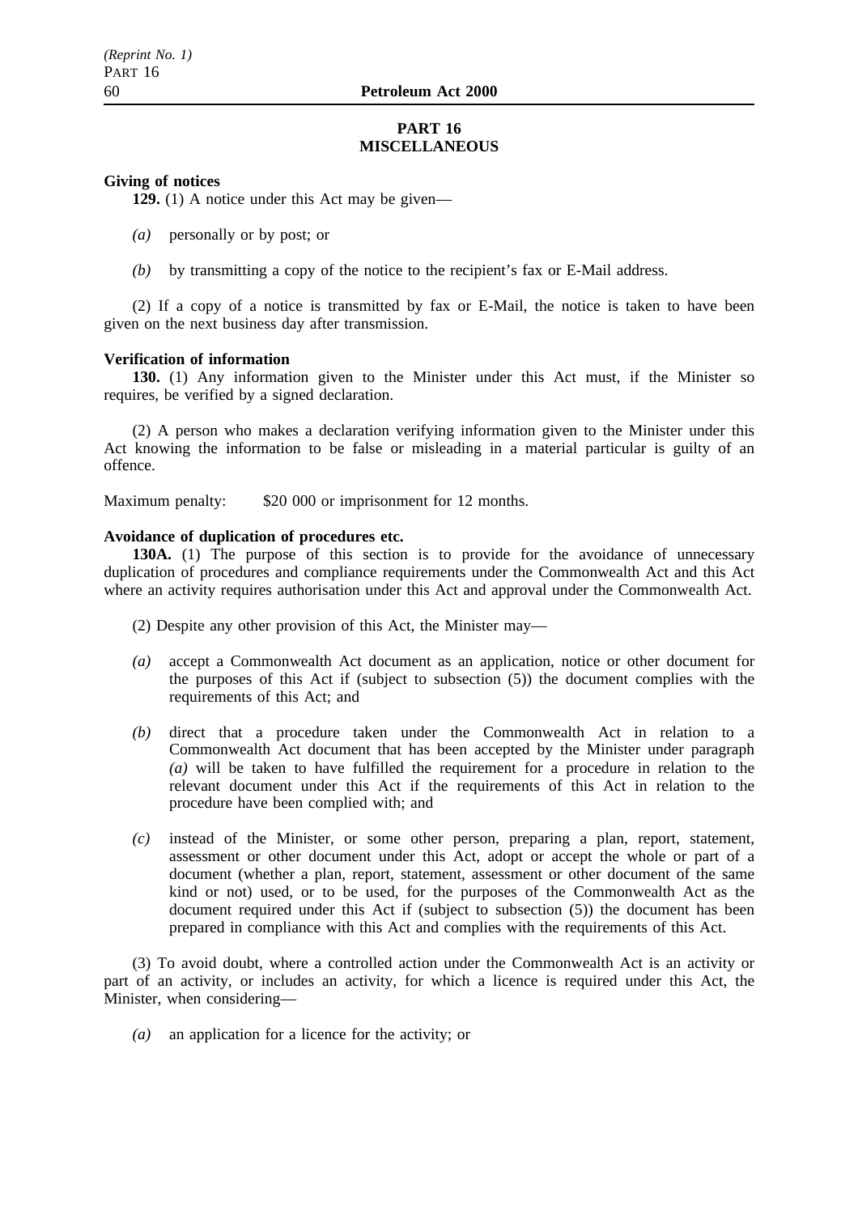## PART 16
## MISCELLANEOUS

**Giving of notices**

**129.** (1) A notice under this Act may be given—

*(a)* personally or by post; or

*(b)* by transmitting a copy of the notice to the recipient's fax or E-Mail address.

(2) If a copy of a notice is transmitted by fax or E-Mail, the notice is taken to have been given on the next business day after transmission.

**Verification of information**

**130.** (1) Any information given to the Minister under this Act must, if the Minister so requires, be verified by a signed declaration.

(2) A person who makes a declaration verifying information given to the Minister under this Act knowing the information to be false or misleading in a material particular is guilty of an offence.

Maximum penalty: $20 000 or imprisonment for 12 months.

**Avoidance of duplication of procedures etc.**

**130A.** (1) The purpose of this section is to provide for the avoidance of unnecessary duplication of procedures and compliance requirements under the Commonwealth Act and this Act where an activity requires authorisation under this Act and approval under the Commonwealth Act.

(2) Despite any other provision of this Act, the Minister may—

*(a)* accept a Commonwealth Act document as an application, notice or other document for the purposes of this Act if (subject to subsection (5)) the document complies with the requirements of this Act; and

*(b)* direct that a procedure taken under the Commonwealth Act in relation to a Commonwealth Act document that has been accepted by the Minister under paragraph *(a)* will be taken to have fulfilled the requirement for a procedure in relation to the relevant document under this Act if the requirements of this Act in relation to the procedure have been complied with; and

*(c)* instead of the Minister, or some other person, preparing a plan, report, statement, assessment or other document under this Act, adopt or accept the whole or part of a document (whether a plan, report, statement, assessment or other document of the same kind or not) used, or to be used, for the purposes of the Commonwealth Act as the document required under this Act if (subject to subsection (5)) the document has been prepared in compliance with this Act and complies with the requirements of this Act.

(3) To avoid doubt, where a controlled action under the Commonwealth Act is an activity or part of an activity, or includes an activity, for which a licence is required under this Act, the Minister, when considering—

*(a)* an application for a licence for the activity; or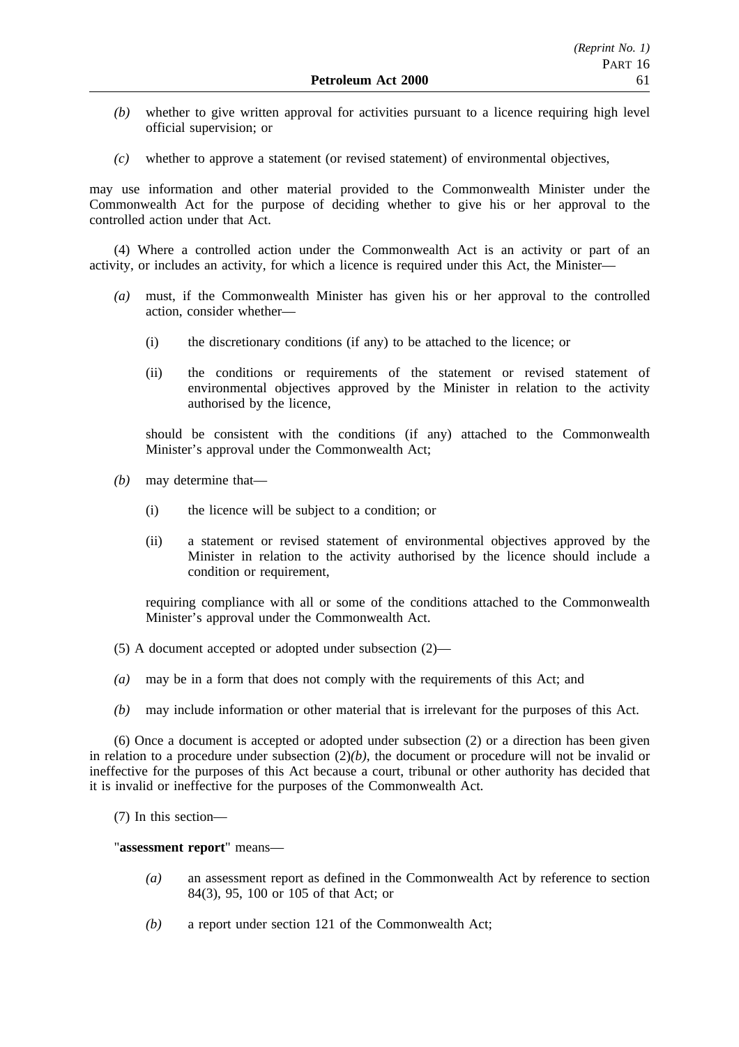*(b)* whether to give written approval for activities pursuant to a licence requiring high level official supervision; or

*(c)* whether to approve a statement (or revised statement) of environmental objectives,

may use information and other material provided to the Commonwealth Minister under the Commonwealth Act for the purpose of deciding whether to give his or her approval to the controlled action under that Act.

(4) Where a controlled action under the Commonwealth Act is an activity or part of an activity, or includes an activity, for which a licence is required under this Act, the Minister—

*(a)* must, if the Commonwealth Minister has given his or her approval to the controlled action, consider whether—

(i) the discretionary conditions (if any) to be attached to the licence; or

(ii) the conditions or requirements of the statement or revised statement of environmental objectives approved by the Minister in relation to the activity authorised by the licence,

should be consistent with the conditions (if any) attached to the Commonwealth Minister's approval under the Commonwealth Act;

*(b)* may determine that—

(i) the licence will be subject to a condition; or

(ii) a statement or revised statement of environmental objectives approved by the Minister in relation to the activity authorised by the licence should include a condition or requirement,

requiring compliance with all or some of the conditions attached to the Commonwealth Minister's approval under the Commonwealth Act.

(5) A document accepted or adopted under subsection (2)—

*(a)* may be in a form that does not comply with the requirements of this Act; and

*(b)* may include information or other material that is irrelevant for the purposes of this Act.

(6) Once a document is accepted or adopted under subsection (2) or a direction has been given in relation to a procedure under subsection (2)*(b)*, the document or procedure will not be invalid or ineffective for the purposes of this Act because a court, tribunal or other authority has decided that it is invalid or ineffective for the purposes of the Commonwealth Act.

(7) In this section—

"**assessment report**" means—

*(a)* an assessment report as defined in the Commonwealth Act by reference to section 84(3), 95, 100 or 105 of that Act; or

*(b)* a report under section 121 of the Commonwealth Act;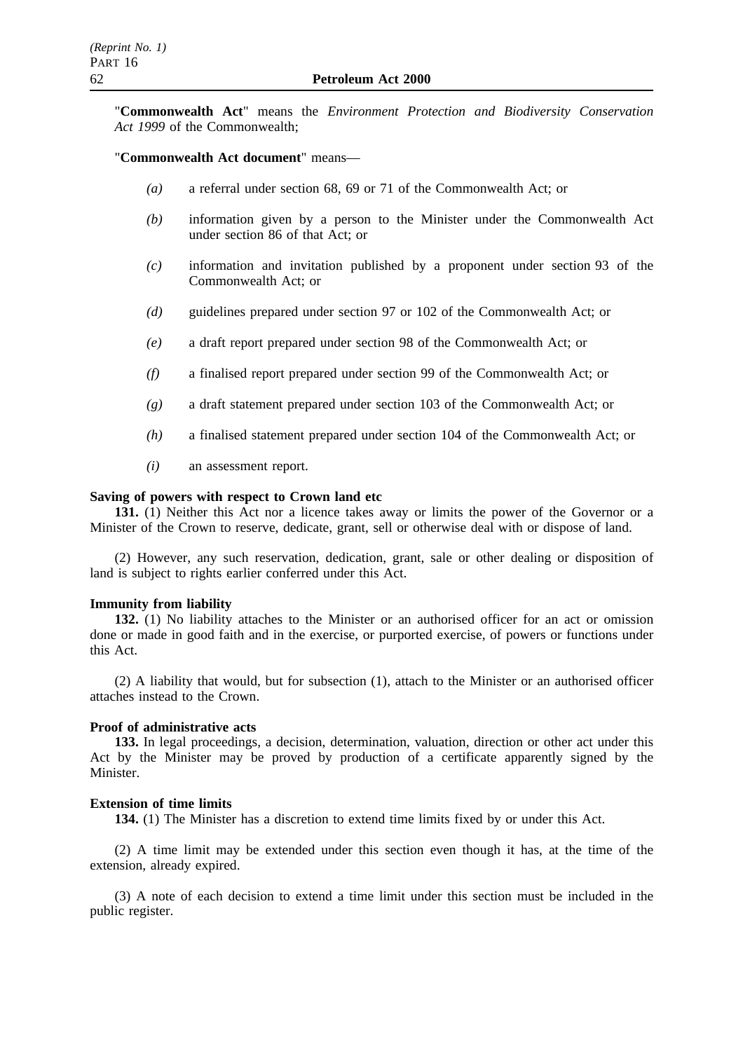"**Commonwealth Act**" means the *Environment Protection and Biodiversity Conservation Act 1999* of the Commonwealth;

"**Commonwealth Act document**" means—

*(a)* a referral under section 68, 69 or 71 of the Commonwealth Act; or

*(b)* information given by a person to the Minister under the Commonwealth Act under section 86 of that Act; or

*(c)* information and invitation published by a proponent under section 93 of the Commonwealth Act; or

*(d)* guidelines prepared under section 97 or 102 of the Commonwealth Act; or

*(e)* a draft report prepared under section 98 of the Commonwealth Act; or

*(f)* a finalised report prepared under section 99 of the Commonwealth Act; or

*(g)* a draft statement prepared under section 103 of the Commonwealth Act; or

*(h)* a finalised statement prepared under section 104 of the Commonwealth Act; or

*(i)* an assessment report.

**Saving of powers with respect to Crown land etc**

**131.** (1) Neither this Act nor a licence takes away or limits the power of the Governor or a Minister of the Crown to reserve, dedicate, grant, sell or otherwise deal with or dispose of land.

(2) However, any such reservation, dedication, grant, sale or other dealing or disposition of land is subject to rights earlier conferred under this Act.

**Immunity from liability**

**132.** (1) No liability attaches to the Minister or an authorised officer for an act or omission done or made in good faith and in the exercise, or purported exercise, of powers or functions under this Act.

(2) A liability that would, but for subsection (1), attach to the Minister or an authorised officer attaches instead to the Crown.

**Proof of administrative acts**

**133.** In legal proceedings, a decision, determination, valuation, direction or other act under this Act by the Minister may be proved by production of a certificate apparently signed by the Minister.

**Extension of time limits**

**134.** (1) The Minister has a discretion to extend time limits fixed by or under this Act.

(2) A time limit may be extended under this section even though it has, at the time of the extension, already expired.

(3) A note of each decision to extend a time limit under this section must be included in the public register.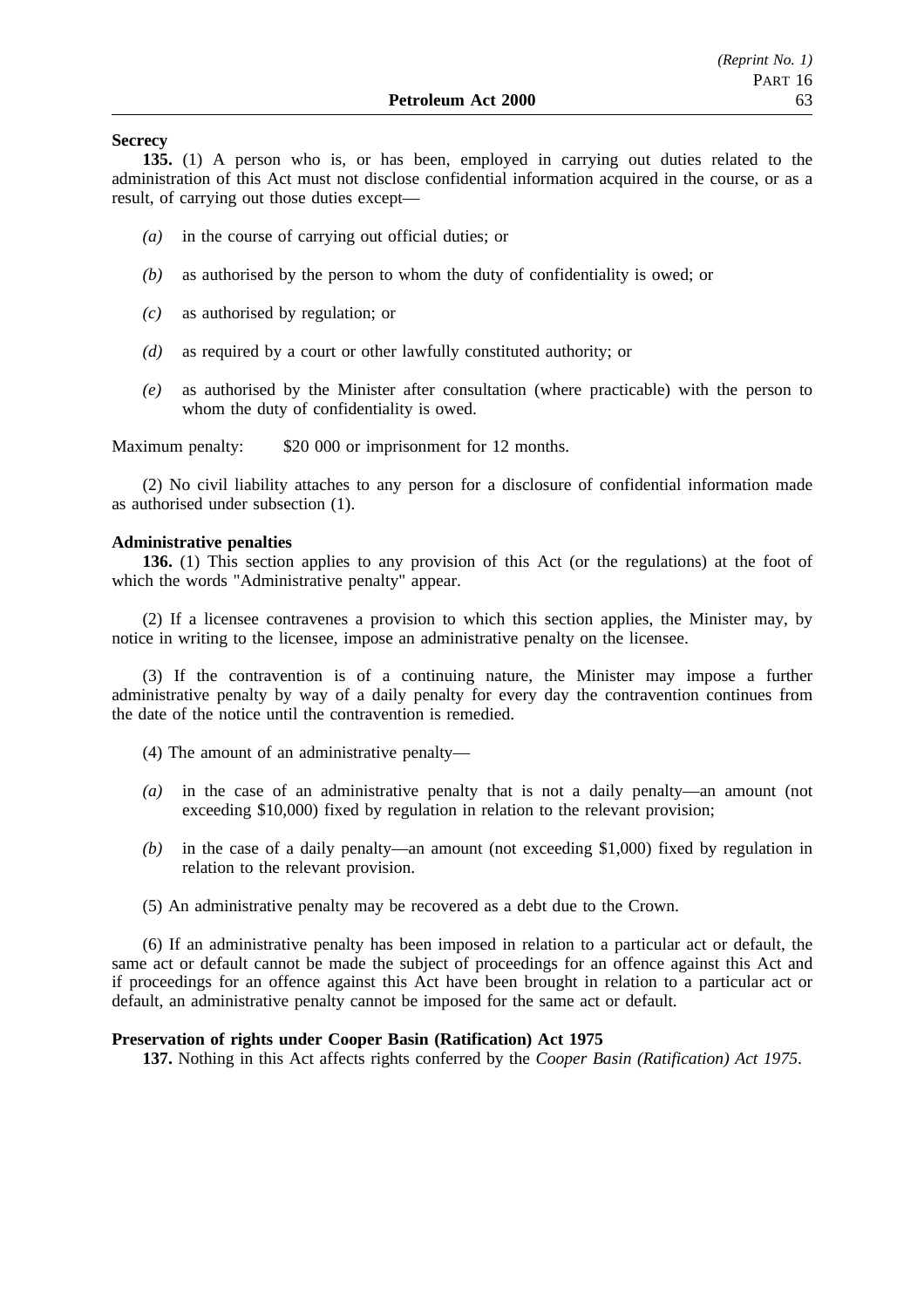**Secrecy**

**135.** (1) A person who is, or has been, employed in carrying out duties related to the administration of this Act must not disclose confidential information acquired in the course, or as a result, of carrying out those duties except—

- *(a)* in the course of carrying out official duties; or
- *(b)* as authorised by the person to whom the duty of confidentiality is owed; or
- *(c)* as authorised by regulation; or
- *(d)* as required by a court or other lawfully constituted authority; or
- *(e)* as authorised by the Minister after consultation (where practicable) with the person to whom the duty of confidentiality is owed.

Maximum penalty: $20 000 or imprisonment for 12 months.

(2) No civil liability attaches to any person for a disclosure of confidential information made as authorised under subsection (1).

**Administrative penalties**

**136.** (1) This section applies to any provision of this Act (or the regulations) at the foot of which the words "Administrative penalty" appear.

(2) If a licensee contravenes a provision to which this section applies, the Minister may, by notice in writing to the licensee, impose an administrative penalty on the licensee.

(3) If the contravention is of a continuing nature, the Minister may impose a further administrative penalty by way of a daily penalty for every day the contravention continues from the date of the notice until the contravention is remedied.

(4) The amount of an administrative penalty—

- *(a)* in the case of an administrative penalty that is not a daily penalty—an amount (not exceeding $10,000) fixed by regulation in relation to the relevant provision;
- *(b)* in the case of a daily penalty—an amount (not exceeding $1,000) fixed by regulation in relation to the relevant provision.

(5) An administrative penalty may be recovered as a debt due to the Crown.

(6) If an administrative penalty has been imposed in relation to a particular act or default, the same act or default cannot be made the subject of proceedings for an offence against this Act and if proceedings for an offence against this Act have been brought in relation to a particular act or default, an administrative penalty cannot be imposed for the same act or default.

**Preservation of rights under Cooper Basin (Ratification) Act 1975**

**137.** Nothing in this Act affects rights conferred by the *Cooper Basin (Ratification) Act 1975*.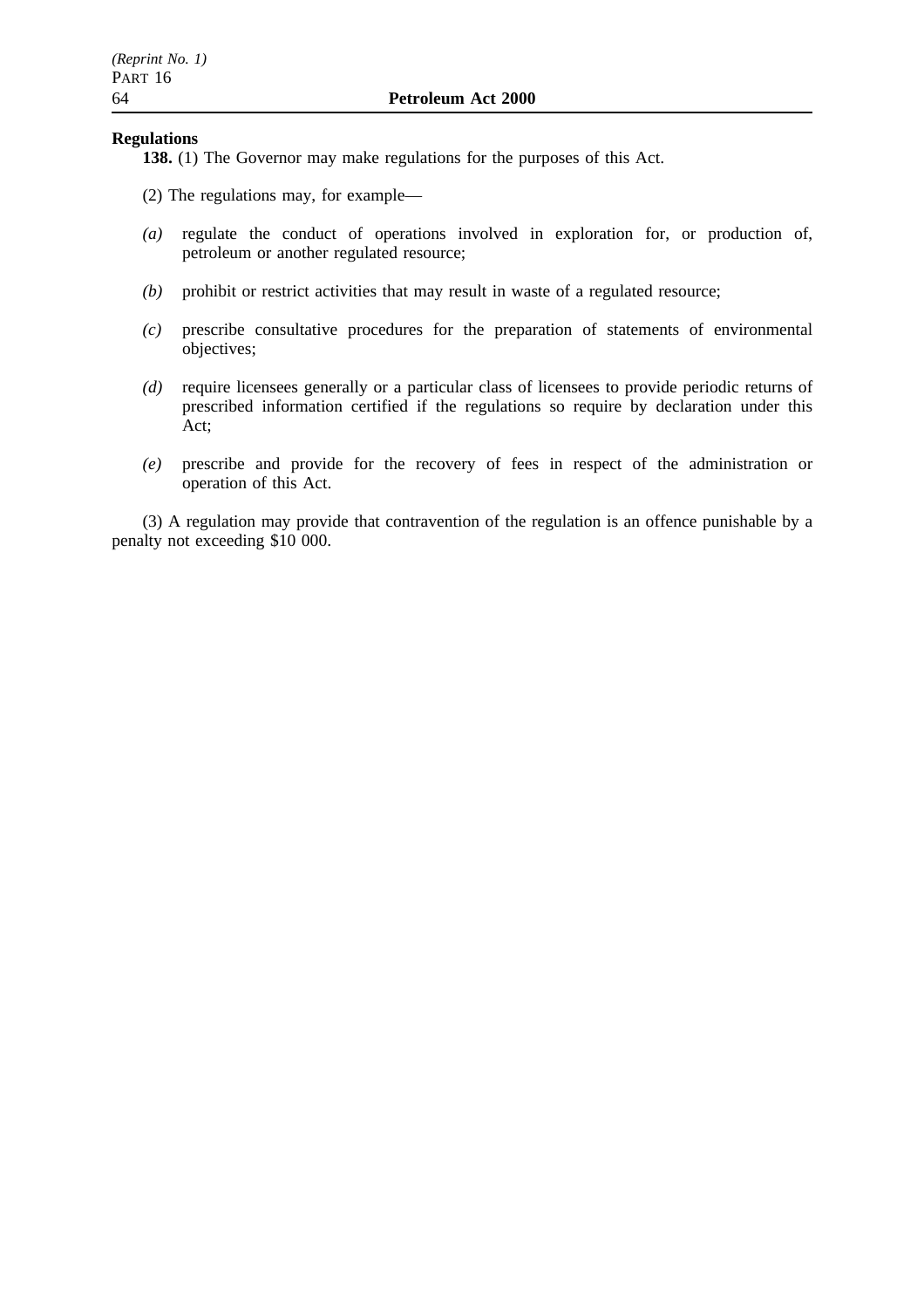**Regulations**

**138.** (1) The Governor may make regulations for the purposes of this Act.

(2) The regulations may, for example—

*(a)* regulate the conduct of operations involved in exploration for, or production of, petroleum or another regulated resource;

*(b)* prohibit or restrict activities that may result in waste of a regulated resource;

*(c)* prescribe consultative procedures for the preparation of statements of environmental objectives;

*(d)* require licensees generally or a particular class of licensees to provide periodic returns of prescribed information certified if the regulations so require by declaration under this Act;

*(e)* prescribe and provide for the recovery of fees in respect of the administration or operation of this Act.

(3) A regulation may provide that contravention of the regulation is an offence punishable by a penalty not exceeding $10 000.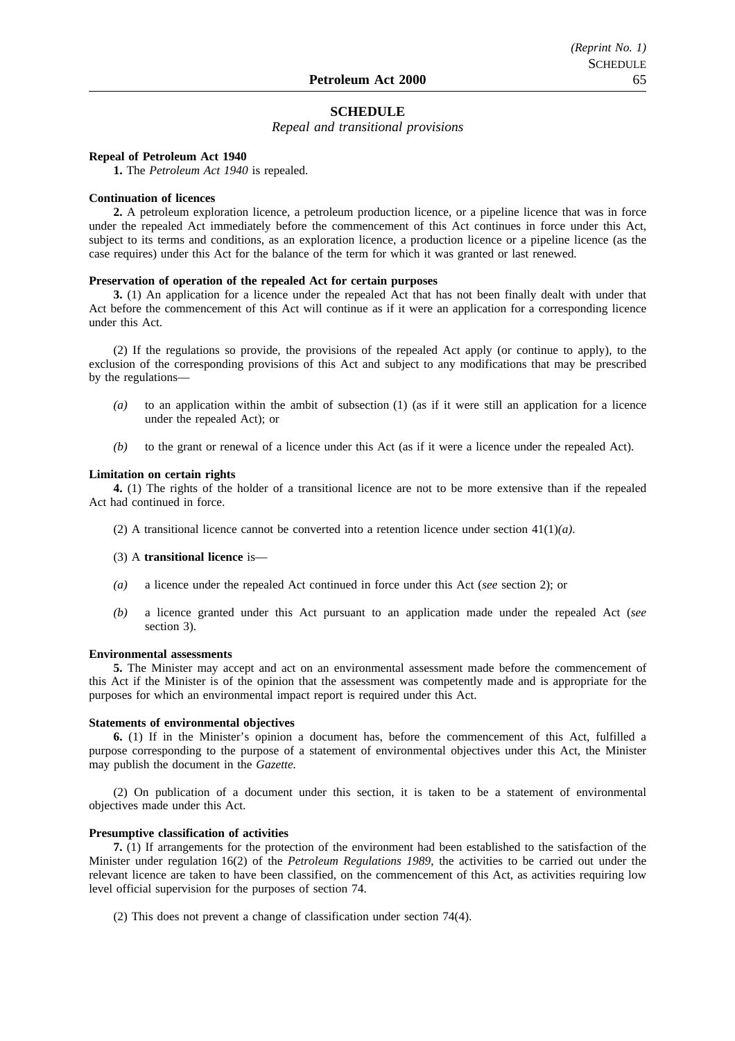## SCHEDULE

*Repeal and transitional provisions*

**Repeal of Petroleum Act 1940**

**1.** The *Petroleum Act 1940* is repealed.

**Continuation of licences**

**2.** A petroleum exploration licence, a petroleum production licence, or a pipeline licence that was in force under the repealed Act immediately before the commencement of this Act continues in force under this Act, subject to its terms and conditions, as an exploration licence, a production licence or a pipeline licence (as the case requires) under this Act for the balance of the term for which it was granted or last renewed.

**Preservation of operation of the repealed Act for certain purposes**

**3.** (1) An application for a licence under the repealed Act that has not been finally dealt with under that Act before the commencement of this Act will continue as if it were an application for a corresponding licence under this Act.

(2) If the regulations so provide, the provisions of the repealed Act apply (or continue to apply), to the exclusion of the corresponding provisions of this Act and subject to any modifications that may be prescribed by the regulations—

*(a)* to an application within the ambit of subsection (1) (as if it were still an application for a licence under the repealed Act); or

*(b)* to the grant or renewal of a licence under this Act (as if it were a licence under the repealed Act).

**Limitation on certain rights**

**4.** (1) The rights of the holder of a transitional licence are not to be more extensive than if the repealed Act had continued in force.

(2) A transitional licence cannot be converted into a retention licence under section 41(1)*(a)*.

(3) A **transitional licence** is—

*(a)* a licence under the repealed Act continued in force under this Act (*see* section 2); or

*(b)* a licence granted under this Act pursuant to an application made under the repealed Act (*see* section 3).

**Environmental assessments**

**5.** The Minister may accept and act on an environmental assessment made before the commencement of this Act if the Minister is of the opinion that the assessment was competently made and is appropriate for the purposes for which an environmental impact report is required under this Act.

**Statements of environmental objectives**

**6.** (1) If in the Minister's opinion a document has, before the commencement of this Act, fulfilled a purpose corresponding to the purpose of a statement of environmental objectives under this Act, the Minister may publish the document in the *Gazette*.

(2) On publication of a document under this section, it is taken to be a statement of environmental objectives made under this Act.

**Presumptive classification of activities**

**7.** (1) If arrangements for the protection of the environment had been established to the satisfaction of the Minister under regulation 16(2) of the *Petroleum Regulations 1989*, the activities to be carried out under the relevant licence are taken to have been classified, on the commencement of this Act, as activities requiring low level official supervision for the purposes of section 74.

(2) This does not prevent a change of classification under section 74(4).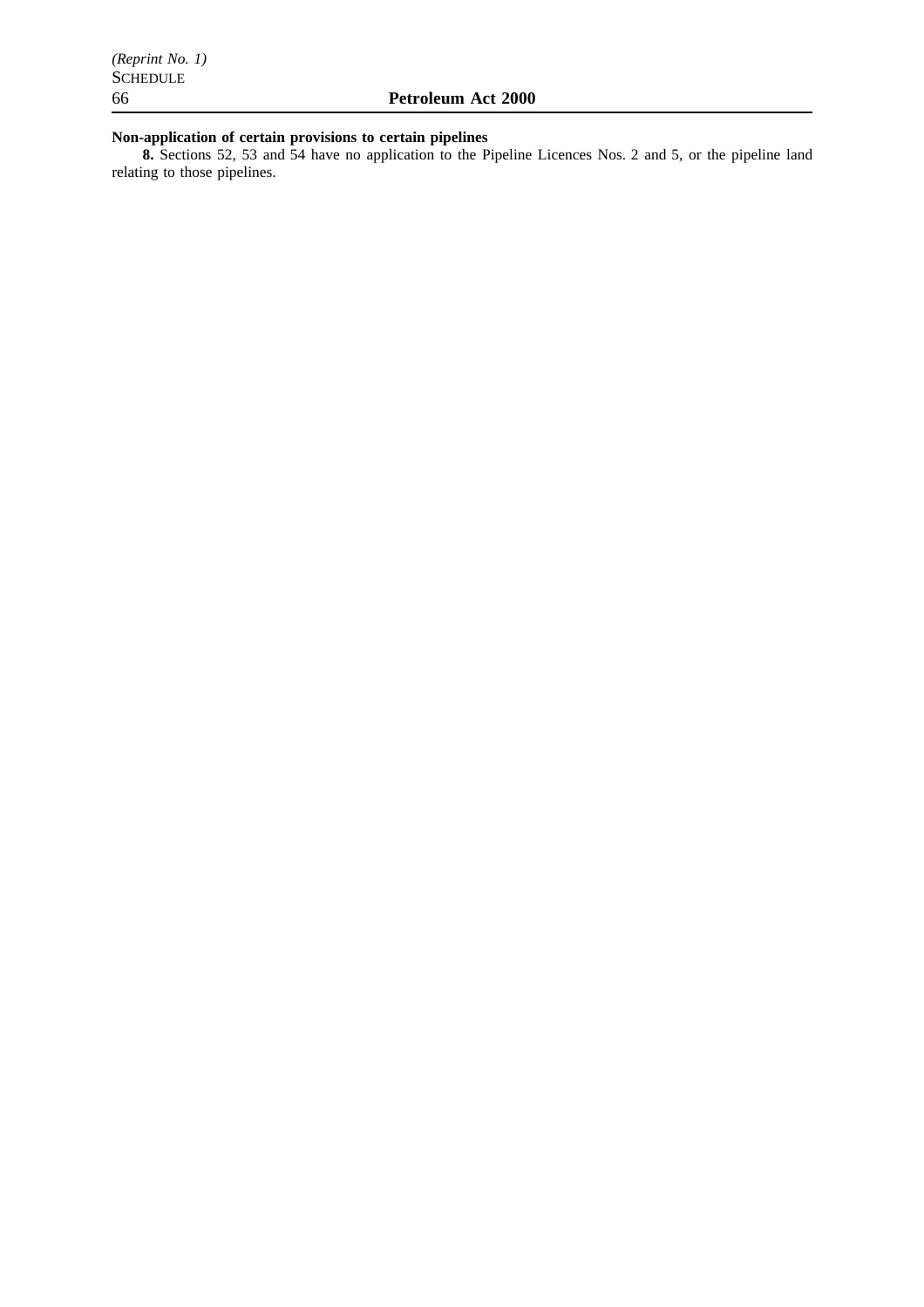**Non-application of certain provisions to certain pipelines**

**8.** Sections 52, 53 and 54 have no application to the Pipeline Licences Nos. 2 and 5, or the pipeline land relating to those pipelines.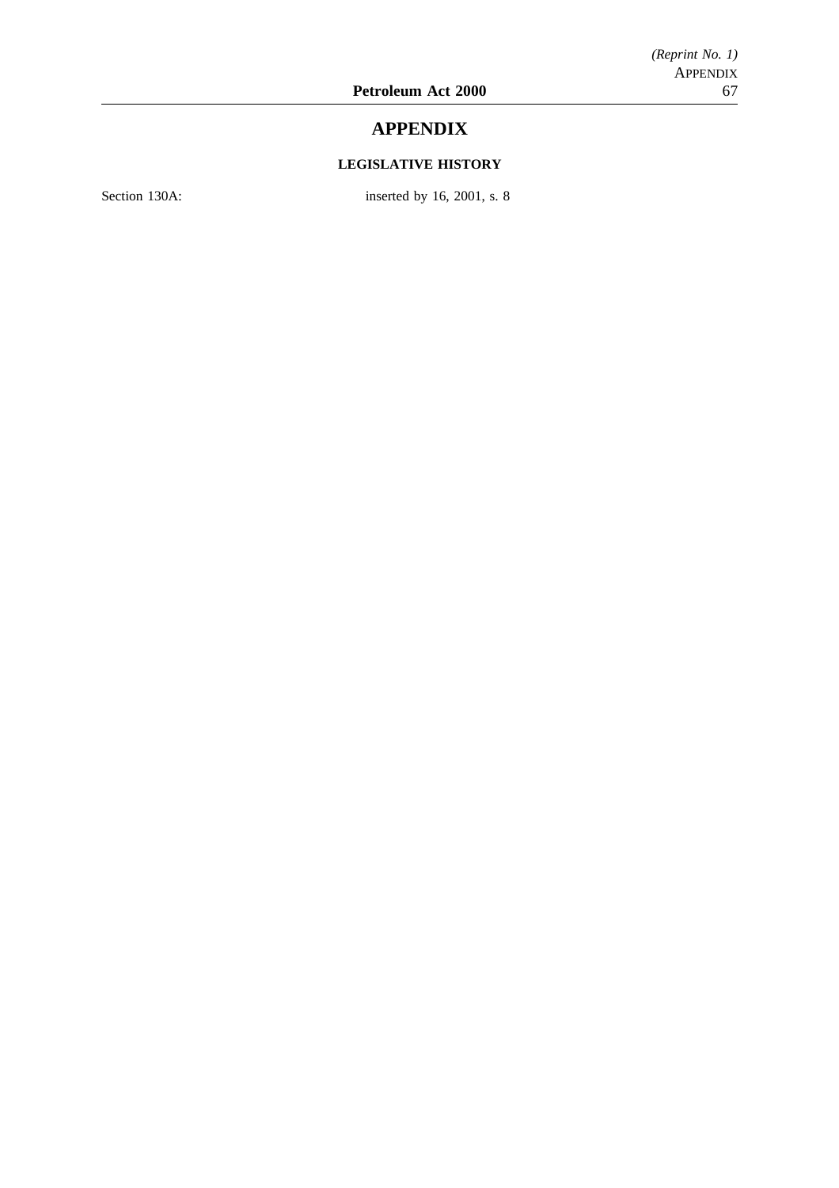# APPENDIX

## LEGISLATIVE HISTORY

Section 130A: inserted by 16, 2001, s. 8